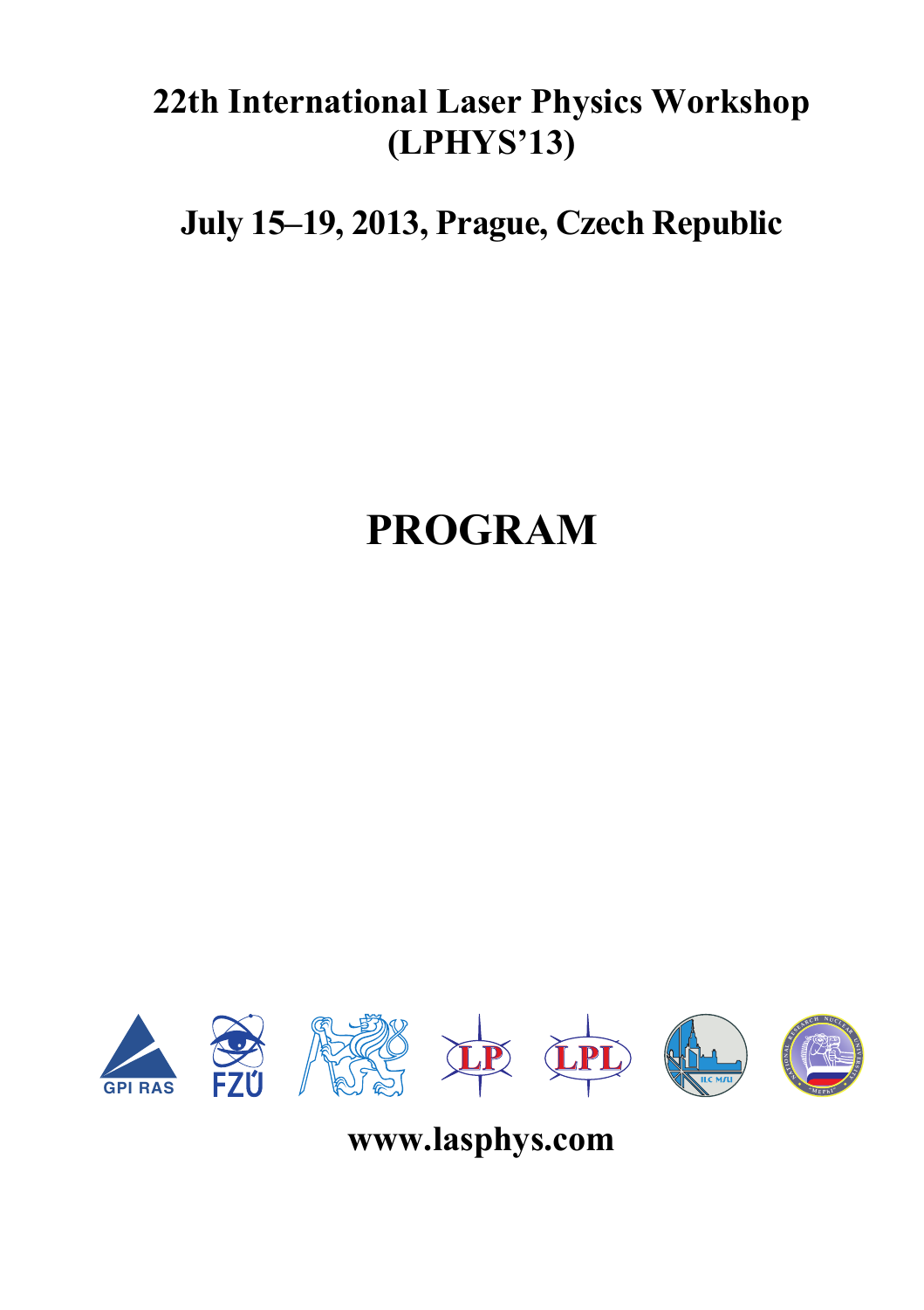# 22th International Laser Physics Workshop (LPHYS'13)

## July 15–19, 2013, Prague, Czech Republic

# PROGRAM

GPI RAS FZU LP LPL ILC MSU

www.lasphys.com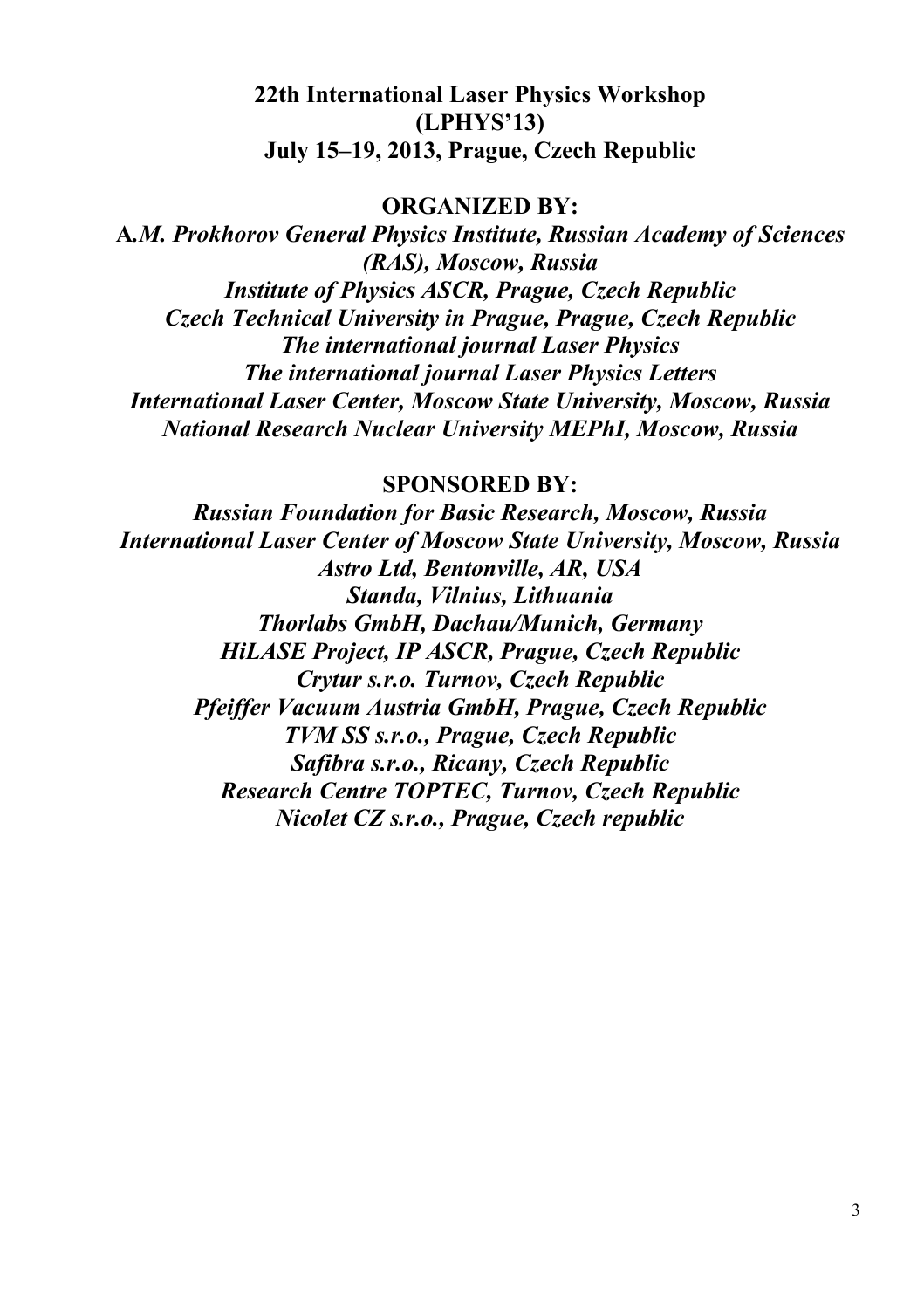**22th International Laser Physics Workshop**
**(LPHYS'13)**
**July 15–19, 2013, Prague, Czech Republic**

**ORGANIZED BY:**

***A.M. Prokhorov General Physics Institute, Russian Academy of Sciences (RAS), Moscow, Russia***
***Institute of Physics ASCR, Prague, Czech Republic***
***Czech Technical University in Prague, Prague, Czech Republic***
***The international journal Laser Physics***
***The international journal Laser Physics Letters***
***International Laser Center, Moscow State University, Moscow, Russia***
***National Research Nuclear University MEPhI, Moscow, Russia***

**SPONSORED BY:**

***Russian Foundation for Basic Research, Moscow, Russia***
***International Laser Center of Moscow State University, Moscow, Russia***
***Astro Ltd, Bentonville, AR, USA***
***Standa, Vilnius, Lithuania***
***Thorlabs GmbH, Dachau/Munich, Germany***
***HiLASE Project, IP ASCR, Prague, Czech Republic***
***Crytur s.r.o. Turnov, Czech Republic***
***Pfeiffer Vacuum Austria GmbH, Prague, Czech Republic***
***TVM SS s.r.o., Prague, Czech Republic***
***Safibra s.r.o., Ricany, Czech Republic***
***Research Centre TOPTEC, Turnov, Czech Republic***
***Nicolet CZ s.r.o., Prague, Czech republic***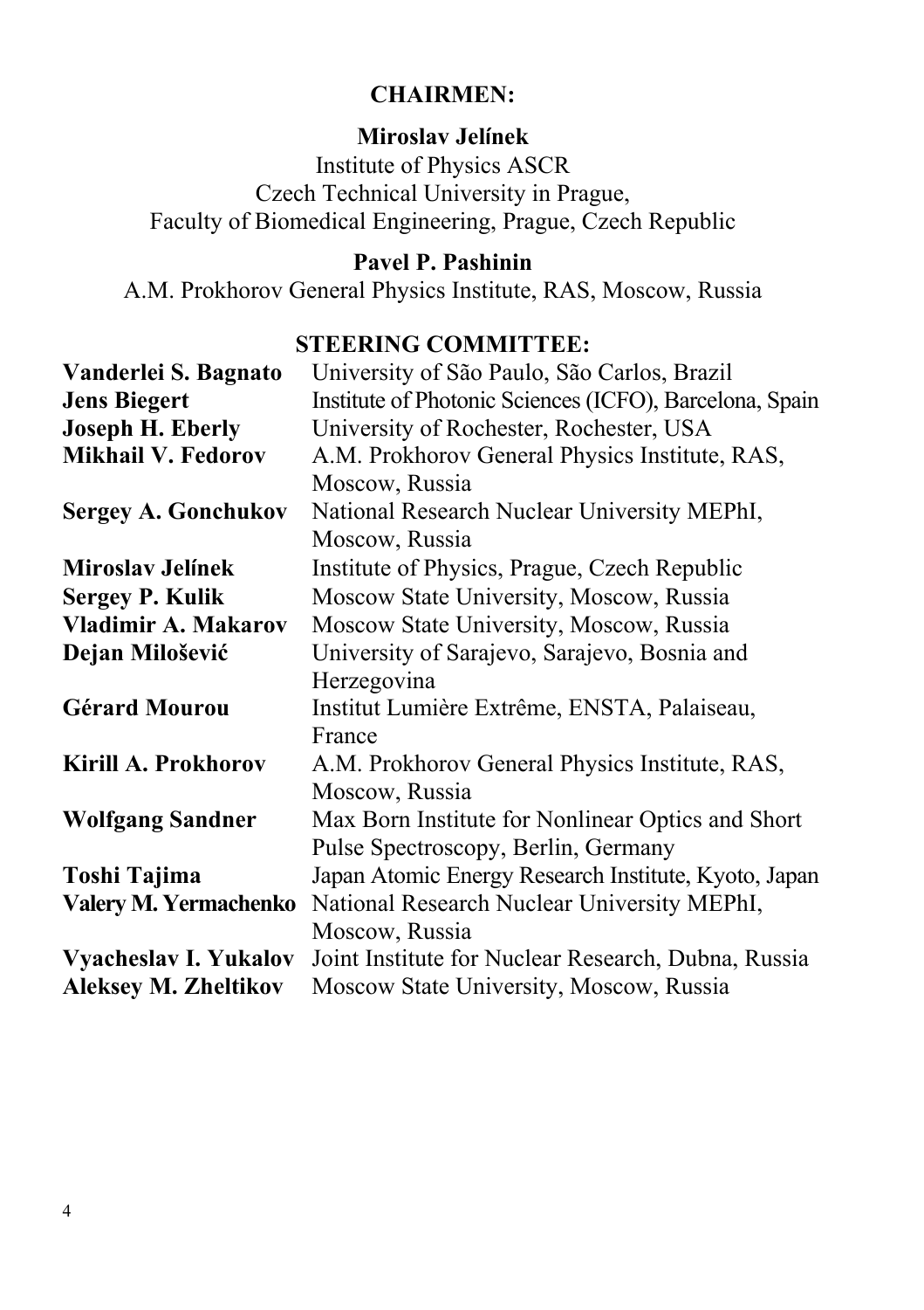## CHAIRMEN:

**Miroslav Jelínek**
Institute of Physics ASCR
Czech Technical University in Prague,
Faculty of Biomedical Engineering, Prague, Czech Republic

**Pavel P. Pashinin**
A.M. Prokhorov General Physics Institute, RAS, Moscow, Russia

## STEERING COMMITTEE:

| | |
|---|---|
| **Vanderlei S. Bagnato** | University of São Paulo, São Carlos, Brazil |
| **Jens Biegert** | Institute of Photonic Sciences (ICFO), Barcelona, Spain |
| **Joseph H. Eberly** | University of Rochester, Rochester, USA |
| **Mikhail V. Fedorov** | A.M. Prokhorov General Physics Institute, RAS, Moscow, Russia |
| **Sergey A. Gonchukov** | National Research Nuclear University MEPhI, Moscow, Russia |
| **Miroslav Jelínek** | Institute of Physics, Prague, Czech Republic |
| **Sergey P. Kulik** | Moscow State University, Moscow, Russia |
| **Vladimir A. Makarov** | Moscow State University, Moscow, Russia |
| **Dejan Milošević** | University of Sarajevo, Sarajevo, Bosnia and Herzegovina |
| **Gérard Mourou** | Institut Lumière Extrême, ENSTA, Palaiseau, France |
| **Kirill A. Prokhorov** | A.M. Prokhorov General Physics Institute, RAS, Moscow, Russia |
| **Wolfgang Sandner** | Max Born Institute for Nonlinear Optics and Short Pulse Spectroscopy, Berlin, Germany |
| **Toshi Tajima** | Japan Atomic Energy Research Institute, Kyoto, Japan |
| **Valery M. Yermachenko** | National Research Nuclear University MEPhI, Moscow, Russia |
| **Vyacheslav I. Yukalov** | Joint Institute for Nuclear Research, Dubna, Russia |
| **Aleksey M. Zheltikov** | Moscow State University, Moscow, Russia |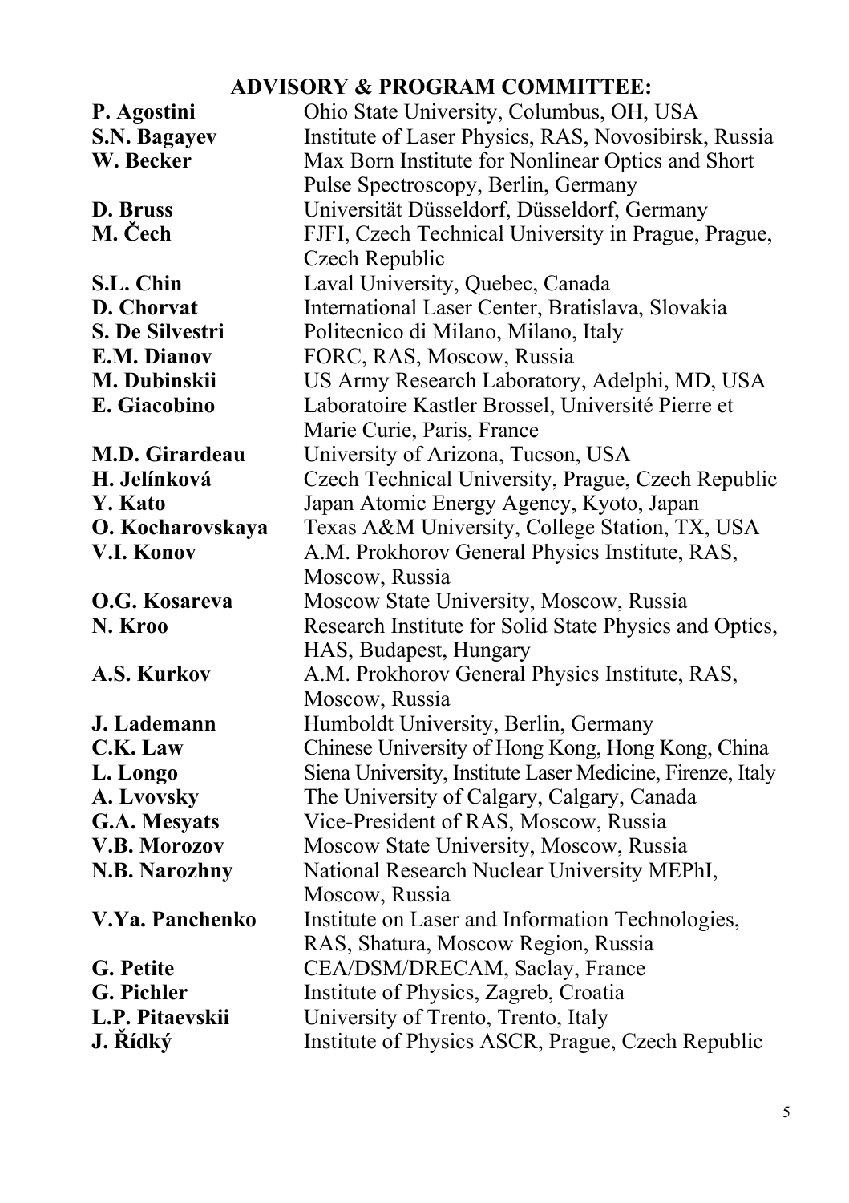## ADVISORY & PROGRAM COMMITTEE:

| | |
|---|---|
| **P. Agostini** | Ohio State University, Columbus, OH, USA |
| **S.N. Bagayev** | Institute of Laser Physics, RAS, Novosibirsk, Russia |
| **W. Becker** | Max Born Institute for Nonlinear Optics and Short Pulse Spectroscopy, Berlin, Germany |
| **D. Bruss** | Universität Düsseldorf, Düsseldorf, Germany |
| **M. Čech** | FJFI, Czech Technical University in Prague, Prague, Czech Republic |
| **S.L. Chin** | Laval University, Quebec, Canada |
| **D. Chorvat** | International Laser Center, Bratislava, Slovakia |
| **S. De Silvestri** | Politecnico di Milano, Milano, Italy |
| **E.M. Dianov** | FORC, RAS, Moscow, Russia |
| **M. Dubinskii** | US Army Research Laboratory, Adelphi, MD, USA |
| **E. Giacobino** | Laboratoire Kastler Brossel, Université Pierre et Marie Curie, Paris, France |
| **M.D. Girardeau** | University of Arizona, Tucson, USA |
| **H. Jelínková** | Czech Technical University, Prague, Czech Republic |
| **Y. Kato** | Japan Atomic Energy Agency, Kyoto, Japan |
| **O. Kocharovskaya** | Texas A&M University, College Station, TX, USA |
| **V.I. Konov** | A.M. Prokhorov General Physics Institute, RAS, Moscow, Russia |
| **O.G. Kosareva** | Moscow State University, Moscow, Russia |
| **N. Kroo** | Research Institute for Solid State Physics and Optics, HAS, Budapest, Hungary |
| **A.S. Kurkov** | A.M. Prokhorov General Physics Institute, RAS, Moscow, Russia |
| **J. Lademann** | Humboldt University, Berlin, Germany |
| **C.K. Law** | Chinese University of Hong Kong, Hong Kong, China |
| **L. Longo** | Siena University, Institute Laser Medicine, Firenze, Italy |
| **A. Lvovsky** | The University of Calgary, Calgary, Canada |
| **G.A. Mesyats** | Vice-President of RAS, Moscow, Russia |
| **V.B. Morozov** | Moscow State University, Moscow, Russia |
| **N.B. Narozhny** | National Research Nuclear University MEPhI, Moscow, Russia |
| **V.Ya. Panchenko** | Institute on Laser and Information Technologies, RAS, Shatura, Moscow Region, Russia |
| **G. Petite** | CEA/DSM/DRECAM, Saclay, France |
| **G. Pichler** | Institute of Physics, Zagreb, Croatia |
| **L.P. Pitaevskii** | University of Trento, Trento, Italy |
| **J. Řídký** | Institute of Physics ASCR, Prague, Czech Republic |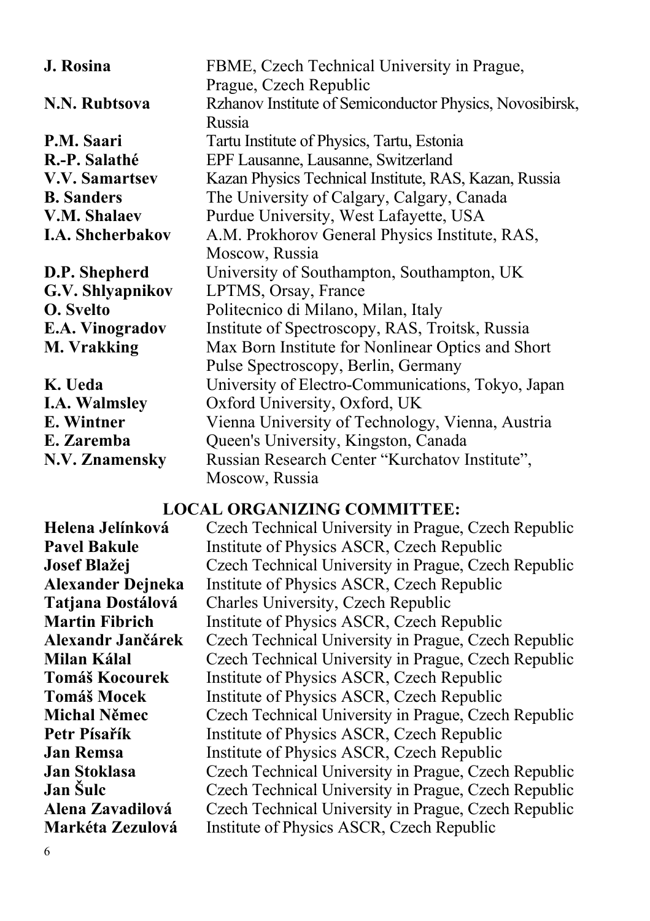| | |
|---|---|
| **J. Rosina** | FBME, Czech Technical University in Prague, Prague, Czech Republic |
| **N.N. Rubtsova** | Rzhanov Institute of Semiconductor Physics, Novosibirsk, Russia |
| **P.M. Saari** | Tartu Institute of Physics, Tartu, Estonia |
| **R.-P. Salathé** | EPF Lausanne, Lausanne, Switzerland |
| **V.V. Samartsev** | Kazan Physics Technical Institute, RAS, Kazan, Russia |
| **B. Sanders** | The University of Calgary, Calgary, Canada |
| **V.M. Shalaev** | Purdue University, West Lafayette, USA |
| **I.A. Shcherbakov** | A.M. Prokhorov General Physics Institute, RAS, Moscow, Russia |
| **D.P. Shepherd** | University of Southampton, Southampton, UK |
| **G.V. Shlyapnikov** | LPTMS, Orsay, France |
| **O. Svelto** | Politecnico di Milano, Milan, Italy |
| **E.A. Vinogradov** | Institute of Spectroscopy, RAS, Troitsk, Russia |
| **M. Vrakking** | Max Born Institute for Nonlinear Optics and Short Pulse Spectroscopy, Berlin, Germany |
| **K. Ueda** | University of Electro-Communications, Tokyo, Japan |
| **I.A. Walmsley** | Oxford University, Oxford, UK |
| **E. Wintner** | Vienna University of Technology, Vienna, Austria |
| **E. Zaremba** | Queen's University, Kingston, Canada |
| **N.V. Znamensky** | Russian Research Center "Kurchatov Institute", Moscow, Russia |

## LOCAL ORGANIZING COMMITTEE:

| | |
|---|---|
| **Helena Jelínková** | Czech Technical University in Prague, Czech Republic |
| **Pavel Bakule** | Institute of Physics ASCR, Czech Republic |
| **Josef Blažej** | Czech Technical University in Prague, Czech Republic |
| **Alexander Dejneka** | Institute of Physics ASCR, Czech Republic |
| **Tatjana Dostálová** | Charles University, Czech Republic |
| **Martin Fibrich** | Institute of Physics ASCR, Czech Republic |
| **Alexandr Jančárek** | Czech Technical University in Prague, Czech Republic |
| **Milan Kálal** | Czech Technical University in Prague, Czech Republic |
| **Tomáš Kocourek** | Institute of Physics ASCR, Czech Republic |
| **Tomáš Mocek** | Institute of Physics ASCR, Czech Republic |
| **Michal Němec** | Czech Technical University in Prague, Czech Republic |
| **Petr Písařík** | Institute of Physics ASCR, Czech Republic |
| **Jan Remsa** | Institute of Physics ASCR, Czech Republic |
| **Jan Stoklasa** | Czech Technical University in Prague, Czech Republic |
| **Jan Šulc** | Czech Technical University in Prague, Czech Republic |
| **Alena Zavadilová** | Czech Technical University in Prague, Czech Republic |
| **Markéta Zezulová** | Institute of Physics ASCR, Czech Republic |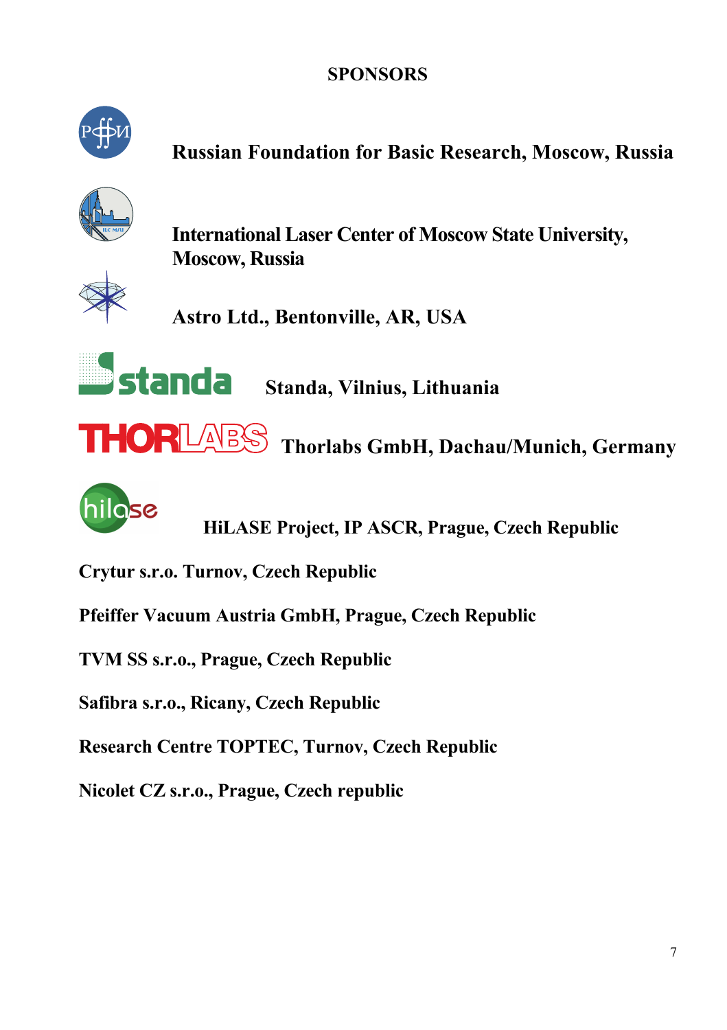# SPONSORS

**Russian Foundation for Basic Research, Moscow, Russia**

**International Laser Center of Moscow State University, Moscow, Russia**

**Astro Ltd., Bentonville, AR, USA**

**Standa, Vilnius, Lithuania**

**Thorlabs GmbH, Dachau/Munich, Germany**

**HiLASE Project, IP ASCR, Prague, Czech Republic**

**Crytur s.r.o. Turnov, Czech Republic**

**Pfeiffer Vacuum Austria GmbH, Prague, Czech Republic**

**TVM SS s.r.o., Prague, Czech Republic**

**Safibra s.r.o., Ricany, Czech Republic**

**Research Centre TOPTEC, Turnov, Czech Republic**

**Nicolet CZ s.r.o., Prague, Czech republic**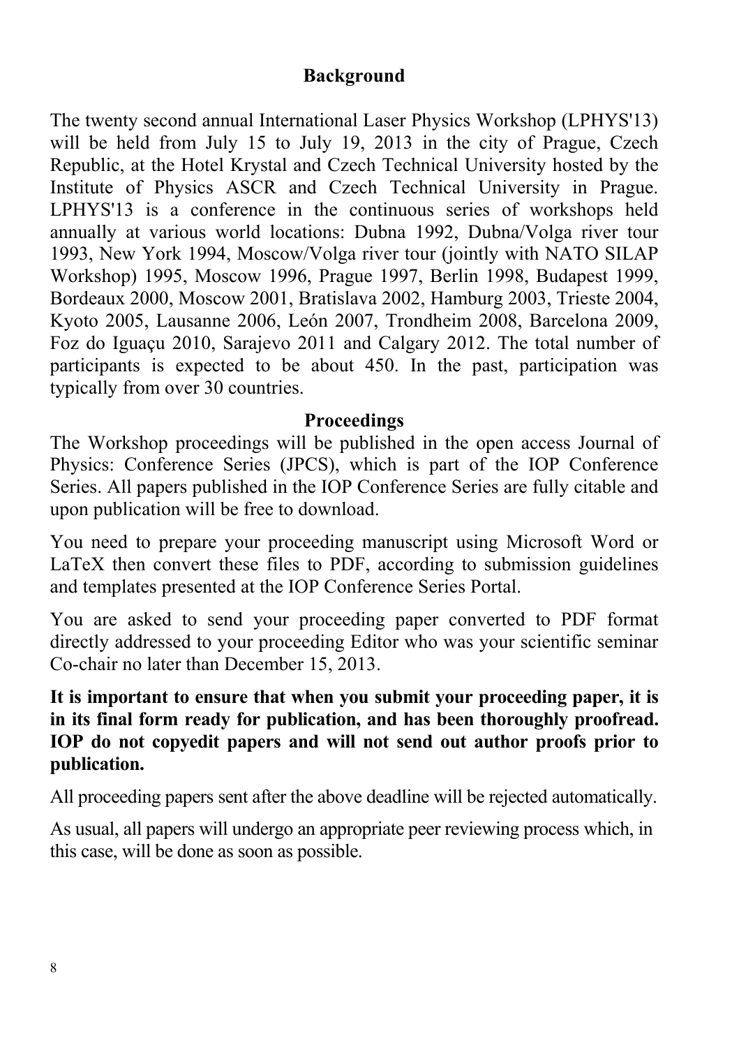## Background

The twenty second annual International Laser Physics Workshop (LPHYS'13) will be held from July 15 to July 19, 2013 in the city of Prague, Czech Republic, at the Hotel Krystal and Czech Technical University hosted by the Institute of Physics ASCR and Czech Technical University in Prague. LPHYS'13 is a conference in the continuous series of workshops held annually at various world locations: Dubna 1992, Dubna/Volga river tour 1993, New York 1994, Moscow/Volga river tour (jointly with NATO SILAP Workshop) 1995, Moscow 1996, Prague 1997, Berlin 1998, Budapest 1999, Bordeaux 2000, Moscow 2001, Bratislava 2002, Hamburg 2003, Trieste 2004, Kyoto 2005, Lausanne 2006, León 2007, Trondheim 2008, Barcelona 2009, Foz do Iguaçu 2010, Sarajevo 2011 and Calgary 2012. The total number of participants is expected to be about 450. In the past, participation was typically from over 30 countries.

## Proceedings

The Workshop proceedings will be published in the open access Journal of Physics: Conference Series (JPCS), which is part of the IOP Conference Series. All papers published in the IOP Conference Series are fully citable and upon publication will be free to download.

You need to prepare your proceeding manuscript using Microsoft Word or LaTeX then convert these files to PDF, according to submission guidelines and templates presented at the IOP Conference Series Portal.

You are asked to send your proceeding paper converted to PDF format directly addressed to your proceeding Editor who was your scientific seminar Co-chair no later than December 15, 2013.

**It is important to ensure that when you submit your proceeding paper, it is in its final form ready for publication, and has been thoroughly proofread. IOP do not copyedit papers and will not send out author proofs prior to publication.**

All proceeding papers sent after the above deadline will be rejected automatically.

As usual, all papers will undergo an appropriate peer reviewing process which, in this case, will be done as soon as possible.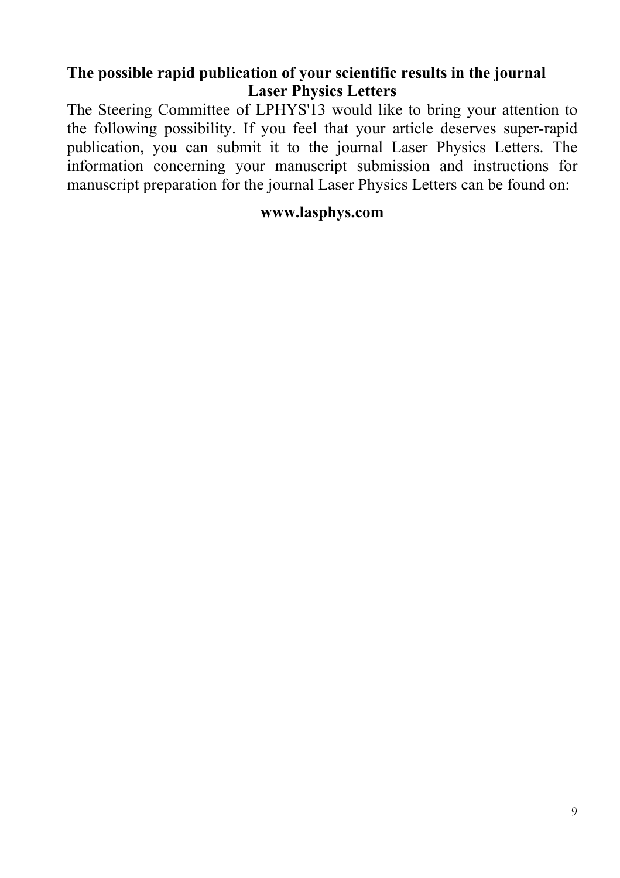**The possible rapid publication of your scientific results in the journal Laser Physics Letters**

The Steering Committee of LPHYS'13 would like to bring your attention to the following possibility. If you feel that your article deserves super-rapid publication, you can submit it to the journal Laser Physics Letters. The information concerning your manuscript submission and instructions for manuscript preparation for the journal Laser Physics Letters can be found on:

**www.lasphys.com**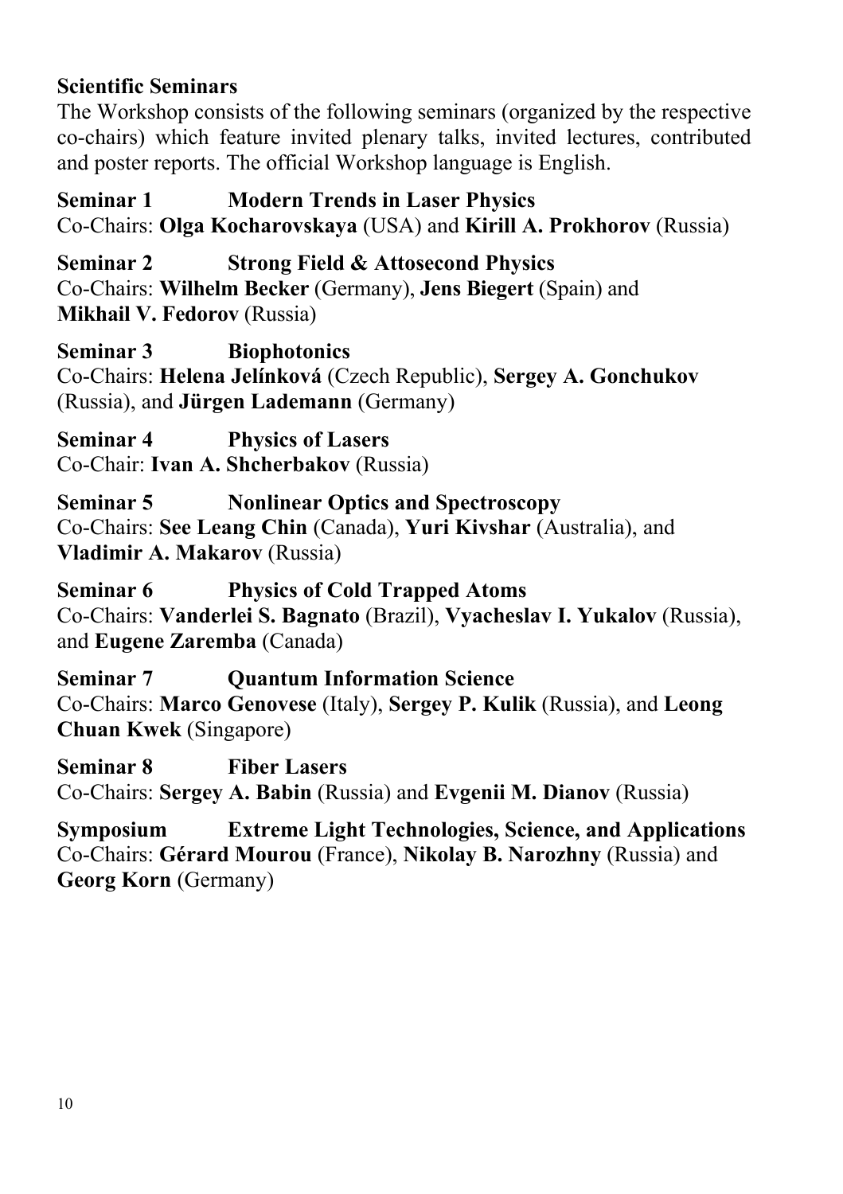## Scientific Seminars

The Workshop consists of the following seminars (organized by the respective co-chairs) which feature invited plenary talks, invited lectures, contributed and poster reports. The official Workshop language is English.

**Seminar 1 Modern Trends in Laser Physics**
Co-Chairs: **Olga Kocharovskaya** (USA) and **Kirill A. Prokhorov** (Russia)

**Seminar 2 Strong Field & Attosecond Physics**
Co-Chairs: **Wilhelm Becker** (Germany), **Jens Biegert** (Spain) and **Mikhail V. Fedorov** (Russia)

**Seminar 3 Biophotonics**
Co-Chairs: **Helena Jelínková** (Czech Republic), **Sergey A. Gonchukov** (Russia), and **Jürgen Lademann** (Germany)

**Seminar 4 Physics of Lasers**
Co-Chair: **Ivan A. Shcherbakov** (Russia)

**Seminar 5 Nonlinear Optics and Spectroscopy**
Co-Chairs: **See Leang Chin** (Canada), **Yuri Kivshar** (Australia), and **Vladimir A. Makarov** (Russia)

**Seminar 6 Physics of Cold Trapped Atoms**
Co-Chairs: **Vanderlei S. Bagnato** (Brazil), **Vyacheslav I. Yukalov** (Russia), and **Eugene Zaremba** (Canada)

**Seminar 7 Quantum Information Science**
Co-Chairs: **Marco Genovese** (Italy), **Sergey P. Kulik** (Russia), and **Leong Chuan Kwek** (Singapore)

**Seminar 8 Fiber Lasers**
Co-Chairs: **Sergey A. Babin** (Russia) and **Evgenii M. Dianov** (Russia)

**Symposium Extreme Light Technologies, Science, and Applications**
Co-Chairs: **Gérard Mourou** (France), **Nikolay B. Narozhny** (Russia) and **Georg Korn** (Germany)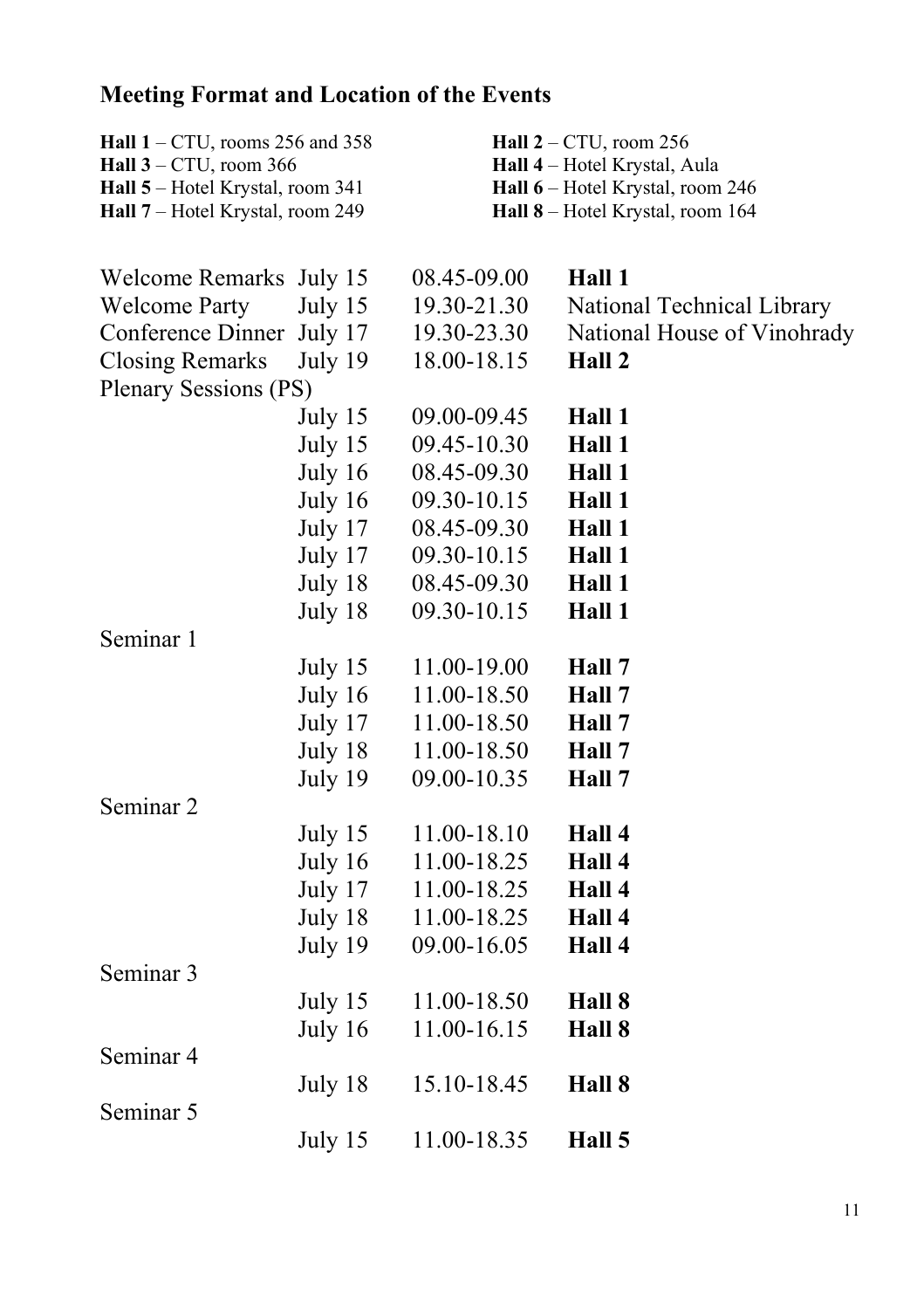## Meeting Format and Location of the Events

**Hall 1** – CTU, rooms 256 and 358
**Hall 2** – CTU, room 256
**Hall 3** – CTU, room 366
**Hall 4** – Hotel Krystal, Aula
**Hall 5** – Hotel Krystal, room 341
**Hall 6** – Hotel Krystal, room 246
**Hall 7** – Hotel Krystal, room 249
**Hall 8** – Hotel Krystal, room 164

| Event | Date | Time | Location |
|---|---|---|---|
| Welcome Remarks | July 15 | 08.45-09.00 | **Hall 1** |
| Welcome Party | July 15 | 19.30-21.30 | National Technical Library |
| Conference Dinner | July 17 | 19.30-23.30 | National House of Vinohrady |
| Closing Remarks | July 19 | 18.00-18.15 | **Hall 2** |
| Plenary Sessions (PS) | | | |
| | July 15 | 09.00-09.45 | **Hall 1** |
| | July 15 | 09.45-10.30 | **Hall 1** |
| | July 16 | 08.45-09.30 | **Hall 1** |
| | July 16 | 09.30-10.15 | **Hall 1** |
| | July 17 | 08.45-09.30 | **Hall 1** |
| | July 17 | 09.30-10.15 | **Hall 1** |
| | July 18 | 08.45-09.30 | **Hall 1** |
| | July 18 | 09.30-10.15 | **Hall 1** |
| Seminar 1 | | | |
| | July 15 | 11.00-19.00 | **Hall 7** |
| | July 16 | 11.00-18.50 | **Hall 7** |
| | July 17 | 11.00-18.50 | **Hall 7** |
| | July 18 | 11.00-18.50 | **Hall 7** |
| | July 19 | 09.00-10.35 | **Hall 7** |
| Seminar 2 | | | |
| | July 15 | 11.00-18.10 | **Hall 4** |
| | July 16 | 11.00-18.25 | **Hall 4** |
| | July 17 | 11.00-18.25 | **Hall 4** |
| | July 18 | 11.00-18.25 | **Hall 4** |
| | July 19 | 09.00-16.05 | **Hall 4** |
| Seminar 3 | | | |
| | July 15 | 11.00-18.50 | **Hall 8** |
| | July 16 | 11.00-16.15 | **Hall 8** |
| Seminar 4 | | | |
| | July 18 | 15.10-18.45 | **Hall 8** |
| Seminar 5 | | | |
| | July 15 | 11.00-18.35 | **Hall 5** |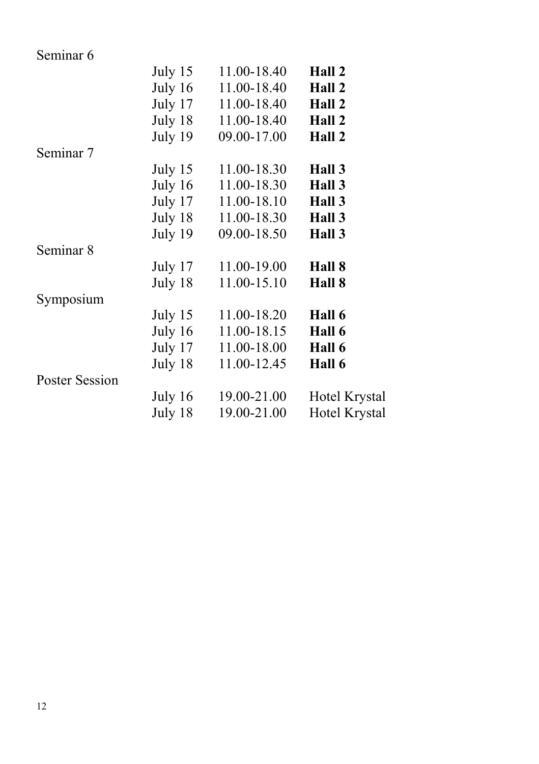Seminar 6

| | | |
|---|---|---|
| July 15 | 11.00-18.40 | **Hall 2** |
| July 16 | 11.00-18.40 | **Hall 2** |
| July 17 | 11.00-18.40 | **Hall 2** |
| July 18 | 11.00-18.40 | **Hall 2** |
| July 19 | 09.00-17.00 | **Hall 2** |

Seminar 7

| | | |
|---|---|---|
| July 15 | 11.00-18.30 | **Hall 3** |
| July 16 | 11.00-18.30 | **Hall 3** |
| July 17 | 11.00-18.10 | **Hall 3** |
| July 18 | 11.00-18.30 | **Hall 3** |
| July 19 | 09.00-18.50 | **Hall 3** |

Seminar 8

| | | |
|---|---|---|
| July 17 | 11.00-19.00 | **Hall 8** |
| July 18 | 11.00-15.10 | **Hall 8** |

Symposium

| | | |
|---|---|---|
| July 15 | 11.00-18.20 | **Hall 6** |
| July 16 | 11.00-18.15 | **Hall 6** |
| July 17 | 11.00-18.00 | **Hall 6** |
| July 18 | 11.00-12.45 | **Hall 6** |

Poster Session

| | | |
|---|---|---|
| July 16 | 19.00-21.00 | Hotel Krystal |
| July 18 | 19.00-21.00 | Hotel Krystal |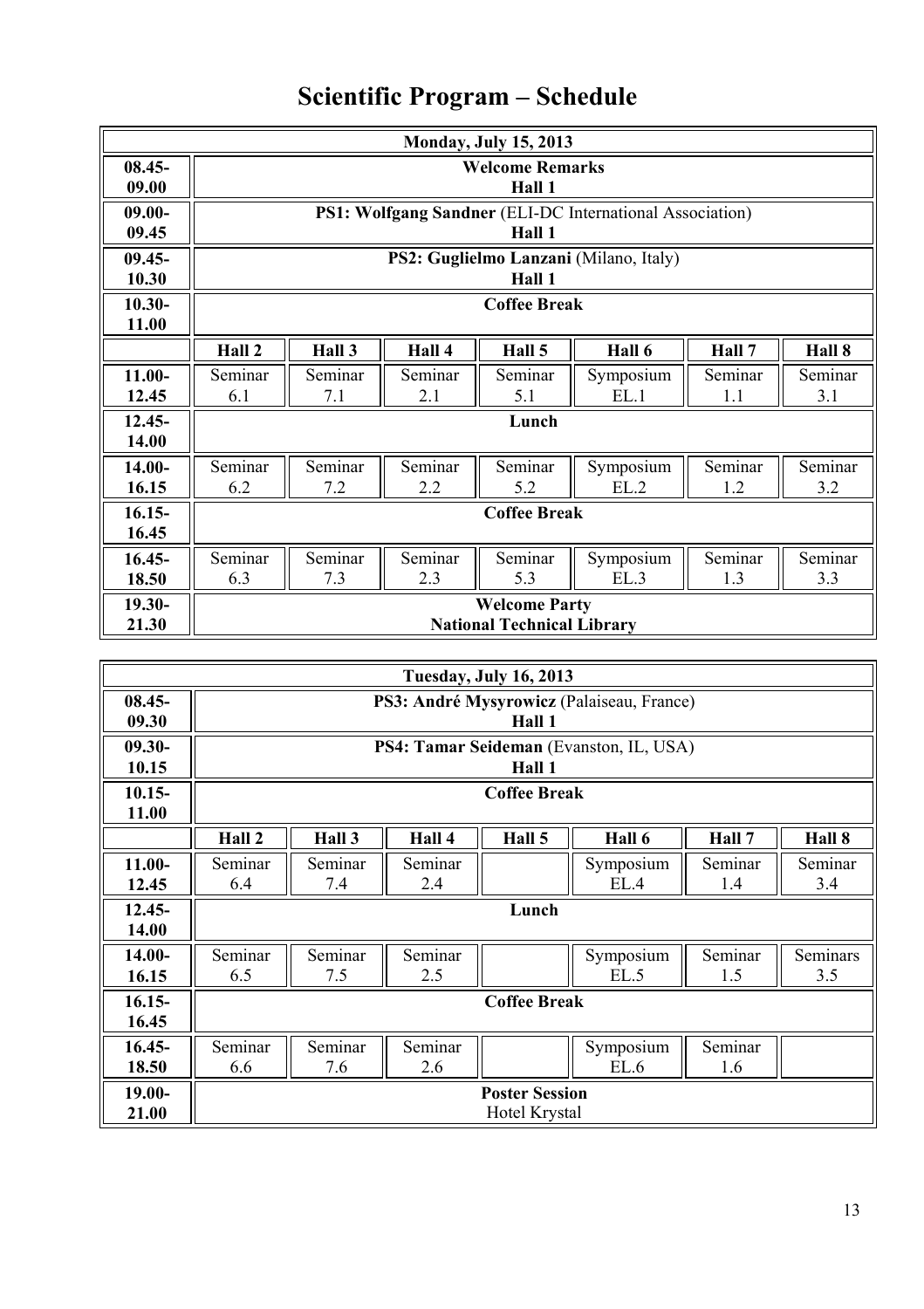# Scientific Program – Schedule

| **Monday, July 15, 2013** | | | | | | | |
|---|---|---|---|---|---|---|---|
| **08.45-09.00** | **Welcome Remarks**<br>**Hall 1** | | | | | | |
| **09.00-09.45** | **PS1: Wolfgang Sandner** (ELI-DC International Association)<br>**Hall 1** | | | | | | |
| **09.45-10.30** | **PS2: Guglielmo Lanzani** (Milano, Italy)<br>**Hall 1** | | | | | | |
| **10.30-11.00** | **Coffee Break** | | | | | | |
| | **Hall 2** | **Hall 3** | **Hall 4** | **Hall 5** | **Hall 6** | **Hall 7** | **Hall 8** |
| **11.00-12.45** | Seminar 6.1 | Seminar 7.1 | Seminar 2.1 | Seminar 5.1 | Symposium EL.1 | Seminar 1.1 | Seminar 3.1 |
| **12.45-14.00** | **Lunch** | | | | | | |
| **14.00-16.15** | Seminar 6.2 | Seminar 7.2 | Seminar 2.2 | Seminar 5.2 | Symposium EL.2 | Seminar 1.2 | Seminar 3.2 |
| **16.15-16.45** | **Coffee Break** | | | | | | |
| **16.45-18.50** | Seminar 6.3 | Seminar 7.3 | Seminar 2.3 | Seminar 5.3 | Symposium EL.3 | Seminar 1.3 | Seminar 3.3 |
| **19.30-21.30** | **Welcome Party**<br>**National Technical Library** | | | | | | |

| **Tuesday, July 16, 2013** | | | | | | | |
|---|---|---|---|---|---|---|---|
| **08.45-09.30** | **PS3: André Mysyrowicz** (Palaiseau, France)<br>**Hall 1** | | | | | | |
| **09.30-10.15** | **PS4: Tamar Seideman** (Evanston, IL, USA)<br>**Hall 1** | | | | | | |
| **10.15-11.00** | **Coffee Break** | | | | | | |
| | **Hall 2** | **Hall 3** | **Hall 4** | **Hall 5** | **Hall 6** | **Hall 7** | **Hall 8** |
| **11.00-12.45** | Seminar 6.4 | Seminar 7.4 | Seminar 2.4 | | Symposium EL.4 | Seminar 1.4 | Seminar 3.4 |
| **12.45-14.00** | **Lunch** | | | | | | |
| **14.00-16.15** | Seminar 6.5 | Seminar 7.5 | Seminar 2.5 | | Symposium EL.5 | Seminar 1.5 | Seminars 3.5 |
| **16.15-16.45** | **Coffee Break** | | | | | | |
| **16.45-18.50** | Seminar 6.6 | Seminar 7.6 | Seminar 2.6 | | Symposium EL.6 | Seminar 1.6 | |
| **19.00-21.00** | **Poster Session**<br>Hotel Krystal | | | | | | |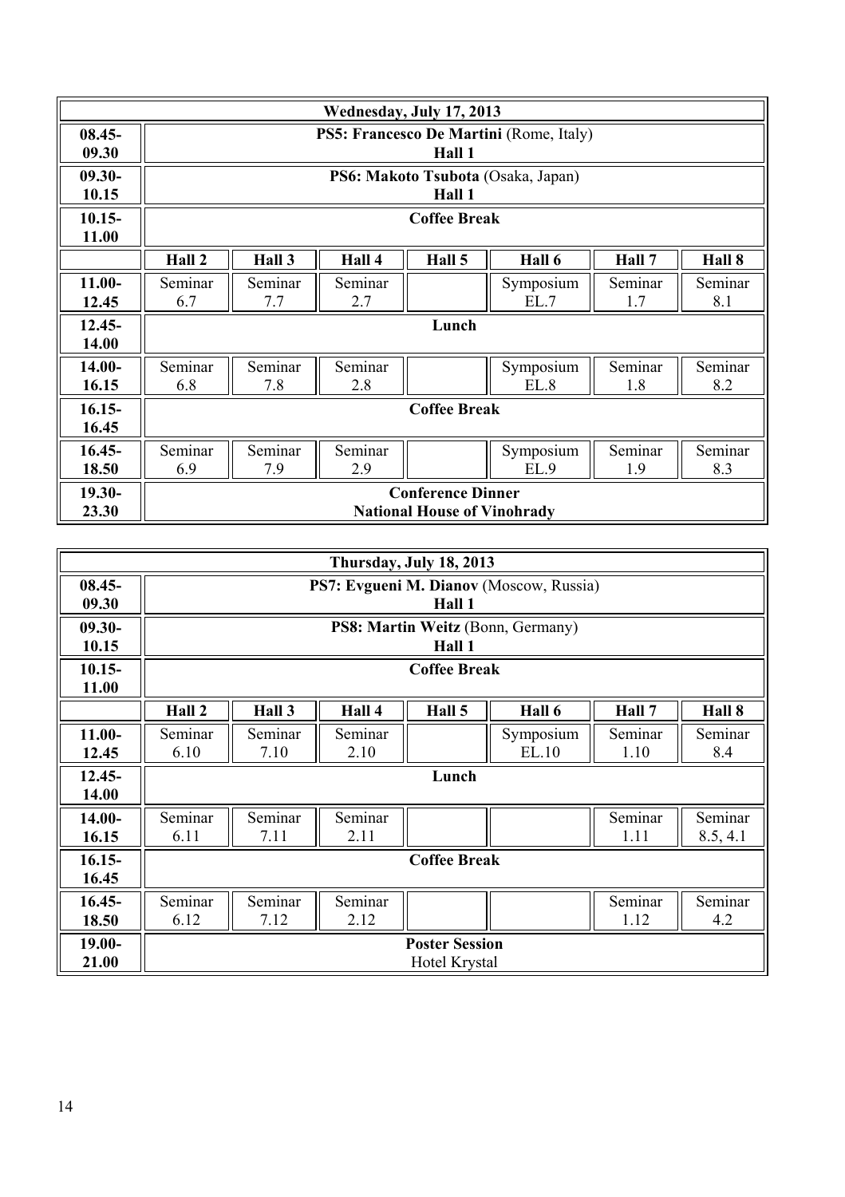| Wednesday, July 17, 2013 | | | | | | | |
|---|---|---|---|---|---|---|---|
| 08.45-09.30 | **PS5: Francesco De Martini** (Rome, Italy) Hall 1 | | | | | | |
| 09.30-10.15 | **PS6: Makoto Tsubota** (Osaka, Japan) Hall 1 | | | | | | |
| 10.15-11.00 | **Coffee Break** | | | | | | |
| | **Hall 2** | **Hall 3** | **Hall 4** | **Hall 5** | **Hall 6** | **Hall 7** | **Hall 8** |
| 11.00-12.45 | Seminar 6.7 | Seminar 7.7 | Seminar 2.7 | | Symposium EL.7 | Seminar 1.7 | Seminar 8.1 |
| 12.45-14.00 | **Lunch** | | | | | | |
| 14.00-16.15 | Seminar 6.8 | Seminar 7.8 | Seminar 2.8 | | Symposium EL.8 | Seminar 1.8 | Seminar 8.2 |
| 16.15-16.45 | **Coffee Break** | | | | | | |
| 16.45-18.50 | Seminar 6.9 | Seminar 7.9 | Seminar 2.9 | | Symposium EL.9 | Seminar 1.9 | Seminar 8.3 |
| 19.30-23.30 | **Conference Dinner** **National House of Vinohrady** | | | | | | |

| Thursday, July 18, 2013 | | | | | | | |
|---|---|---|---|---|---|---|---|
| 08.45-09.30 | **PS7: Evgueni M. Dianov** (Moscow, Russia) Hall 1 | | | | | | |
| 09.30-10.15 | **PS8: Martin Weitz** (Bonn, Germany) Hall 1 | | | | | | |
| 10.15-11.00 | **Coffee Break** | | | | | | |
| | **Hall 2** | **Hall 3** | **Hall 4** | **Hall 5** | **Hall 6** | **Hall 7** | **Hall 8** |
| 11.00-12.45 | Seminar 6.10 | Seminar 7.10 | Seminar 2.10 | | Symposium EL.10 | Seminar 1.10 | Seminar 8.4 |
| 12.45-14.00 | **Lunch** | | | | | | |
| 14.00-16.15 | Seminar 6.11 | Seminar 7.11 | Seminar 2.11 | | | Seminar 1.11 | Seminar 8.5, 4.1 |
| 16.15-16.45 | **Coffee Break** | | | | | | |
| 16.45-18.50 | Seminar 6.12 | Seminar 7.12 | Seminar 2.12 | | | Seminar 1.12 | Seminar 4.2 |
| 19.00-21.00 | **Poster Session** Hotel Krystal | | | | | | |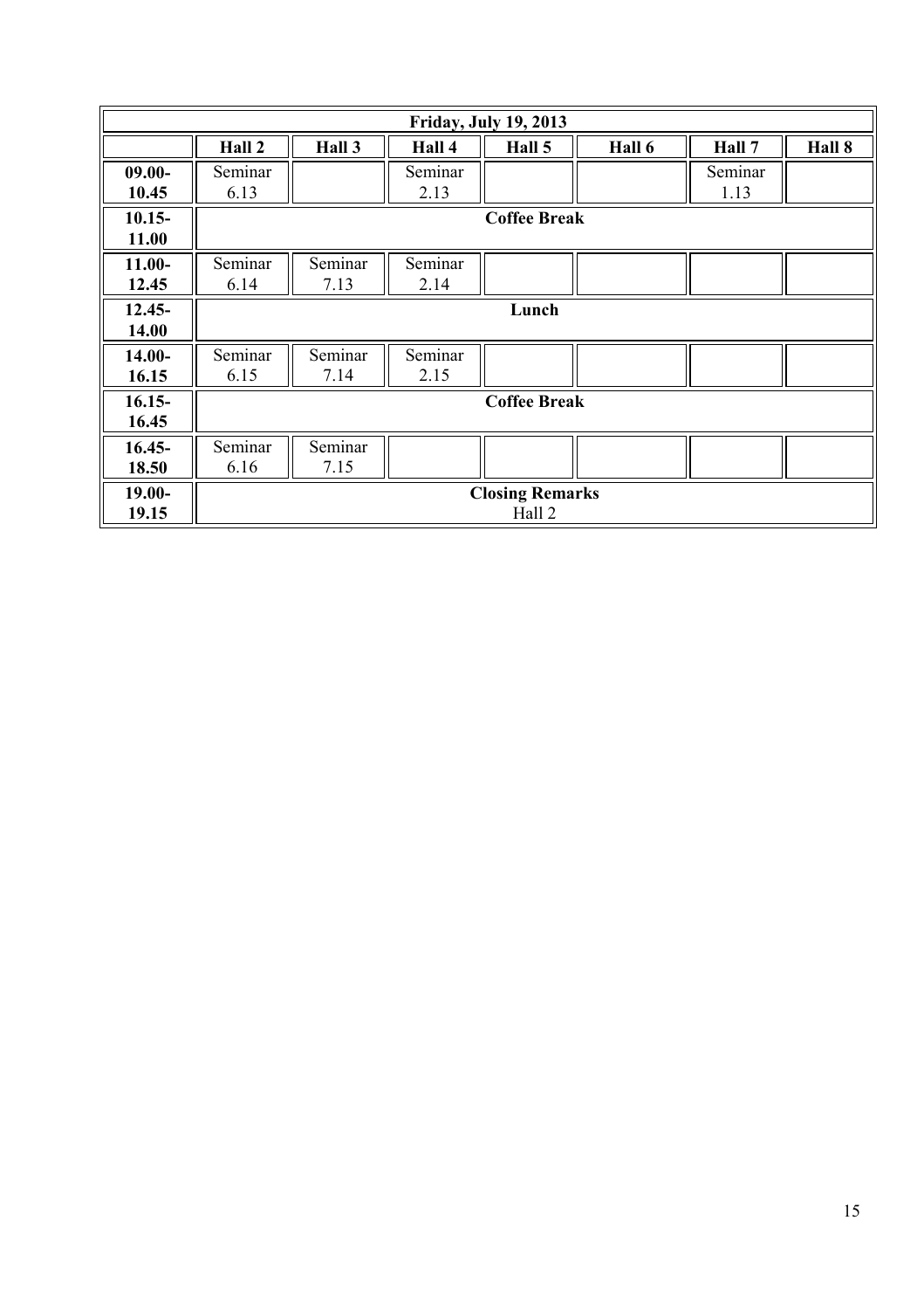| Friday, July 19, 2013 | | | | | | | |
|---|---|---|---|---|---|---|---|
| | **Hall 2** | **Hall 3** | **Hall 4** | **Hall 5** | **Hall 6** | **Hall 7** | **Hall 8** |
| **09.00-10.45** | Seminar 6.13 | | Seminar 2.13 | | | Seminar 1.13 | |
| **10.15-11.00** | **Coffee Break** | | | | | | |
| **11.00-12.45** | Seminar 6.14 | Seminar 7.13 | Seminar 2.14 | | | | |
| **12.45-14.00** | **Lunch** | | | | | | |
| **14.00-16.15** | Seminar 6.15 | Seminar 7.14 | Seminar 2.15 | | | | |
| **16.15-16.45** | **Coffee Break** | | | | | | |
| **16.45-18.50** | Seminar 6.16 | Seminar 7.15 | | | | | |
| **19.00-19.15** | **Closing Remarks** Hall 2 | | | | | | |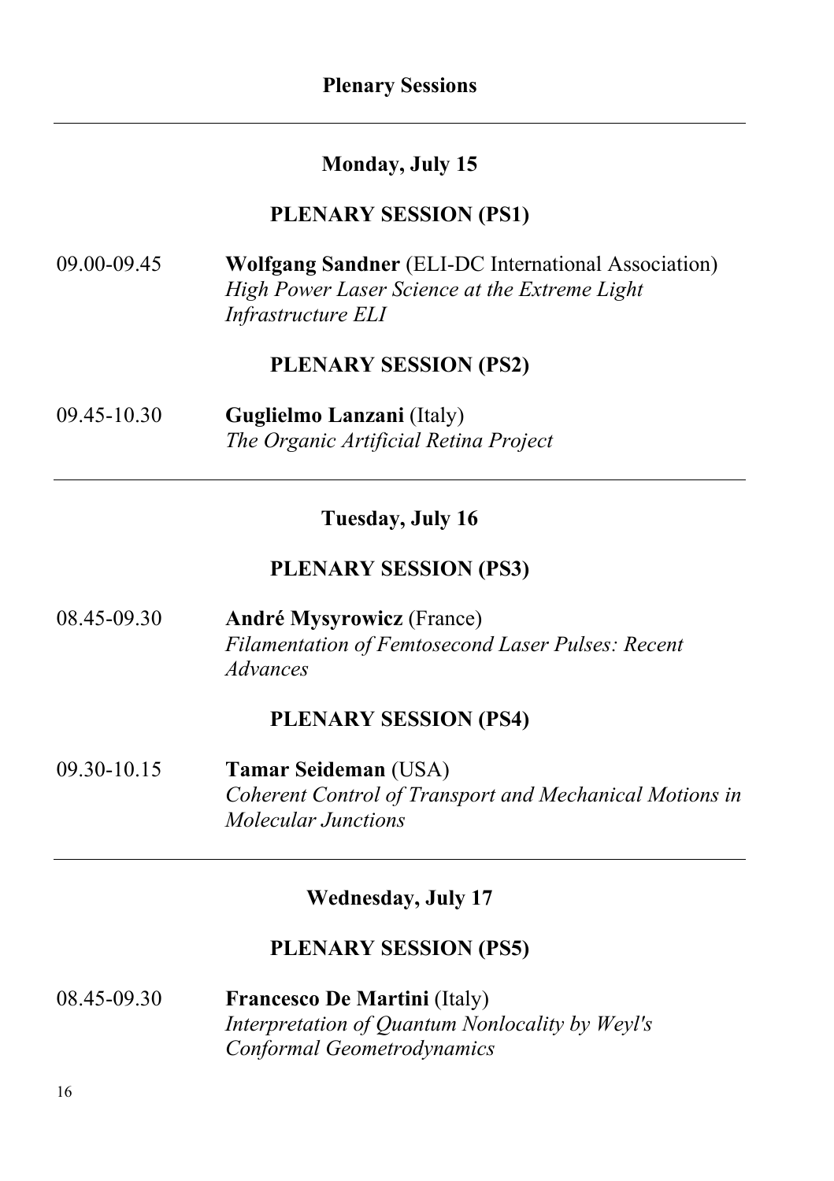# Plenary Sessions

---

## Monday, July 15

### PLENARY SESSION (PS1)

09.00-09.45 **Wolfgang Sandner** (ELI-DC International Association)
*High Power Laser Science at the Extreme Light Infrastructure ELI*

### PLENARY SESSION (PS2)

09.45-10.30 **Guglielmo Lanzani** (Italy)
*The Organic Artificial Retina Project*

---

## Tuesday, July 16

### PLENARY SESSION (PS3)

08.45-09.30 **André Mysyrowicz** (France)
*Filamentation of Femtosecond Laser Pulses: Recent Advances*

### PLENARY SESSION (PS4)

09.30-10.15 **Tamar Seideman** (USA)
*Coherent Control of Transport and Mechanical Motions in Molecular Junctions*

---

## Wednesday, July 17

### PLENARY SESSION (PS5)

08.45-09.30 **Francesco De Martini** (Italy)
*Interpretation of Quantum Nonlocality by Weyl's Conformal Geometrodynamics*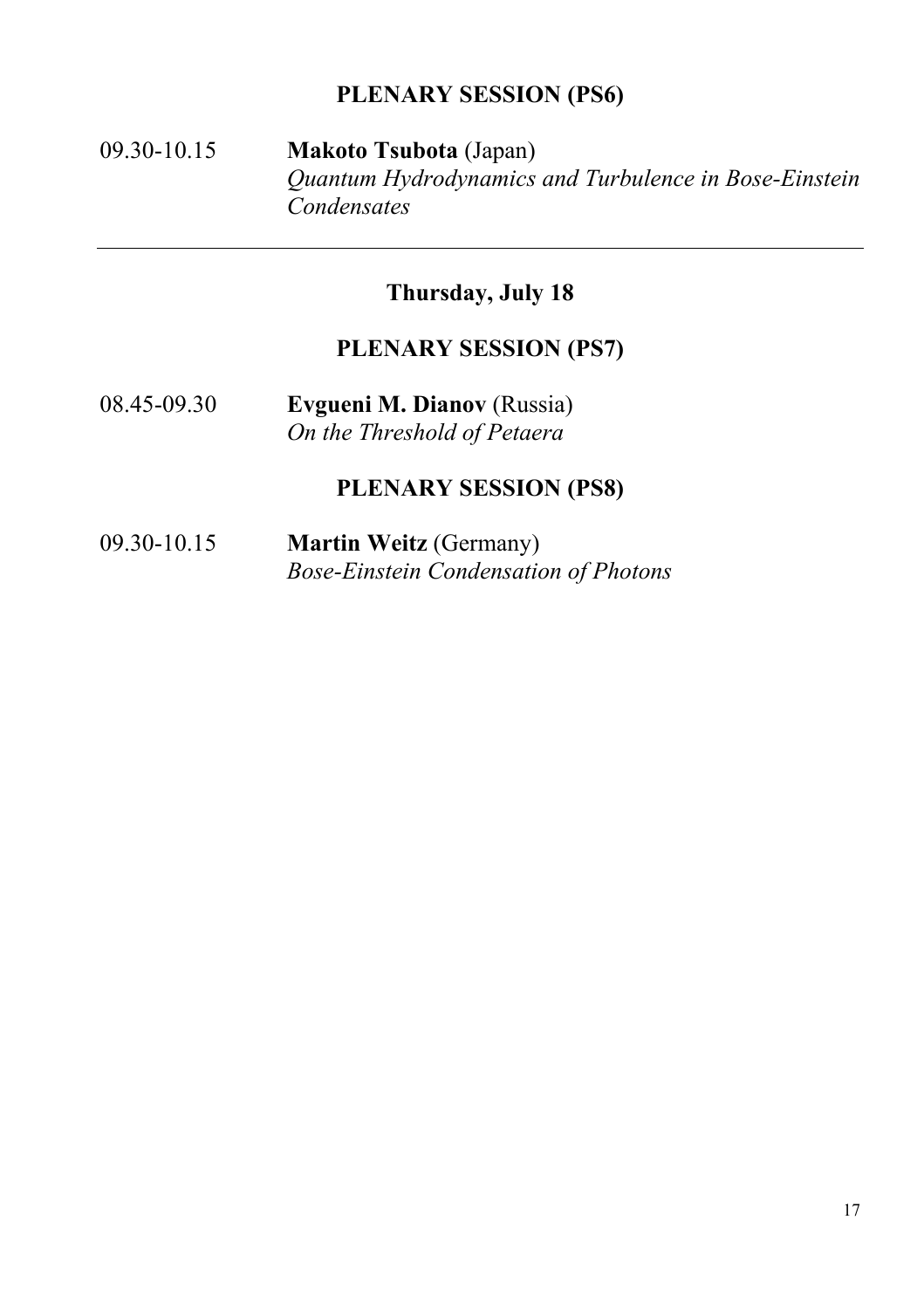## PLENARY SESSION (PS6)

09.30-10.15 **Makoto Tsubota** (Japan)
*Quantum Hydrodynamics and Turbulence in Bose-Einstein Condensates*

---

# Thursday, July 18

## PLENARY SESSION (PS7)

08.45-09.30 **Evgueni M. Dianov** (Russia)
*On the Threshold of Petaera*

## PLENARY SESSION (PS8)

09.30-10.15 **Martin Weitz** (Germany)
*Bose-Einstein Condensation of Photons*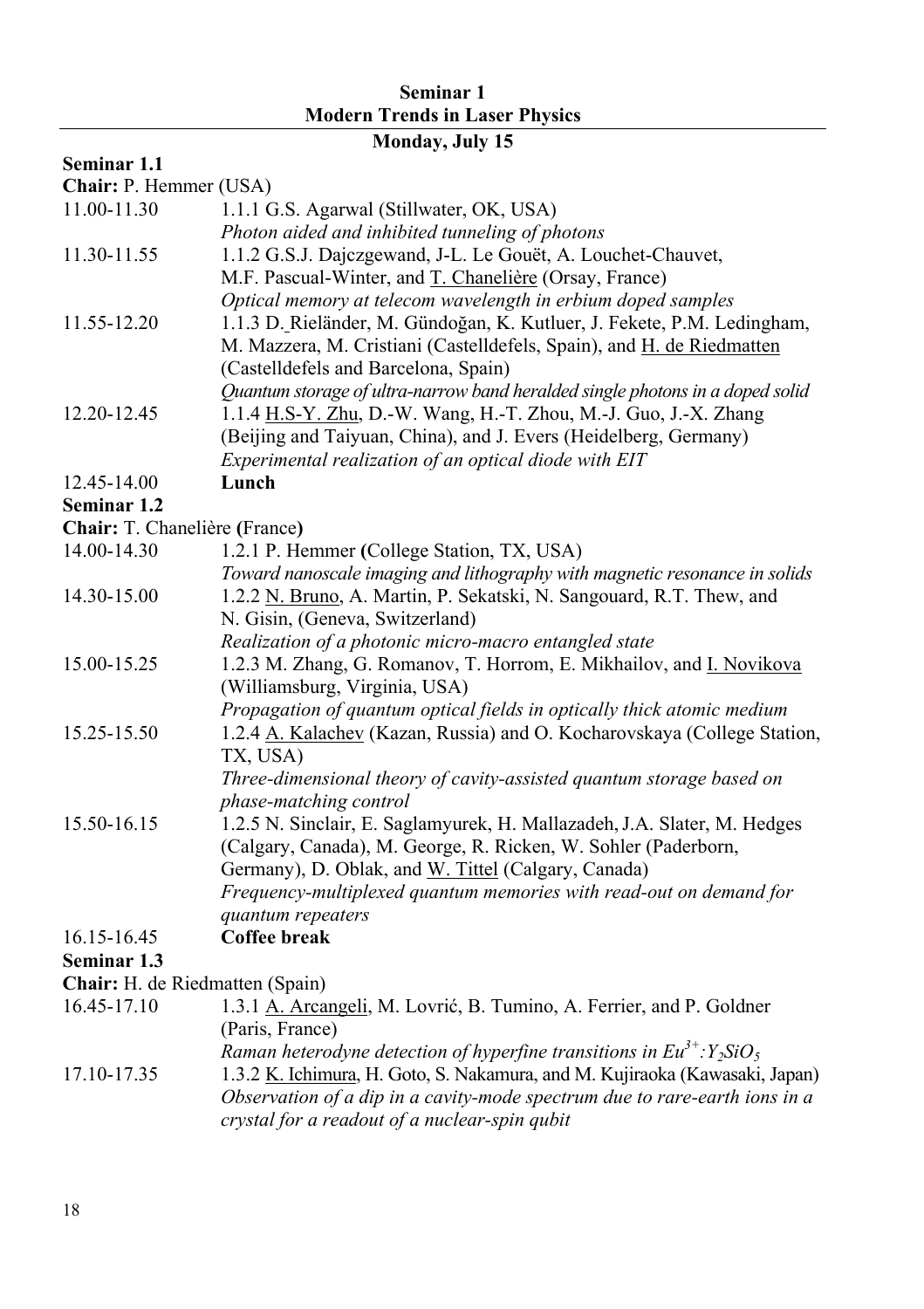## Seminar 1
## Modern Trends in Laser Physics

### Monday, July 15

**Seminar 1.1**

**Chair:** P. Hemmer (USA)

11.00-11.30 1.1.1 G.S. Agarwal (Stillwater, OK, USA)
*Photon aided and inhibited tunneling of photons*

11.30-11.55 1.1.2 G.S.J. Dajczgewand, J-L. Le Gouët, A. Louchet-Chauvet, M.F. Pascual-Winter, and T. Chanelière (Orsay, France)
*Optical memory at telecom wavelength in erbium doped samples*

11.55-12.20 1.1.3 D. Rieländer, M. Gündoğan, K. Kutluer, J. Fekete, P.M. Ledingham, M. Mazzera, M. Cristiani (Castelldefels, Spain), and H. de Riedmatten (Castelldefels and Barcelona, Spain)
*Quantum storage of ultra-narrow band heralded single photons in a doped solid*

12.20-12.45 1.1.4 H.S-Y. Zhu, D.-W. Wang, H.-T. Zhou, M.-J. Guo, J.-X. Zhang (Beijing and Taiyuan, China), and J. Evers (Heidelberg, Germany)
*Experimental realization of an optical diode with EIT*

12.45-14.00 **Lunch**

**Seminar 1.2**

**Chair:** T. Chanelière (France)

14.00-14.30 1.2.1 P. Hemmer (College Station, TX, USA)
*Toward nanoscale imaging and lithography with magnetic resonance in solids*

14.30-15.00 1.2.2 N. Bruno, A. Martin, P. Sekatski, N. Sangouard, R.T. Thew, and N. Gisin, (Geneva, Switzerland)
*Realization of a photonic micro-macro entangled state*

15.00-15.25 1.2.3 M. Zhang, G. Romanov, T. Horrom, E. Mikhailov, and I. Novikova (Williamsburg, Virginia, USA)
*Propagation of quantum optical fields in optically thick atomic medium*

15.25-15.50 1.2.4 A. Kalachev (Kazan, Russia) and O. Kocharovskaya (College Station, TX, USA)
*Three-dimensional theory of cavity-assisted quantum storage based on phase-matching control*

15.50-16.15 1.2.5 N. Sinclair, E. Saglamyurek, H. Mallazadeh, J.A. Slater, M. Hedges (Calgary, Canada), M. George, R. Ricken, W. Sohler (Paderborn, Germany), D. Oblak, and W. Tittel (Calgary, Canada)
*Frequency-multiplexed quantum memories with read-out on demand for quantum repeaters*

16.15-16.45 **Coffee break**

**Seminar 1.3**

**Chair:** H. de Riedmatten (Spain)

16.45-17.10 1.3.1 A. Arcangeli, M. Lovrić, B. Tumino, A. Ferrier, and P. Goldner (Paris, France)
*Raman heterodyne detection of hyperfine transitions in $Eu^{3+}$:$Y_2SiO_5$*

17.10-17.35 1.3.2 K. Ichimura, H. Goto, S. Nakamura, and M. Kujiraoka (Kawasaki, Japan)
*Observation of a dip in a cavity-mode spectrum due to rare-earth ions in a crystal for a readout of a nuclear-spin qubit*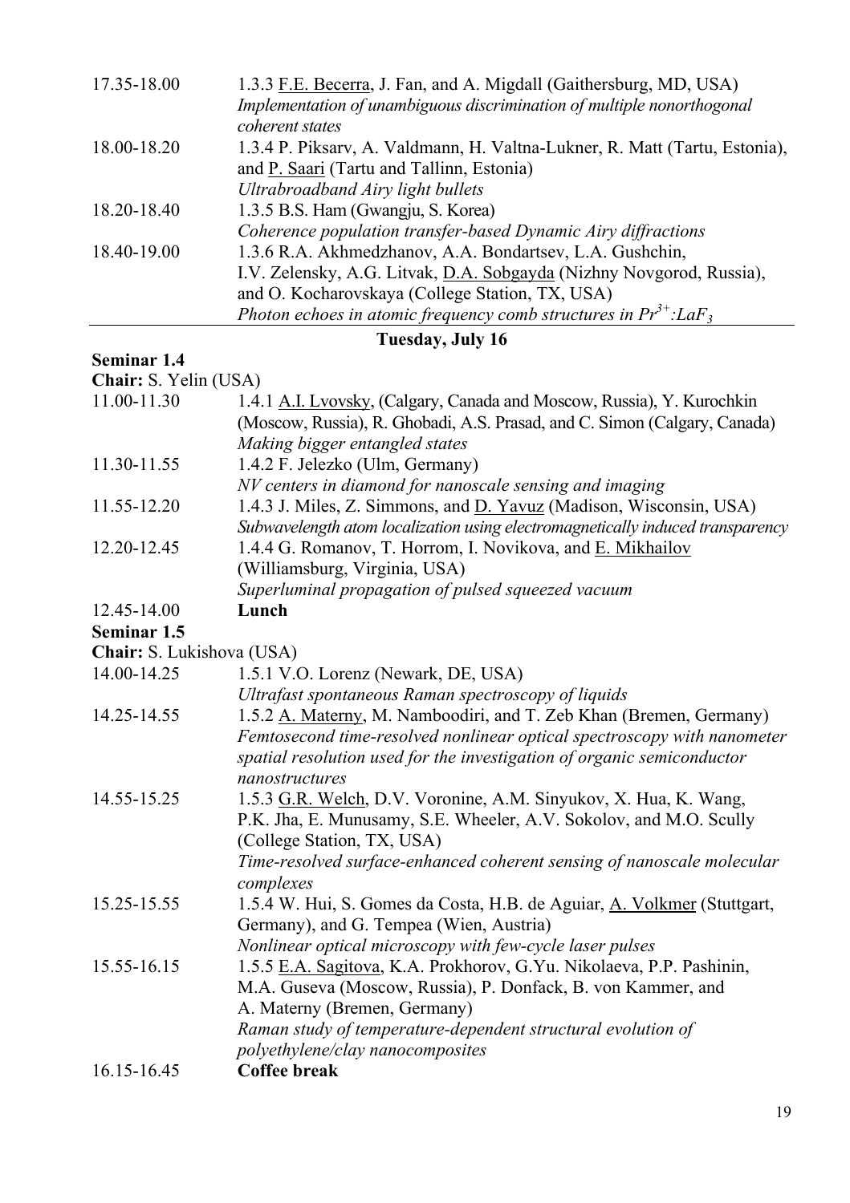17.35-18.00 1.3.3 F.E. Becerra, J. Fan, and A. Migdall (Gaithersburg, MD, USA)
*Implementation of unambiguous discrimination of multiple nonorthogonal coherent states*

18.00-18.20 1.3.4 P. Piksarv, A. Valdmann, H. Valtna-Lukner, R. Matt (Tartu, Estonia), and P. Saari (Tartu and Tallinn, Estonia)
*Ultrabroadband Airy light bullets*

18.20-18.40 1.3.5 B.S. Ham (Gwangju, S. Korea)
*Coherence population transfer-based Dynamic Airy diffractions*

18.40-19.00 1.3.6 R.A. Akhmedzhanov, A.A. Bondartsev, L.A. Gushchin, I.V. Zelensky, A.G. Litvak, D.A. Sobgayda (Nizhny Novgorod, Russia), and O. Kocharovskaya (College Station, TX, USA)
*Photon echoes in atomic frequency comb structures in $Pr^{3+}:LaF_3$*

## Tuesday, July 16

**Seminar 1.4**

**Chair:** S. Yelin (USA)

11.00-11.30 1.4.1 A.I. Lvovsky, (Calgary, Canada and Moscow, Russia), Y. Kurochkin (Moscow, Russia), R. Ghobadi, A.S. Prasad, and C. Simon (Calgary, Canada)
*Making bigger entangled states*

11.30-11.55 1.4.2 F. Jelezko (Ulm, Germany)
*NV centers in diamond for nanoscale sensing and imaging*

11.55-12.20 1.4.3 J. Miles, Z. Simmons, and D. Yavuz (Madison, Wisconsin, USA)
*Subwavelength atom localization using electromagnetically induced transparency*

12.20-12.45 1.4.4 G. Romanov, T. Horrom, I. Novikova, and E. Mikhailov (Williamsburg, Virginia, USA)
*Superluminal propagation of pulsed squeezed vacuum*

12.45-14.00 **Lunch**

**Seminar 1.5**

**Chair:** S. Lukishova (USA)

14.00-14.25 1.5.1 V.O. Lorenz (Newark, DE, USA)
*Ultrafast spontaneous Raman spectroscopy of liquids*

14.25-14.55 1.5.2 A. Materny, M. Namboodiri, and T. Zeb Khan (Bremen, Germany)
*Femtosecond time-resolved nonlinear optical spectroscopy with nanometer spatial resolution used for the investigation of organic semiconductor nanostructures*

14.55-15.25 1.5.3 G.R. Welch, D.V. Voronine, A.M. Sinyukov, X. Hua, K. Wang, P.K. Jha, E. Munusamy, S.E. Wheeler, A.V. Sokolov, and M.O. Scully (College Station, TX, USA)
*Time-resolved surface-enhanced coherent sensing of nanoscale molecular complexes*

15.25-15.55 1.5.4 W. Hui, S. Gomes da Costa, H.B. de Aguiar, A. Volkmer (Stuttgart, Germany), and G. Tempea (Wien, Austria)
*Nonlinear optical microscopy with few-cycle laser pulses*

15.55-16.15 1.5.5 E.A. Sagitova, K.A. Prokhorov, G.Yu. Nikolaeva, P.P. Pashinin, M.A. Guseva (Moscow, Russia), P. Donfack, B. von Kammer, and A. Materny (Bremen, Germany)
*Raman study of temperature-dependent structural evolution of polyethylene/clay nanocomposites*

16.15-16.45 **Coffee break**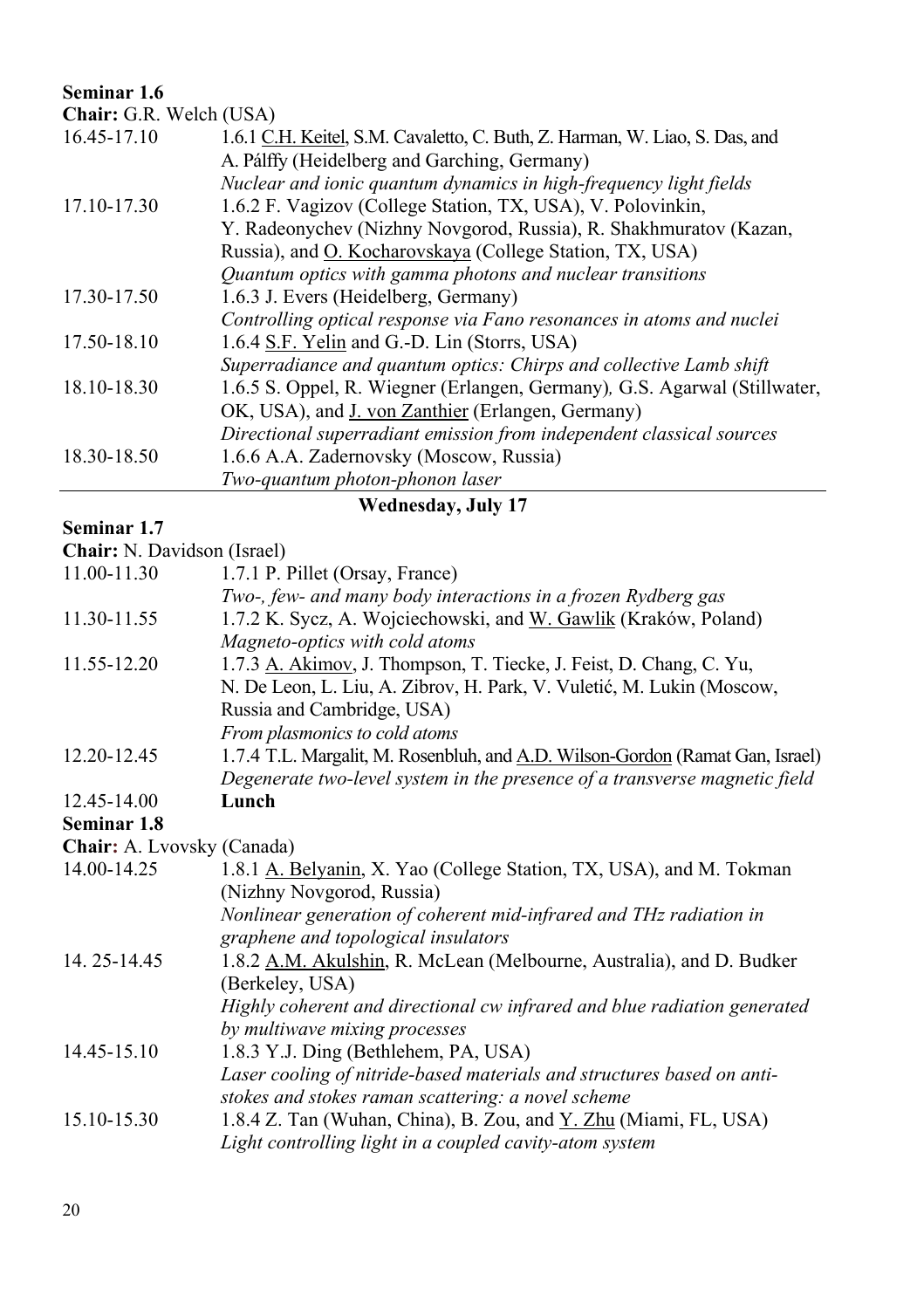**Seminar 1.6**

**Chair:** G.R. Welch (USA)

| | |
|---|---|
| 16.45-17.10 | 1.6.1 C.H. Keitel, S.M. Cavaletto, C. Buth, Z. Harman, W. Liao, S. Das, and A. Pálffy (Heidelberg and Garching, Germany)<br>*Nuclear and ionic quantum dynamics in high-frequency light fields* |
| 17.10-17.30 | 1.6.2 F. Vagizov (College Station, TX, USA), V. Polovinkin, Y. Radeonychev (Nizhny Novgorod, Russia), R. Shakhmuratov (Kazan, Russia), and O. Kocharovskaya (College Station, TX, USA)<br>*Quantum optics with gamma photons and nuclear transitions* |
| 17.30-17.50 | 1.6.3 J. Evers (Heidelberg, Germany)<br>*Controlling optical response via Fano resonances in atoms and nuclei* |
| 17.50-18.10 | 1.6.4 S.F. Yelin and G.-D. Lin (Storrs, USA)<br>*Superradiance and quantum optics: Chirps and collective Lamb shift* |
| 18.10-18.30 | 1.6.5 S. Oppel, R. Wiegner (Erlangen, Germany), G.S. Agarwal (Stillwater, OK, USA), and J. von Zanthier (Erlangen, Germany)<br>*Directional superradiant emission from independent classical sources* |
| 18.30-18.50 | 1.6.6 A.A. Zadernovsky (Moscow, Russia)<br>*Two-quantum photon-phonon laser* |

## Wednesday, July 17

**Seminar 1.7**

**Chair:** N. Davidson (Israel)

| | |
|---|---|
| 11.00-11.30 | 1.7.1 P. Pillet (Orsay, France)<br>*Two-, few- and many body interactions in a frozen Rydberg gas* |
| 11.30-11.55 | 1.7.2 K. Sycz, A. Wojciechowski, and W. Gawlik (Kraków, Poland)<br>*Magneto-optics with cold atoms* |
| 11.55-12.20 | 1.7.3 A. Akimov, J. Thompson, T. Tiecke, J. Feist, D. Chang, C. Yu, N. De Leon, L. Liu, A. Zibrov, H. Park, V. Vuletić, M. Lukin (Moscow, Russia and Cambridge, USA)<br>*From plasmonics to cold atoms* |
| 12.20-12.45 | 1.7.4 T.L. Margalit, M. Rosenbluh, and A.D. Wilson-Gordon (Ramat Gan, Israel)<br>*Degenerate two-level system in the presence of a transverse magnetic field* |
| 12.45-14.00 | **Lunch** |

**Seminar 1.8**

**Chair:** A. Lvovsky (Canada)

| | |
|---|---|
| 14.00-14.25 | 1.8.1 A. Belyanin, X. Yao (College Station, TX, USA), and M. Tokman (Nizhny Novgorod, Russia)<br>*Nonlinear generation of coherent mid-infrared and THz radiation in graphene and topological insulators* |
| 14. 25-14.45 | 1.8.2 A.M. Akulshin, R. McLean (Melbourne, Australia), and D. Budker (Berkeley, USA)<br>*Highly coherent and directional cw infrared and blue radiation generated by multiwave mixing processes* |
| 14.45-15.10 | 1.8.3 Y.J. Ding (Bethlehem, PA, USA)<br>*Laser cooling of nitride-based materials and structures based on anti-stokes and stokes raman scattering: a novel scheme* |
| 15.10-15.30 | 1.8.4 Z. Tan (Wuhan, China), B. Zou, and Y. Zhu (Miami, FL, USA)<br>*Light controlling light in a coupled cavity-atom system* |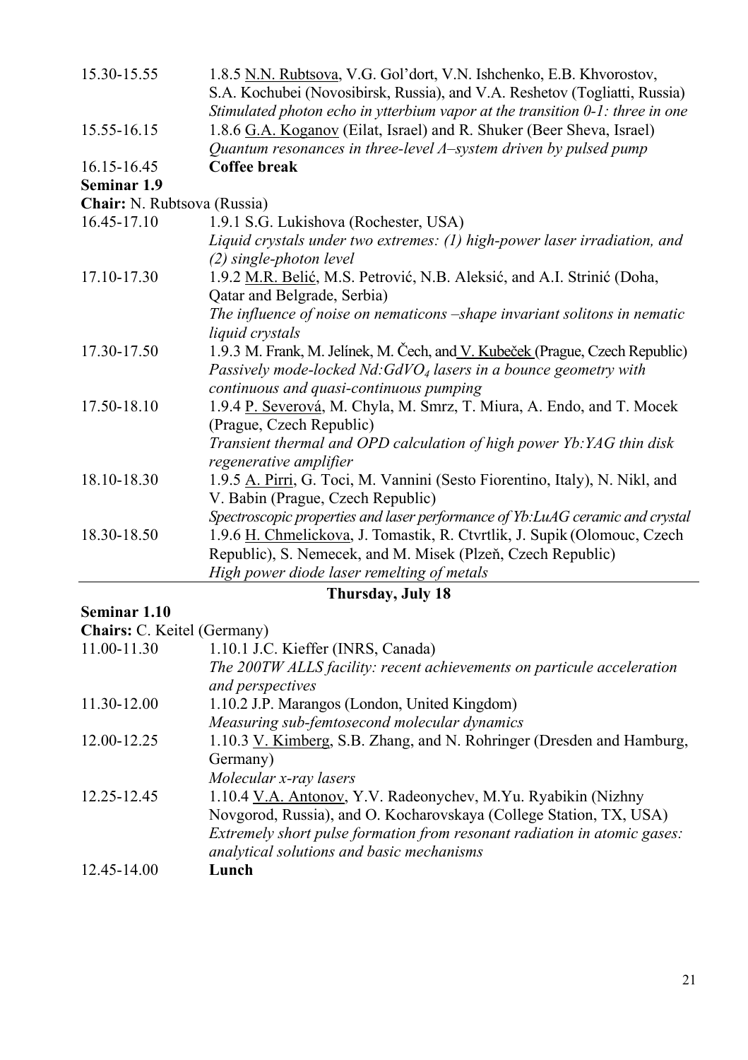15.30-15.55 1.8.5 N.N. Rubtsova, V.G. Gol'dort, V.N. Ishchenko, E.B. Khvorostov, S.A. Kochubei (Novosibirsk, Russia), and V.A. Reshetov (Togliatti, Russia)
*Stimulated photon echo in ytterbium vapor at the transition 0-1: three in one*

15.55-16.15 1.8.6 G.A. Koganov (Eilat, Israel) and R. Shuker (Beer Sheva, Israel)
*Quantum resonances in three-level Λ–system driven by pulsed pump*

16.15-16.45 **Coffee break**

**Seminar 1.9**

**Chair:** N. Rubtsova (Russia)

16.45-17.10 1.9.1 S.G. Lukishova (Rochester, USA)
*Liquid crystals under two extremes: (1) high-power laser irradiation, and (2) single-photon level*

17.10-17.30 1.9.2 M.R. Belić, M.S. Petrović, N.B. Aleksić, and A.I. Strinić (Doha, Qatar and Belgrade, Serbia)
*The influence of noise on nematicons –shape invariant solitons in nematic liquid crystals*

17.30-17.50 1.9.3 M. Frank, M. Jelínek, M. Čech, and V. Kubeček (Prague, Czech Republic)
*Passively mode-locked Nd:GdVO$_4$ lasers in a bounce geometry with continuous and quasi-continuous pumping*

17.50-18.10 1.9.4 P. Severová, M. Chyla, M. Smrz, T. Miura, A. Endo, and T. Mocek (Prague, Czech Republic)
*Transient thermal and OPD calculation of high power Yb:YAG thin disk regenerative amplifier*

18.10-18.30 1.9.5 A. Pirri, G. Toci, M. Vannini (Sesto Fiorentino, Italy), N. Nikl, and V. Babin (Prague, Czech Republic)
*Spectroscopic properties and laser performance of Yb:LuAG ceramic and crystal*

18.30-18.50 1.9.6 H. Chmelickova, J. Tomastik, R. Ctvrtlik, J. Supik (Olomouc, Czech Republic), S. Nemecek, and M. Misek (Plzeň, Czech Republic)
*High power diode laser remelting of metals*

## Thursday, July 18

**Seminar 1.10**

**Chairs:** C. Keitel (Germany)

11.00-11.30 1.10.1 J.C. Kieffer (INRS, Canada)
*The 200TW ALLS facility: recent achievements on particule acceleration and perspectives*

11.30-12.00 1.10.2 J.P. Marangos (London, United Kingdom)
*Measuring sub-femtosecond molecular dynamics*

12.00-12.25 1.10.3 V. Kimberg, S.B. Zhang, and N. Rohringer (Dresden and Hamburg, Germany)
*Molecular x-ray lasers*

12.25-12.45 1.10.4 V.A. Antonov, Y.V. Radeonychev, M.Yu. Ryabikin (Nizhny Novgorod, Russia), and O. Kocharovskaya (College Station, TX, USA)
*Extremely short pulse formation from resonant radiation in atomic gases: analytical solutions and basic mechanisms*

12.45-14.00 **Lunch**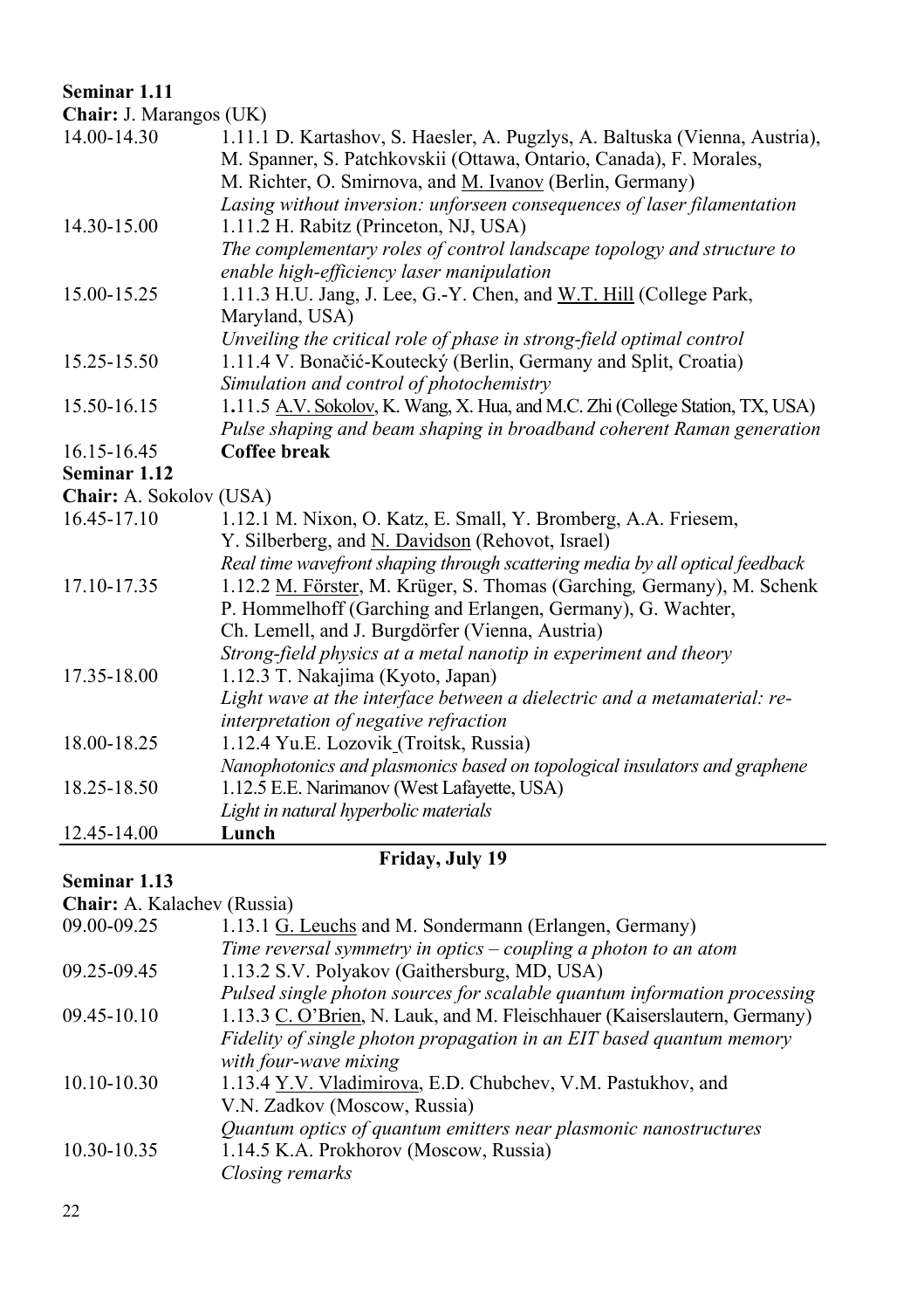**Seminar 1.11**

**Chair:** J. Marangos (UK)

| | |
|---|---|
| 14.00-14.30 | 1.11.1 D. Kartashov, S. Haesler, A. Pugzlys, A. Baltuska (Vienna, Austria), M. Spanner, S. Patchkovskii (Ottawa, Ontario, Canada), F. Morales, M. Richter, O. Smirnova, and M. Ivanov (Berlin, Germany) *Lasing without inversion: unforseen consequences of laser filamentation* |
| 14.30-15.00 | 1.11.2 H. Rabitz (Princeton, NJ, USA) *The complementary roles of control landscape topology and structure to enable high-efficiency laser manipulation* |
| 15.00-15.25 | 1.11.3 H.U. Jang, J. Lee, G.-Y. Chen, and W.T. Hill (College Park, Maryland, USA) *Unveiling the critical role of phase in strong-field optimal control* |
| 15.25-15.50 | 1.11.4 V. Bonačić-Koutecký (Berlin, Germany and Split, Croatia) *Simulation and control of photochemistry* |
| 15.50-16.15 | 1.11.5 A.V. Sokolov, K. Wang, X. Hua, and M.C. Zhi (College Station, TX, USA) *Pulse shaping and beam shaping in broadband coherent Raman generation* |
| 16.15-16.45 | **Coffee break** |

**Seminar 1.12**

**Chair:** A. Sokolov (USA)

| | |
|---|---|
| 16.45-17.10 | 1.12.1 M. Nixon, O. Katz, E. Small, Y. Bromberg, A.A. Friesem, Y. Silberberg, and N. Davidson (Rehovot, Israel) *Real time wavefront shaping through scattering media by all optical feedback* |
| 17.10-17.35 | 1.12.2 M. Förster, M. Krüger, S. Thomas (Garching, Germany), M. Schenk P. Hommelhoff (Garching and Erlangen, Germany), G. Wachter, Ch. Lemell, and J. Burgdörfer (Vienna, Austria) *Strong-field physics at a metal nanotip in experiment and theory* |
| 17.35-18.00 | 1.12.3 T. Nakajima (Kyoto, Japan) *Light wave at the interface between a dielectric and a metamaterial: re-interpretation of negative refraction* |
| 18.00-18.25 | 1.12.4 Yu.E. Lozovik (Troitsk, Russia) *Nanophotonics and plasmonics based on topological insulators and graphene* |
| 18.25-18.50 | 1.12.5 E.E. Narimanov (West Lafayette, USA) *Light in natural hyperbolic materials* |
| 12.45-14.00 | **Lunch** |

## Friday, July 19

**Seminar 1.13**

**Chair:** A. Kalachev (Russia)

| | |
|---|---|
| 09.00-09.25 | 1.13.1 G. Leuchs and M. Sondermann (Erlangen, Germany) *Time reversal symmetry in optics – coupling a photon to an atom* |
| 09.25-09.45 | 1.13.2 S.V. Polyakov (Gaithersburg, MD, USA) *Pulsed single photon sources for scalable quantum information processing* |
| 09.45-10.10 | 1.13.3 C. O'Brien, N. Lauk, and M. Fleischhauer (Kaiserslautern, Germany) *Fidelity of single photon propagation in an EIT based quantum memory with four-wave mixing* |
| 10.10-10.30 | 1.13.4 Y.V. Vladimirova, E.D. Chubchev, V.M. Pastukhov, and V.N. Zadkov (Moscow, Russia) *Quantum optics of quantum emitters near plasmonic nanostructures* |
| 10.30-10.35 | 1.14.5 K.A. Prokhorov (Moscow, Russia) *Closing remarks* |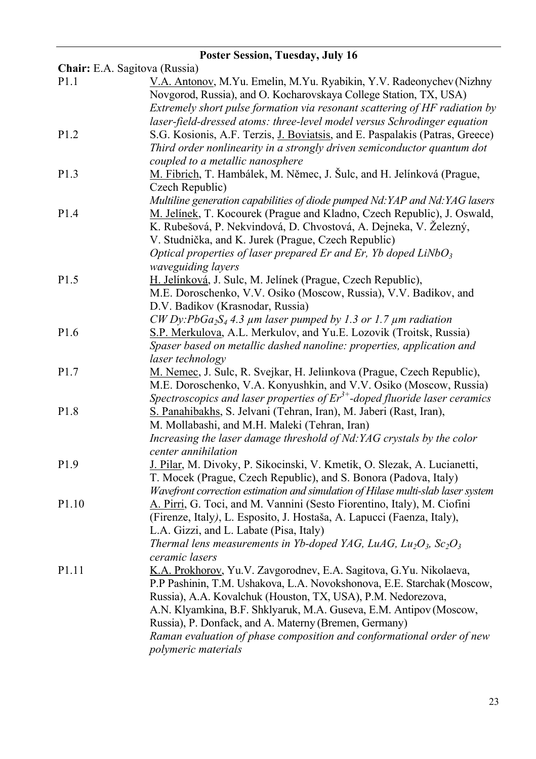## Poster Session, Tuesday, July 16

**Chair:** E.A. Sagitova (Russia)

**P1.1** V.A. Antonov, M.Yu. Emelin, M.Yu. Ryabikin, Y.V. Radeonychev (Nizhny Novgorod, Russia), and O. Kocharovskaya College Station, TX, USA)
*Extremely short pulse formation via resonant scattering of HF radiation by laser-field-dressed atoms: three-level model versus Schrodinger equation*

**P1.2** S.G. Kosionis, A.F. Terzis, J. Boviatsis, and E. Paspalakis (Patras, Greece)
*Third order nonlinearity in a strongly driven semiconductor quantum dot coupled to a metallic nanosphere*

**P1.3** M. Fibrich, T. Hambálek, M. Němec, J. Šulc, and H. Jelínková (Prague, Czech Republic)
*Multiline generation capabilities of diode pumped Nd:YAP and Nd:YAG lasers*

**P1.4** M. Jelínek, T. Kocourek (Prague and Kladno, Czech Republic), J. Oswald, K. Rubešová, P. Nekvindová, D. Chvostová, A. Dejneka, V. Železný, V. Studnička, and K. Jurek (Prague, Czech Republic)
*Optical properties of laser prepared Er and Er, Yb doped $LiNbO_3$ waveguiding layers*

**P1.5** H. Jelínková, J. Sulc, M. Jelínek (Prague, Czech Republic), M.E. Doroschenko, V.V. Osiko (Moscow, Russia), V.V. Badikov, and D.V. Badikov (Krasnodar, Russia)
*CW Dy:$PbGa_2S_4$ 4.3 µm laser pumped by 1.3 or 1.7 µm radiation*

**P1.6** S.P. Merkulova, A.L. Merkulov, and Yu.E. Lozovik (Troitsk, Russia)
*Spaser based on metallic dashed nanoline: properties, application and laser technology*

**P1.7** M. Nemec, J. Sulc, R. Svejkar, H. Jeliınkova (Prague, Czech Republic), M.E. Doroschenko, V.A. Konyushkin, and V.V. Osiko (Moscow, Russia)
*Spectroscopics and laser properties of $Er^{3+}$-doped fluoride laser ceramics*

**P1.8** S. Panahibakhs, S. Jelvani (Tehran, Iran), M. Jaberi (Rast, Iran), M. Mollabashi, and M.H. Maleki (Tehran, Iran)
*Increasing the laser damage threshold of Nd:YAG crystals by the color center annihilation*

**P1.9** J. Pilar, M. Divoky, P. Sikocinski, V. Kmetik, O. Slezak, A. Lucianetti, T. Mocek (Prague, Czech Republic), and S. Bonora (Padova, Italy)
*Wavefront correction estimation and simulation of Hilase multi-slab laser system*

**P1.10** A. Pirri, G. Toci, and M. Vannini (Sesto Fiorentino, Italy), M. Ciofini (Firenze, Italy), L. Esposito, J. Hostaša, A. Lapucci (Faenza, Italy), L.A. Gizzi, and L. Labate (Pisa, Italy)
*Thermal lens measurements in Yb-doped YAG, LuAG, $Lu_2O_3$, $Sc_2O_3$ ceramic lasers*

**P1.11** K.A. Prokhorov, Yu.V. Zavgorodnev, E.A. Sagitova, G.Yu. Nikolaeva, P.P Pashinin, T.M. Ushakova, L.A. Novokshonova, E.E. Starchak (Moscow, Russia), A.A. Kovalchuk (Houston, TX, USA), P.M. Nedorezova, A.N. Klyamkina, B.F. Shklyaruk, M.A. Guseva, E.M. Antipov (Moscow, Russia), P. Donfack, and A. Materny (Bremen, Germany)
*Raman evaluation of phase composition and conformational order of new polymeric materials*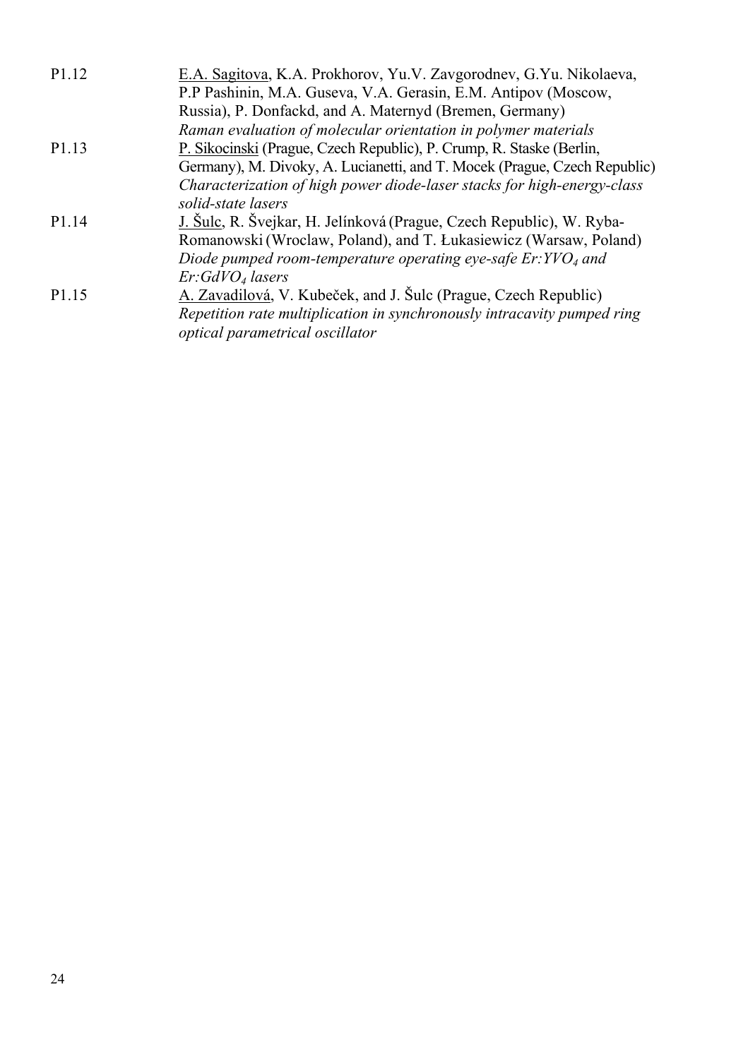P1.12 <u>E.A. Sagitova</u>, K.A. Prokhorov, Yu.V. Zavgorodnev, G.Yu. Nikolaeva, P.P Pashinin, M.A. Guseva, V.A. Gerasin, E.M. Antipov (Moscow, Russia), P. Donfackd, and A. Maternyd (Bremen, Germany)
*Raman evaluation of molecular orientation in polymer materials*

P1.13 <u>P. Sikocinski</u> (Prague, Czech Republic), P. Crump, R. Staske (Berlin, Germany), M. Divoky, A. Lucianetti, and T. Mocek (Prague, Czech Republic)
*Characterization of high power diode-laser stacks for high-energy-class solid-state lasers*

P1.14 <u>J. Šulc</u>, R. Švejkar, H. Jelínková (Prague, Czech Republic), W. Ryba-Romanowski (Wroclaw, Poland), and T. Łukasiewicz (Warsaw, Poland)
*Diode pumped room-temperature operating eye-safe Er:$YVO_4$ and Er:$GdVO_4$ lasers*

P1.15 <u>A. Zavadilová</u>, V. Kubeček, and J. Šulc (Prague, Czech Republic)
*Repetition rate multiplication in synchronously intracavity pumped ring optical parametrical oscillator*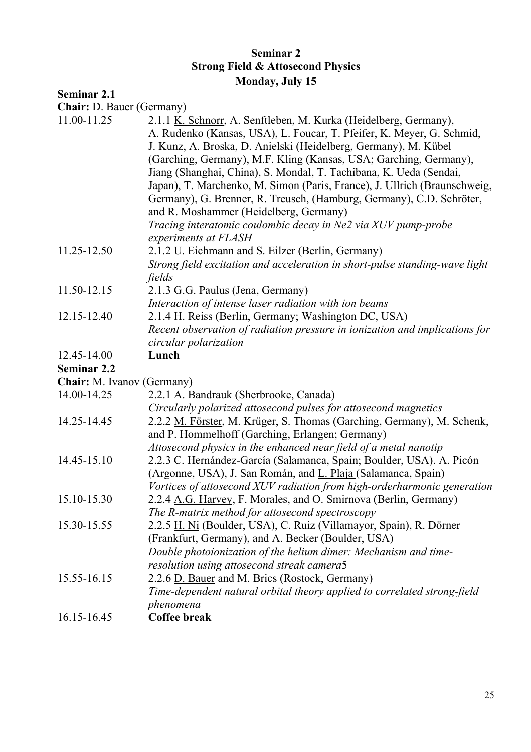## Seminar 2
## Strong Field & Attosecond Physics

### Monday, July 15

**Seminar 2.1**

**Chair:** D. Bauer (Germany)

11.00-11.25 — 2.1.1 K. Schnorr, A. Senftleben, M. Kurka (Heidelberg, Germany), A. Rudenko (Kansas, USA), L. Foucar, T. Pfeifer, K. Meyer, G. Schmid, J. Kunz, A. Broska, D. Anielski (Heidelberg, Germany), M. Kübel (Garching, Germany), M.F. Kling (Kansas, USA; Garching, Germany), Jiang (Shanghai, China), S. Mondal, T. Tachibana, K. Ueda (Sendai, Japan), T. Marchenko, M. Simon (Paris, France), J. Ullrich (Braunschweig, Germany), G. Brenner, R. Treusch, (Hamburg, Germany), C.D. Schröter, and R. Moshammer (Heidelberg, Germany)
*Tracing interatomic coulombic decay in Ne2 via XUV pump-probe experiments at FLASH*

11.25-12.50 — 2.1.2 U. Eichmann and S. Eilzer (Berlin, Germany)
*Strong field excitation and acceleration in short-pulse standing-wave light fields*

11.50-12.15 — 2.1.3 G.G. Paulus (Jena, Germany)
*Interaction of intense laser radiation with ion beams*

12.15-12.40 — 2.1.4 H. Reiss (Berlin, Germany; Washington DC, USA)
*Recent observation of radiation pressure in ionization and implications for circular polarization*

12.45-14.00 — **Lunch**

**Seminar 2.2**

**Chair:** M. Ivanov (Germany)

14.00-14.25 — 2.2.1 A. Bandrauk (Sherbrooke, Canada)
*Circularly polarized attosecond pulses for attosecond magnetics*

14.25-14.45 — 2.2.2 M. Förster, M. Krüger, S. Thomas (Garching, Germany), M. Schenk, and P. Hommelhoff (Garching, Erlangen; Germany)
*Attosecond physics in the enhanced near field of a metal nanotip*

14.45-15.10 — 2.2.3 C. Hernández-García (Salamanca, Spain; Boulder, USA). A. Picón (Argonne, USA), J. San Román, and L. Plaja (Salamanca, Spain)
*Vortices of attosecond XUV radiation from high-orderharmonic generation*

15.10-15.30 — 2.2.4 A.G. Harvey, F. Morales, and O. Smirnova (Berlin, Germany)
*The R-matrix method for attosecond spectroscopy*

15.30-15.55 — 2.2.5 H. Ni (Boulder, USA), C. Ruiz (Villamayor, Spain), R. Dörner (Frankfurt, Germany), and A. Becker (Boulder, USA)
*Double photoionization of the helium dimer: Mechanism and time-resolution using attosecond streak camera5*

15.55-16.15 — 2.2.6 D. Bauer and M. Brics (Rostock, Germany)
*Time-dependent natural orbital theory applied to correlated strong-field phenomena*

16.15-16.45 — **Coffee break**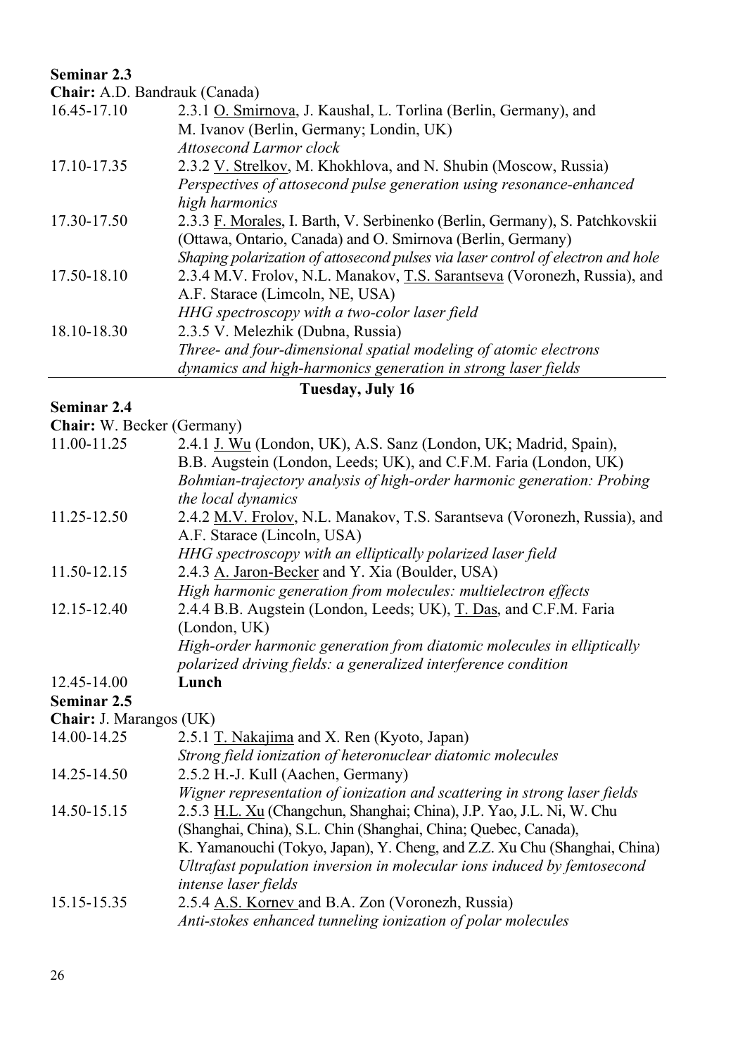**Seminar 2.3**

**Chair:** A.D. Bandrauk (Canada)

16.45-17.10 2.3.1 <u>O. Smirnova</u>, J. Kaushal, L. Torlina (Berlin, Germany), and M. Ivanov (Berlin, Germany; Londin, UK)
*Attosecond Larmor clock*

17.10-17.35 2.3.2 <u>V. Strelkov</u>, M. Khokhlova, and N. Shubin (Moscow, Russia)
*Perspectives of attosecond pulse generation using resonance-enhanced high harmonics*

17.30-17.50 2.3.3 <u>F. Morales</u>, I. Barth, V. Serbinenko (Berlin, Germany), S. Patchkovskii (Ottawa, Ontario, Canada) and O. Smirnova (Berlin, Germany)
*Shaping polarization of attosecond pulses via laser control of electron and hole*

17.50-18.10 2.3.4 M.V. Frolov, N.L. Manakov, <u>T.S. Sarantseva</u> (Voronezh, Russia), and A.F. Starace (Limcoln, NE, USA)
*HHG spectroscopy with a two-color laser field*

18.10-18.30 2.3.5 V. Melezhik (Dubna, Russia)
*Three- and four-dimensional spatial modeling of atomic electrons dynamics and high-harmonics generation in strong laser fields*

## Tuesday, July 16

**Seminar 2.4**

**Chair:** W. Becker (Germany)

11.00-11.25 2.4.1 <u>J. Wu</u> (London, UK), A.S. Sanz (London, UK; Madrid, Spain), B.B. Augstein (London, Leeds; UK), and C.F.M. Faria (London, UK)
*Bohmian-trajectory analysis of high-order harmonic generation: Probing the local dynamics*

11.25-12.50 2.4.2 <u>M.V. Frolov</u>, N.L. Manakov, T.S. Sarantseva (Voronezh, Russia), and A.F. Starace (Lincoln, USA)
*HHG spectroscopy with an elliptically polarized laser field*

11.50-12.15 2.4.3 <u>A. Jaron-Becker</u> and Y. Xia (Boulder, USA)
*High harmonic generation from molecules: multielectron effects*

12.15-12.40 2.4.4 B.B. Augstein (London, Leeds; UK), <u>T. Das</u>, and C.F.M. Faria (London, UK)
*High-order harmonic generation from diatomic molecules in elliptically polarized driving fields: a generalized interference condition*

12.45-14.00 **Lunch**

**Seminar 2.5**

**Chair:** J. Marangos (UK)

14.00-14.25 2.5.1 <u>T. Nakajima</u> and X. Ren (Kyoto, Japan)
*Strong field ionization of heteronuclear diatomic molecules*

14.25-14.50 2.5.2 H.-J. Kull (Aachen, Germany)
*Wigner representation of ionization and scattering in strong laser fields*

14.50-15.15 2.5.3 <u>H.L. Xu</u> (Changchun, Shanghai; China), J.P. Yao, J.L. Ni, W. Chu (Shanghai, China), S.L. Chin (Shanghai, China; Quebec, Canada), K. Yamanouchi (Tokyo, Japan), Y. Cheng, and Z.Z. Xu Chu (Shanghai, China)
*Ultrafast population inversion in molecular ions induced by femtosecond intense laser fields*

15.15-15.35 2.5.4 <u>A.S. Kornev</u> and B.A. Zon (Voronezh, Russia)
*Anti-stokes enhanced tunneling ionization of polar molecules*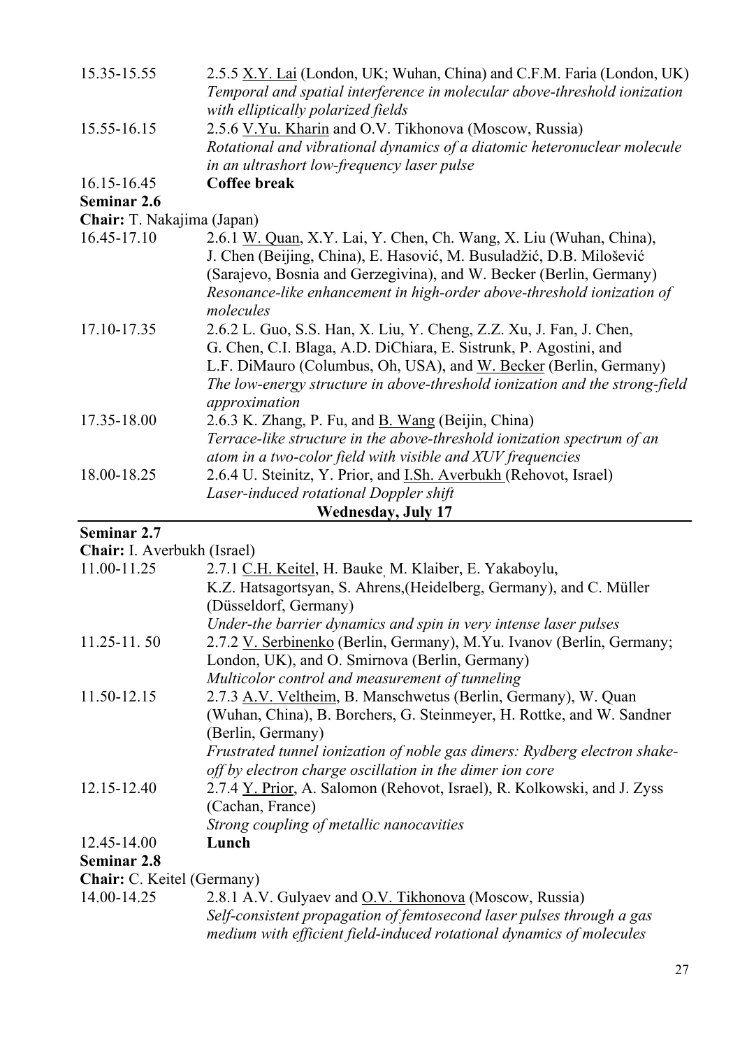15.35-15.55 2.5.5 X.Y. Lai (London, UK; Wuhan, China) and C.F.M. Faria (London, UK)
*Temporal and spatial interference in molecular above-threshold ionization with elliptically polarized fields*

15.55-16.15 2.5.6 V.Yu. Kharin and O.V. Tikhonova (Moscow, Russia)
*Rotational and vibrational dynamics of a diatomic heteronuclear molecule in an ultrashort low-frequency laser pulse*

16.15-16.45 **Coffee break**

**Seminar 2.6**

**Chair:** T. Nakajima (Japan)

16.45-17.10 2.6.1 W. Quan, X.Y. Lai, Y. Chen, Ch. Wang, X. Liu (Wuhan, China), J. Chen (Beijing, China), E. Hasović, M. Busuladžić, D.B. Milošević (Sarajevo, Bosnia and Gerzegivina), and W. Becker (Berlin, Germany)
*Resonance-like enhancement in high-order above-threshold ionization of molecules*

17.10-17.35 2.6.2 L. Guo, S.S. Han, X. Liu, Y. Cheng, Z.Z. Xu, J. Fan, J. Chen, G. Chen, C.I. Blaga, A.D. DiChiara, E. Sistrunk, P. Agostini, and L.F. DiMauro (Columbus, Oh, USA), and W. Becker (Berlin, Germany)
*The low-energy structure in above-threshold ionization and the strong-field approximation*

17.35-18.00 2.6.3 K. Zhang, P. Fu, and B. Wang (Beijin, China)
*Terrace-like structure in the above-threshold ionization spectrum of an atom in a two-color field with visible and XUV frequencies*

18.00-18.25 2.6.4 U. Steinitz, Y. Prior, and I.Sh. Averbukh (Rehovot, Israel)
*Laser-induced rotational Doppler shift*

## Wednesday, July 17

**Seminar 2.7**

**Chair:** I. Averbukh (Israel)

11.00-11.25 2.7.1 C.H. Keitel, H. Bauke, M. Klaiber, E. Yakaboylu, K.Z. Hatsagortsyan, S. Ahrens,(Heidelberg, Germany), and C. Müller (Düsseldorf, Germany)
*Under-the barrier dynamics and spin in very intense laser pulses*

11.25-11. 50 2.7.2 V. Serbinenko (Berlin, Germany), M.Yu. Ivanov (Berlin, Germany; London, UK), and O. Smirnova (Berlin, Germany)
*Multicolor control and measurement of tunneling*

11.50-12.15 2.7.3 A.V. Veltheim, B. Manschwetus (Berlin, Germany), W. Quan (Wuhan, China), B. Borchers, G. Steinmeyer, H. Rottke, and W. Sandner (Berlin, Germany)
*Frustrated tunnel ionization of noble gas dimers: Rydberg electron shake-off by electron charge oscillation in the dimer ion core*

12.15-12.40 2.7.4 Y. Prior, A. Salomon (Rehovot, Israel), R. Kolkowski, and J. Zyss (Cachan, France)
*Strong coupling of metallic nanocavities*

12.45-14.00 **Lunch**

**Seminar 2.8**

**Chair:** C. Keitel (Germany)

14.00-14.25 2.8.1 A.V. Gulyaev and O.V. Tikhonova (Moscow, Russia)
*Self-consistent propagation of femtosecond laser pulses through a gas medium with efficient field-induced rotational dynamics of molecules*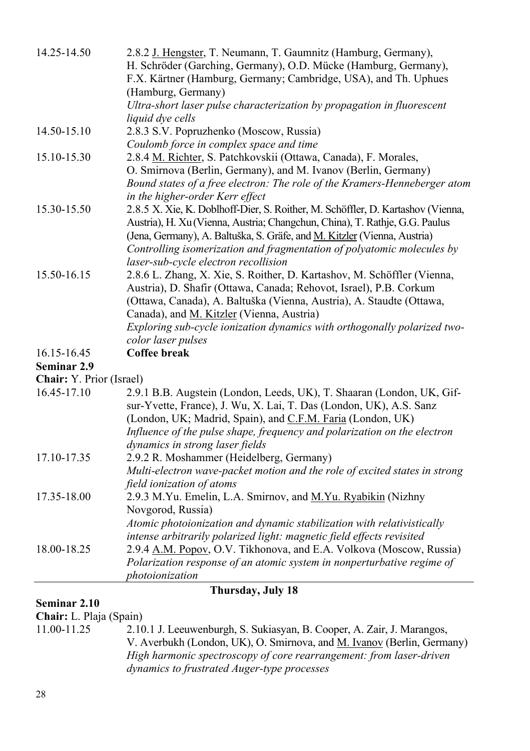14.25-14.50 — 2.8.2 J. Hengster, T. Neumann, T. Gaumnitz (Hamburg, Germany), H. Schröder (Garching, Germany), O.D. Mücke (Hamburg, Germany), F.X. Kärtner (Hamburg, Germany; Cambridge, USA), and Th. Uphues (Hamburg, Germany)
*Ultra-short laser pulse characterization by propagation in fluorescent liquid dye cells*

14.50-15.10 — 2.8.3 S.V. Popruzhenko (Moscow, Russia)
*Coulomb force in complex space and time*

15.10-15.30 — 2.8.4 M. Richter, S. Patchkovskii (Ottawa, Canada), F. Morales, O. Smirnova (Berlin, Germany), and M. Ivanov (Berlin, Germany)
*Bound states of a free electron: The role of the Kramers-Henneberger atom in the higher-order Kerr effect*

15.30-15.50 — 2.8.5 X. Xie, K. Doblhoff-Dier, S. Roither, M. Schöffler, D. Kartashov (Vienna, Austria), H. Xu (Vienna, Austria; Changchun, China), T. Rathje, G.G. Paulus (Jena, Germany), A. Baltuška, S. Gräfe, and M. Kitzler (Vienna, Austria)
*Controlling isomerization and fragmentation of polyatomic molecules by laser-sub-cycle electron recollision*

15.50-16.15 — 2.8.6 L. Zhang, X. Xie, S. Roither, D. Kartashov, M. Schöffler (Vienna, Austria), D. Shafir (Ottawa, Canada; Rehovot, Israel), P.B. Corkum (Ottawa, Canada), A. Baltuška (Vienna, Austria), A. Staudte (Ottawa, Canada), and M. Kitzler (Vienna, Austria)
*Exploring sub-cycle ionization dynamics with orthogonally polarized two-color laser pulses*

16.15-16.45 — **Coffee break**

**Seminar 2.9**

**Chair:** Y. Prior (Israel)

16.45-17.10 — 2.9.1 B.B. Augstein (London, Leeds, UK), T. Shaaran (London, UK, Gif-sur-Yvette, France), J. Wu, X. Lai, T. Das (London, UK), A.S. Sanz (London, UK; Madrid, Spain), and C.F.M. Faria (London, UK)
*Influence of the pulse shape, frequency and polarization on the electron dynamics in strong laser fields*

17.10-17.35 — 2.9.2 R. Moshammer (Heidelberg, Germany)
*Multi-electron wave-packet motion and the role of excited states in strong field ionization of atoms*

17.35-18.00 — 2.9.3 M.Yu. Emelin, L.A. Smirnov, and M.Yu. Ryabikin (Nizhny Novgorod, Russia)
*Atomic photoionization and dynamic stabilization with relativistically intense arbitrarily polarized light: magnetic field effects revisited*

18.00-18.25 — 2.9.4 A.M. Popov, O.V. Tikhonova, and E.A. Volkova (Moscow, Russia)
*Polarization response of an atomic system in nonperturbative regime of photoionization*

## Thursday, July 18

**Seminar 2.10**

**Chair:** L. Plaja (Spain)

11.00-11.25 — 2.10.1 J. Leeuwenburgh, S. Sukiasyan, B. Cooper, A. Zair, J. Marangos, V. Averbukh (London, UK), O. Smirnova, and M. Ivanov (Berlin, Germany)
*High harmonic spectroscopy of core rearrangement: from laser-driven dynamics to frustrated Auger-type processes*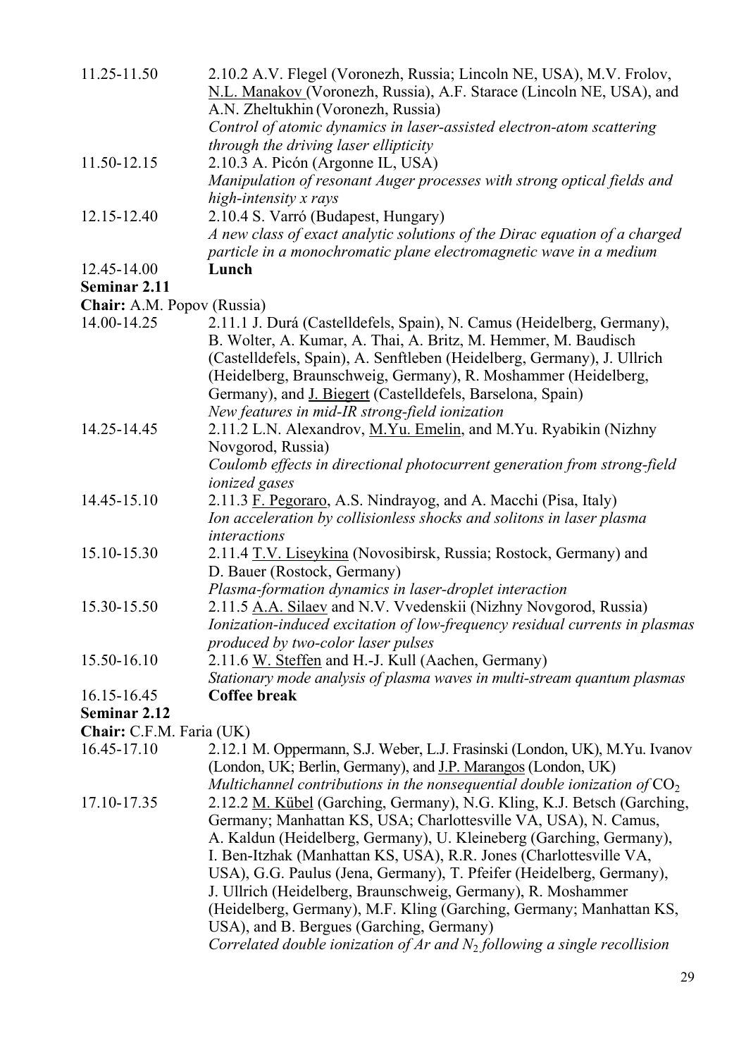11.25-11.50 2.10.2 A.V. Flegel (Voronezh, Russia; Lincoln NE, USA), M.V. Frolov, N.L. Manakov (Voronezh, Russia), A.F. Starace (Lincoln NE, USA), and A.N. Zheltukhin (Voronezh, Russia)
*Control of atomic dynamics in laser-assisted electron-atom scattering through the driving laser ellipticity*

11.50-12.15 2.10.3 A. Picón (Argonne IL, USA)
*Manipulation of resonant Auger processes with strong optical fields and high-intensity x rays*

12.15-12.40 2.10.4 S. Varró (Budapest, Hungary)
*A new class of exact analytic solutions of the Dirac equation of a charged particle in a monochromatic plane electromagnetic wave in a medium*

12.45-14.00 **Lunch**

**Seminar 2.11**

**Chair:** A.M. Popov (Russia)

14.00-14.25 2.11.1 J. Durá (Castelldefels, Spain), N. Camus (Heidelberg, Germany), B. Wolter, A. Kumar, A. Thai, A. Britz, M. Hemmer, M. Baudisch (Castelldefels, Spain), A. Senftleben (Heidelberg, Germany), J. Ullrich (Heidelberg, Braunschweig, Germany), R. Moshammer (Heidelberg, Germany), and J. Biegert (Castelldefels, Barselona, Spain)
*New features in mid-IR strong-field ionization*

14.25-14.45 2.11.2 L.N. Alexandrov, M.Yu. Emelin, and M.Yu. Ryabikin (Nizhny Novgorod, Russia)
*Coulomb effects in directional photocurrent generation from strong-field ionized gases*

14.45-15.10 2.11.3 F. Pegoraro, A.S. Nindrayog, and A. Macchi (Pisa, Italy)
*Ion acceleration by collisionless shocks and solitons in laser plasma interactions*

15.10-15.30 2.11.4 T.V. Liseykina (Novosibirsk, Russia; Rostock, Germany) and D. Bauer (Rostock, Germany)
*Plasma-formation dynamics in laser-droplet interaction*

15.30-15.50 2.11.5 A.A. Silaev and N.V. Vvedenskii (Nizhny Novgorod, Russia)
*Ionization-induced excitation of low-frequency residual currents in plasmas produced by two-color laser pulses*

15.50-16.10 2.11.6 W. Steffen and H.-J. Kull (Aachen, Germany)
*Stationary mode analysis of plasma waves in multi-stream quantum plasmas*

16.15-16.45 **Coffee break**

**Seminar 2.12**

**Chair:** C.F.M. Faria (UK)

16.45-17.10 2.12.1 M. Oppermann, S.J. Weber, L.J. Frasinski (London, UK), M.Yu. Ivanov (London, UK; Berlin, Germany), and J.P. Marangos (London, UK)
*Multichannel contributions in the nonsequential double ionization of* $CO_2$

17.10-17.35 2.12.2 M. Kübel (Garching, Germany), N.G. Kling, K.J. Betsch (Garching, Germany; Manhattan KS, USA; Charlottesville VA, USA), N. Camus, A. Kaldun (Heidelberg, Germany), U. Kleineberg (Garching, Germany), I. Ben-Itzhak (Manhattan KS, USA), R.R. Jones (Charlottesville VA, USA), G.G. Paulus (Jena, Germany), T. Pfeifer (Heidelberg, Germany), J. Ullrich (Heidelberg, Braunschweig, Germany), R. Moshammer (Heidelberg, Germany), M.F. Kling (Garching, Germany; Manhattan KS, USA), and B. Bergues (Garching, Germany)
*Correlated double ionization of Ar and* $N_2$ *following a single recollision*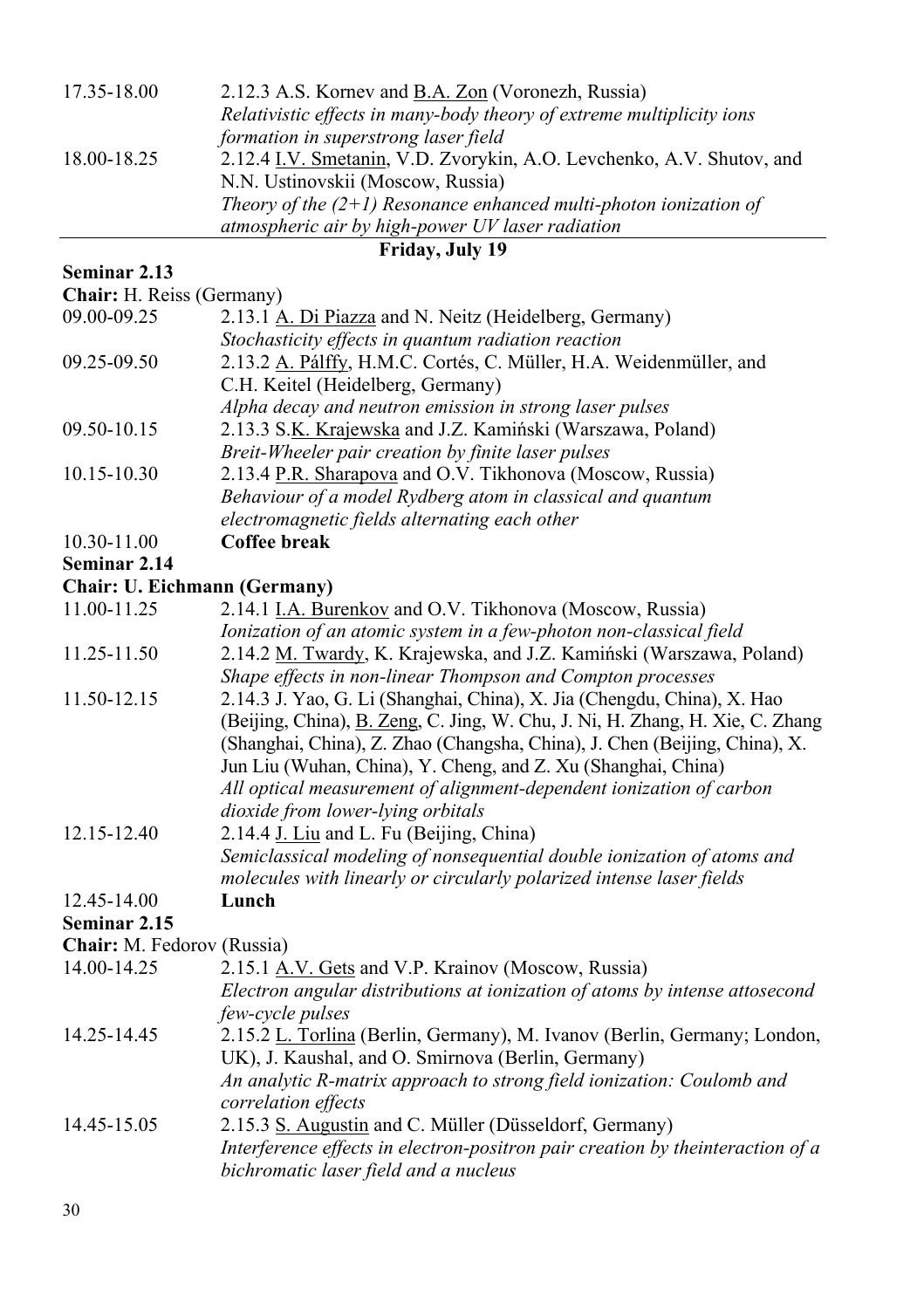| | |
|---|---|
| 17.35-18.00 | 2.12.3 A.S. Kornev and B.A. Zon (Voronezh, Russia) *Relativistic effects in many-body theory of extreme multiplicity ions formation in superstrong laser field* |
| 18.00-18.25 | 2.12.4 I.V. Smetanin, V.D. Zvorykin, A.O. Levchenko, A.V. Shutov, and N.N. Ustinovskii (Moscow, Russia) *Theory of the (2+1) Resonance enhanced multi-photon ionization of atmospheric air by high-power UV laser radiation* |

## Friday, July 19

**Seminar 2.13**

**Chair:** H. Reiss (Germany)

| | |
|---|---|
| 09.00-09.25 | 2.13.1 A. Di Piazza and N. Neitz (Heidelberg, Germany) *Stochasticity effects in quantum radiation reaction* |
| 09.25-09.50 | 2.13.2 A. Pálffy, H.M.C. Cortés, C. Müller, H.A. Weidenmüller, and C.H. Keitel (Heidelberg, Germany) *Alpha decay and neutron emission in strong laser pulses* |
| 09.50-10.15 | 2.13.3 S.K. Krajewska and J.Z. Kamiński (Warszawa, Poland) *Breit-Wheeler pair creation by finite laser pulses* |
| 10.15-10.30 | 2.13.4 P.R. Sharapova and O.V. Tikhonova (Moscow, Russia) *Behaviour of a model Rydberg atom in classical and quantum electromagnetic fields alternating each other* |
| 10.30-11.00 | **Coffee break** |

**Seminar 2.14**

**Chair: U. Eichmann (Germany)**

| | |
|---|---|
| 11.00-11.25 | 2.14.1 I.A. Burenkov and O.V. Tikhonova (Moscow, Russia) *Ionization of an atomic system in a few-photon non-classical field* |
| 11.25-11.50 | 2.14.2 M. Twardy, K. Krajewska, and J.Z. Kamiński (Warszawa, Poland) *Shape effects in non-linear Thompson and Compton processes* |
| 11.50-12.15 | 2.14.3 J. Yao, G. Li (Shanghai, China), X. Jia (Chengdu, China), X. Hao (Beijing, China), B. Zeng, C. Jing, W. Chu, J. Ni, H. Zhang, H. Xie, C. Zhang (Shanghai, China), Z. Zhao (Changsha, China), J. Chen (Beijing, China), X. Jun Liu (Wuhan, China), Y. Cheng, and Z. Xu (Shanghai, China) *All optical measurement of alignment-dependent ionization of carbon dioxide from lower-lying orbitals* |
| 12.15-12.40 | 2.14.4 J. Liu and L. Fu (Beijing, China) *Semiclassical modeling of nonsequential double ionization of atoms and molecules with linearly or circularly polarized intense laser fields* |
| 12.45-14.00 | **Lunch** |

**Seminar 2.15**

**Chair:** M. Fedorov (Russia)

| | |
|---|---|
| 14.00-14.25 | 2.15.1 A.V. Gets and V.P. Krainov (Moscow, Russia) *Electron angular distributions at ionization of atoms by intense attosecond few-cycle pulses* |
| 14.25-14.45 | 2.15.2 L. Torlina (Berlin, Germany), M. Ivanov (Berlin, Germany; London, UK), J. Kaushal, and O. Smirnova (Berlin, Germany) *An analytic R-matrix approach to strong field ionization: Coulomb and correlation effects* |
| 14.45-15.05 | 2.15.3 S. Augustin and C. Müller (Düsseldorf, Germany) *Interference effects in electron-positron pair creation by theinteraction of a bichromatic laser field and a nucleus* |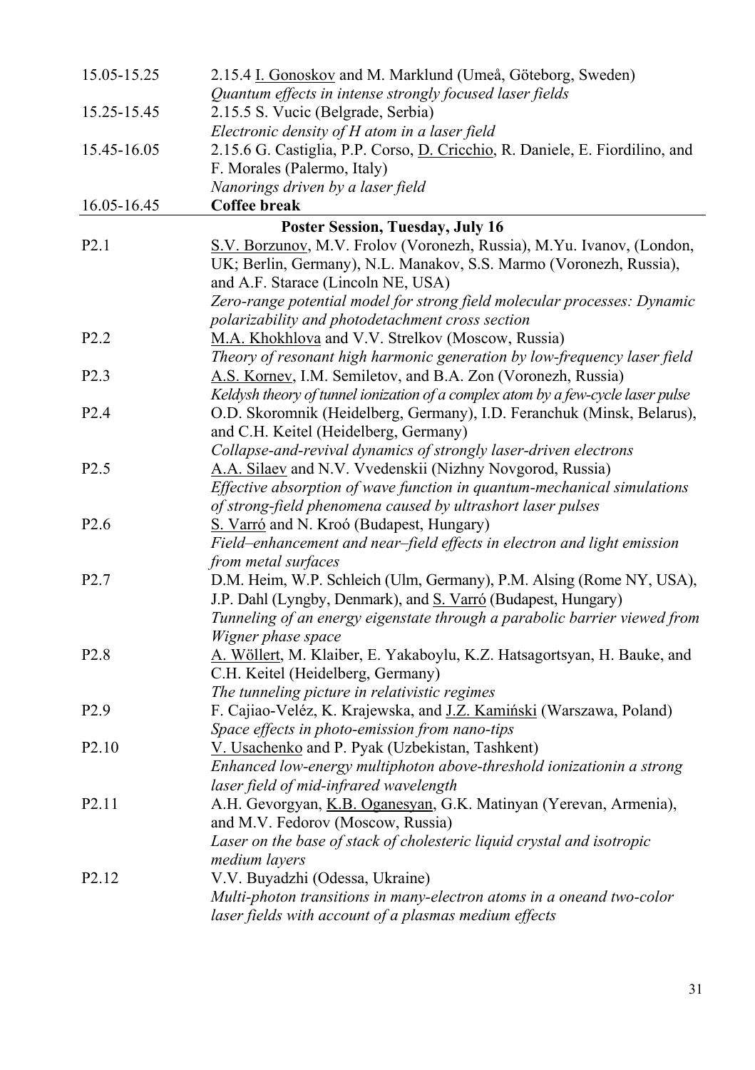| | |
|---|---|
| 15.05-15.25 | 2.15.4 I. Gonoskov and M. Marklund (Umeå, Göteborg, Sweden)<br>*Quantum effects in intense strongly focused laser fields* |
| 15.25-15.45 | 2.15.5 S. Vucic (Belgrade, Serbia)<br>*Electronic density of H atom in a laser field* |
| 15.45-16.05 | 2.15.6 G. Castiglia, P.P. Corso, D. Cricchio, R. Daniele, E. Fiordilino, and F. Morales (Palermo, Italy)<br>*Nanorings driven by a laser field* |
| 16.05-16.45 | **Coffee break** |

**Poster Session, Tuesday, July 16**

| | |
|---|---|
| P2.1 | S.V. Borzunov, M.V. Frolov (Voronezh, Russia), M.Yu. Ivanov, (London, UK; Berlin, Germany), N.L. Manakov, S.S. Marmo (Voronezh, Russia), and A.F. Starace (Lincoln NE, USA)<br>*Zero-range potential model for strong field molecular processes: Dynamic polarizability and photodetachment cross section* |
| P2.2 | M.A. Khokhlova and V.V. Strelkov (Moscow, Russia)<br>*Theory of resonant high harmonic generation by low-frequency laser field* |
| P2.3 | A.S. Kornev, I.M. Semiletov, and B.A. Zon (Voronezh, Russia)<br>*Keldysh theory of tunnel ionization of a complex atom by a few-cycle laser pulse* |
| P2.4 | O.D. Skoromnik (Heidelberg, Germany), I.D. Feranchuk (Minsk, Belarus), and C.H. Keitel (Heidelberg, Germany)<br>*Collapse-and-revival dynamics of strongly laser-driven electrons* |
| P2.5 | A.A. Silaev and N.V. Vvedenskii (Nizhny Novgorod, Russia)<br>*Effective absorption of wave function in quantum-mechanical simulations of strong-field phenomena caused by ultrashort laser pulses* |
| P2.6 | S. Varró and N. Kroó (Budapest, Hungary)<br>*Field–enhancement and near–field effects in electron and light emission from metal surfaces* |
| P2.7 | D.M. Heim, W.P. Schleich (Ulm, Germany), P.M. Alsing (Rome NY, USA), J.P. Dahl (Lyngby, Denmark), and S. Varró (Budapest, Hungary)<br>*Tunneling of an energy eigenstate through a parabolic barrier viewed from Wigner phase space* |
| P2.8 | A. Wöllert, M. Klaiber, E. Yakaboylu, K.Z. Hatsagortsyan, H. Bauke, and C.H. Keitel (Heidelberg, Germany)<br>*The tunneling picture in relativistic regimes* |
| P2.9 | F. Cajiao-Veléz, K. Krajewska, and J.Z. Kamiński (Warszawa, Poland)<br>*Space effects in photo-emission from nano-tips* |
| P2.10 | V. Usachenko and P. Pyak (Uzbekistan, Tashkent)<br>*Enhanced low-energy multiphoton above-threshold ionizationin a strong laser field of mid-infrared wavelength* |
| P2.11 | A.H. Gevorgyan, K.B. Oganesyan, G.K. Matinyan (Yerevan, Armenia), and M.V. Fedorov (Moscow, Russia)<br>*Laser on the base of stack of cholesteric liquid crystal and isotropic medium layers* |
| P2.12 | V.V. Buyadzhi (Odessa, Ukraine)<br>*Multi-photon transitions in many-electron atoms in a oneand two-color laser fields with account of a plasmas medium effects* |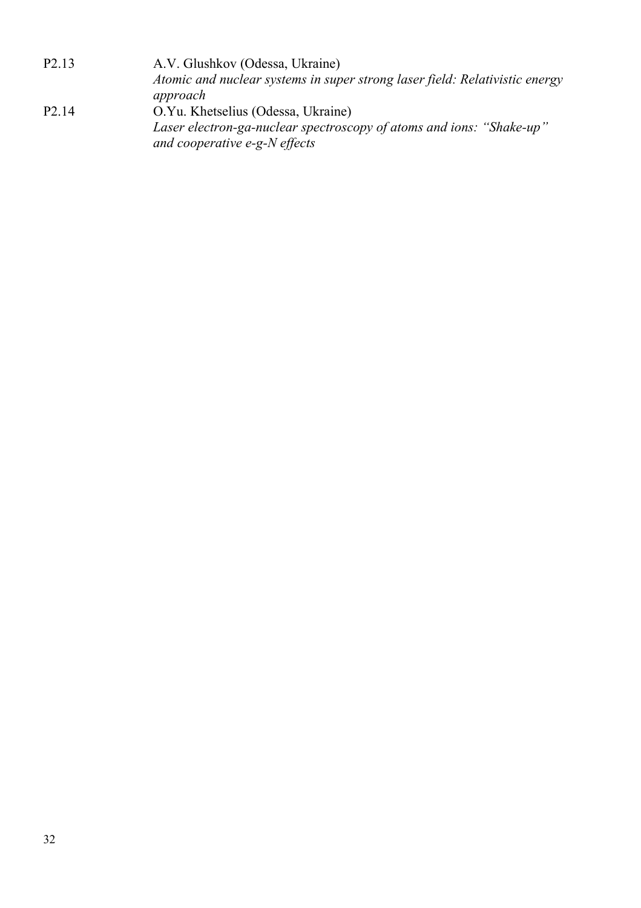P2.13 A.V. Glushkov (Odessa, Ukraine)
*Atomic and nuclear systems in super strong laser field: Relativistic energy approach*

P2.14 O.Yu. Khetselius (Odessa, Ukraine)
*Laser electron-ga-nuclear spectroscopy of atoms and ions: "Shake-up" and cooperative e-g-N effects*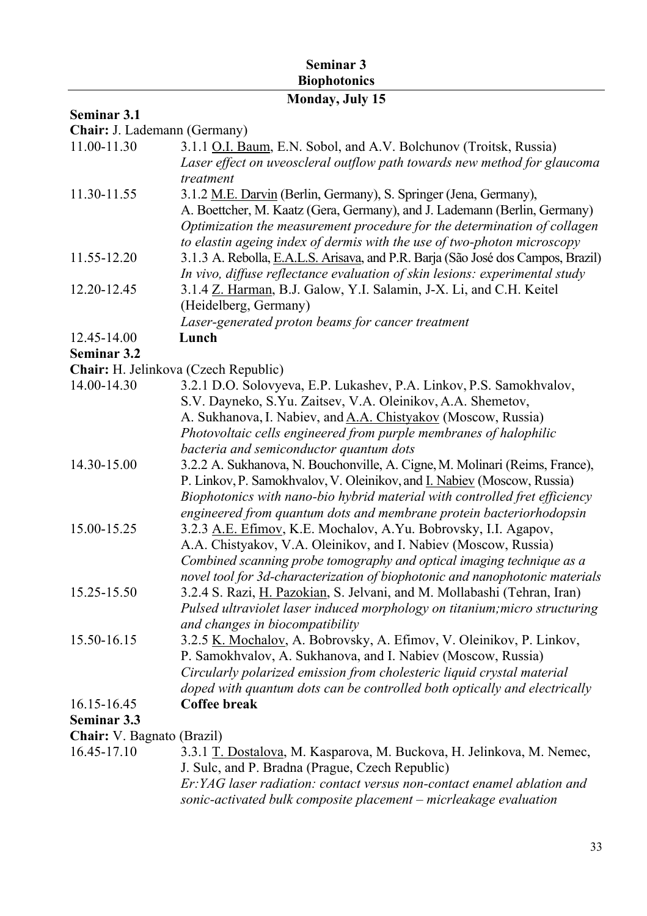# Seminar 3
## Biophotonics

### Monday, July 15

**Seminar 3.1**

**Chair:** J. Lademann (Germany)

11.00-11.30 — 3.1.1 O.I. Baum, E.N. Sobol, and A.V. Bolchunov (Troitsk, Russia)
*Laser effect on uveoscleral outflow path towards new method for glaucoma treatment*

11.30-11.55 — 3.1.2 M.E. Darvin (Berlin, Germany), S. Springer (Jena, Germany), A. Boettcher, M. Kaatz (Gera, Germany), and J. Lademann (Berlin, Germany)
*Optimization the measurement procedure for the determination of collagen to elastin ageing index of dermis with the use of two-photon microscopy*

11.55-12.20 — 3.1.3 A. Rebolla, E.A.L.S. Arisava, and P.R. Barja (São José dos Campos, Brazil)
*In vivo, diffuse reflectance evaluation of skin lesions: experimental study*

12.20-12.45 — 3.1.4 Z. Harman, B.J. Galow, Y.I. Salamin, J-X. Li, and C.H. Keitel (Heidelberg, Germany)
*Laser-generated proton beams for cancer treatment*

12.45-14.00 — **Lunch**

**Seminar 3.2**

**Chair:** H. Jelinkova (Czech Republic)

14.00-14.30 — 3.2.1 D.O. Solovyeva, E.P. Lukashev, P.A. Linkov, P.S. Samokhvalov, S.V. Dayneko, S.Yu. Zaitsev, V.A. Oleinikov, A.A. Shemetov, A. Sukhanova, I. Nabiev, and A.A. Chistyakov (Moscow, Russia)
*Photovoltaic cells engineered from purple membranes of halophilic bacteria and semiconductor quantum dots*

14.30-15.00 — 3.2.2 A. Sukhanova, N. Bouchonville, A. Cigne, M. Molinari (Reims, France), P. Linkov, P. Samokhvalov, V. Oleinikov, and I. Nabiev (Moscow, Russia)
*Biophotonics with nano-bio hybrid material with controlled fret efficiency engineered from quantum dots and membrane protein bacteriorhodopsin*

15.00-15.25 — 3.2.3 A.E. Efimov, K.E. Mochalov, A.Yu. Bobrovsky, I.I. Agapov, A.A. Chistyakov, V.A. Oleinikov, and I. Nabiev (Moscow, Russia)
*Combined scanning probe tomography and optical imaging technique as a novel tool for 3d-characterization of biophotonic and nanophotonic materials*

15.25-15.50 — 3.2.4 S. Razi, H. Pazokian, S. Jelvani, and M. Mollabashi (Tehran, Iran)
*Pulsed ultraviolet laser induced morphology on titanium;micro structuring and changes in biocompatibility*

15.50-16.15 — 3.2.5 K. Mochalov, A. Bobrovsky, A. Efimov, V. Oleinikov, P. Linkov, P. Samokhvalov, A. Sukhanova, and I. Nabiev (Moscow, Russia)
*Circularly polarized emission from cholesteric liquid crystal material doped with quantum dots can be controlled both optically and electrically*

16.15-16.45 — **Coffee break**

**Seminar 3.3**

**Chair:** V. Bagnato (Brazil)

16.45-17.10 — 3.3.1 T. Dostalova, M. Kasparova, M. Buckova, H. Jelinkova, M. Nemec, J. Sulc, and P. Bradna (Prague, Czech Republic)
*Er:YAG laser radiation: contact versus non-contact enamel ablation and sonic-activated bulk composite placement – micrleakage evaluation*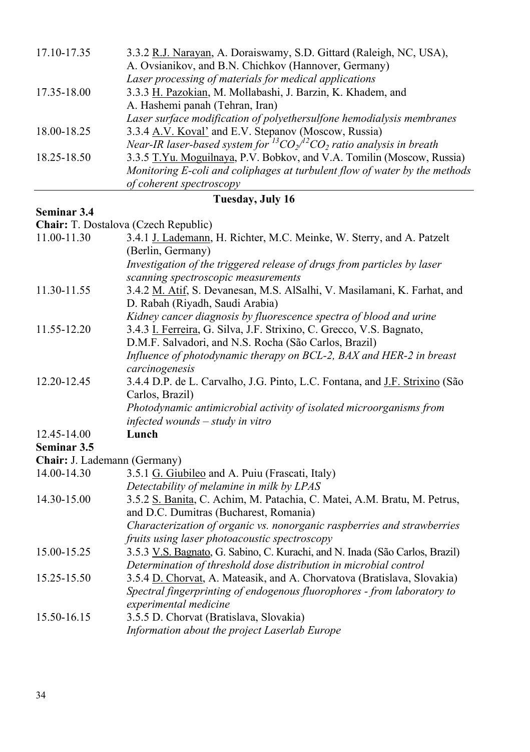17.10-17.35 3.3.2 R.J. Narayan, A. Doraiswamy, S.D. Gittard (Raleigh, NC, USA), A. Ovsianikov, and B.N. Chichkov (Hannover, Germany)
*Laser processing of materials for medical applications*

17.35-18.00 3.3.3 H. Pazokian, M. Mollabashi, J. Barzin, K. Khadem, and A. Hashemi panah (Tehran, Iran)
*Laser surface modification of polyethersulfone hemodialysis membranes*

18.00-18.25 3.3.4 A.V. Koval' and E.V. Stepanov (Moscow, Russia)
*Near-IR laser-based system for $^{13}CO_2/^{12}CO_2$ ratio analysis in breath*

18.25-18.50 3.3.5 T.Yu. Moguilnaya, P.V. Bobkov, and V.A. Tomilin (Moscow, Russia)
*Monitoring E-coli and coliphages at turbulent flow of water by the methods of coherent spectroscopy*

## Tuesday, July 16

**Seminar 3.4**

**Chair:** T. Dostalova (Czech Republic)

11.00-11.30 3.4.1 J. Lademann, H. Richter, M.C. Meinke, W. Sterry, and A. Patzelt (Berlin, Germany)
*Investigation of the triggered release of drugs from particles by laser scanning spectroscopic measurements*

11.30-11.55 3.4.2 M. Atif, S. Devanesan, M.S. AlSalhi, V. Masilamani, K. Farhat, and D. Rabah (Riyadh, Saudi Arabia)
*Kidney cancer diagnosis by fluorescence spectra of blood and urine*

11.55-12.20 3.4.3 I. Ferreira, G. Silva, J.F. Strixino, C. Grecco, V.S. Bagnato, D.M.F. Salvadori, and N.S. Rocha (São Carlos, Brazil)
*Influence of photodynamic therapy on BCL-2, BAX and HER-2 in breast carcinogenesis*

12.20-12.45 3.4.4 D.P. de L. Carvalho, J.G. Pinto, L.C. Fontana, and J.F. Strixino (São Carlos, Brazil)
*Photodynamic antimicrobial activity of isolated microorganisms from infected wounds – study in vitro*

12.45-14.00 **Lunch**

**Seminar 3.5**

**Chair:** J. Lademann (Germany)

14.00-14.30 3.5.1 G. Giubileo and A. Puiu (Frascati, Italy)
*Detectability of melamine in milk by LPAS*

14.30-15.00 3.5.2 S. Banita, C. Achim, M. Patachia, C. Matei, A.M. Bratu, M. Petrus, and D.C. Dumitras (Bucharest, Romania)
*Characterization of organic vs. nonorganic raspberries and strawberries fruits using laser photoacoustic spectroscopy*

15.00-15.25 3.5.3 V.S. Bagnato, G. Sabino, C. Kurachi, and N. Inada (São Carlos, Brazil)
*Determination of threshold dose distribution in microbial control*

15.25-15.50 3.5.4 D. Chorvat, A. Mateasik, and A. Chorvatova (Bratislava, Slovakia)
*Spectral fingerprinting of endogenous fluorophores - from laboratory to experimental medicine*

15.50-16.15 3.5.5 D. Chorvat (Bratislava, Slovakia)
*Information about the project Laserlab Europe*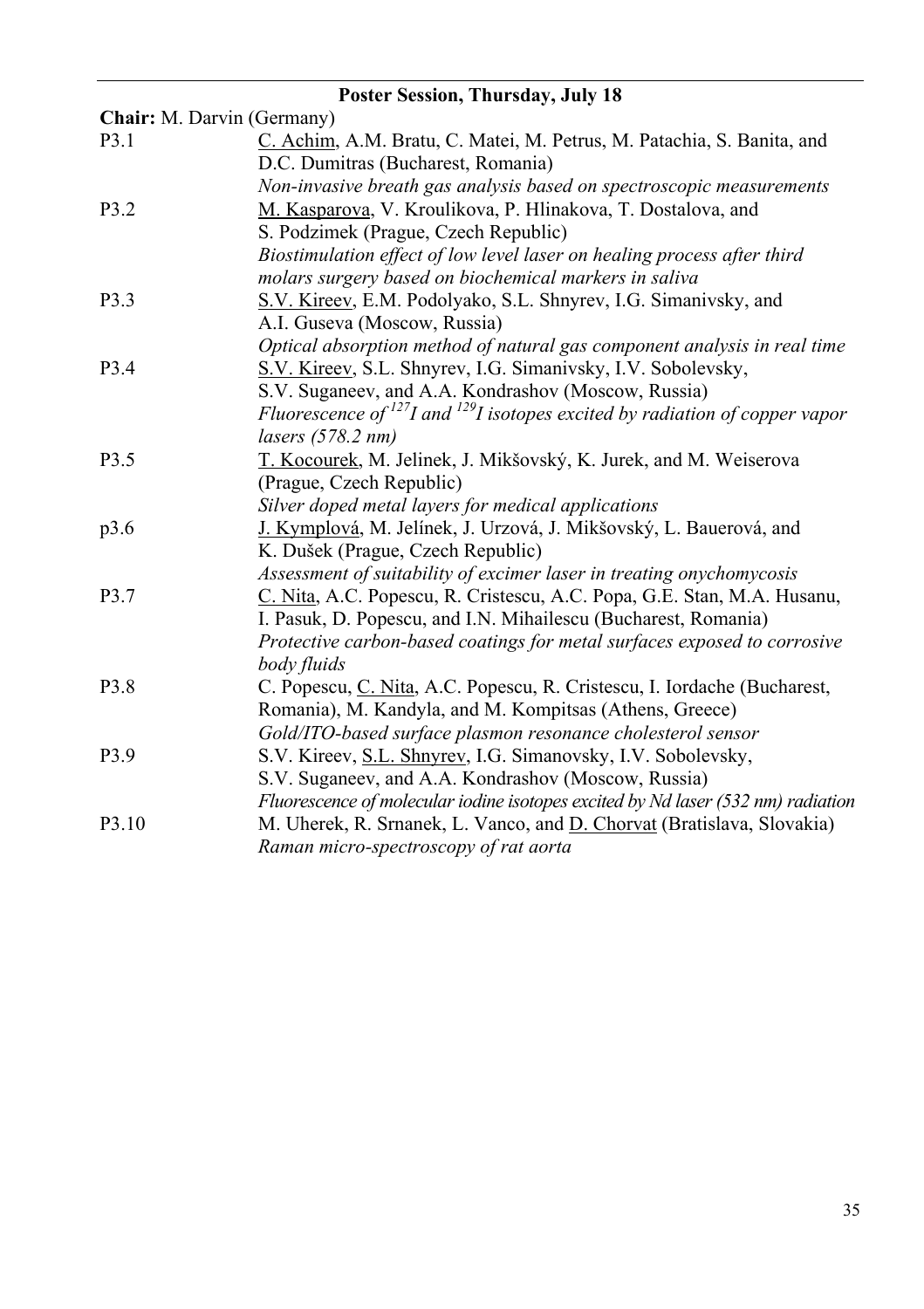## Poster Session, Thursday, July 18

**Chair:** M. Darvin (Germany)

P3.1 C. Achim, A.M. Bratu, C. Matei, M. Petrus, M. Patachia, S. Banita, and D.C. Dumitras (Bucharest, Romania)
*Non-invasive breath gas analysis based on spectroscopic measurements*

P3.2 M. Kasparova, V. Kroulikova, P. Hlinakova, T. Dostalova, and S. Podzimek (Prague, Czech Republic)
*Biostimulation effect of low level laser on healing process after third molars surgery based on biochemical markers in saliva*

P3.3 S.V. Kireev, E.M. Podolyako, S.L. Shnyrev, I.G. Simanivsky, and A.I. Guseva (Moscow, Russia)
*Optical absorption method of natural gas component analysis in real time*

P3.4 S.V. Kireev, S.L. Shnyrev, I.G. Simanivsky, I.V. Sobolevsky, S.V. Suganeev, and A.A. Kondrashov (Moscow, Russia)
*Fluorescence of $^{127}I$ and $^{129}I$ isotopes excited by radiation of copper vapor lasers (578.2 nm)*

P3.5 T. Kocourek, M. Jelinek, J. Mikšovský, K. Jurek, and M. Weiserova (Prague, Czech Republic)
*Silver doped metal layers for medical applications*

p3.6 J. Kymplová, M. Jelínek, J. Urzová, J. Mikšovský, L. Bauerová, and K. Dušek (Prague, Czech Republic)
*Assessment of suitability of excimer laser in treating onychomycosis*

P3.7 C. Nita, A.C. Popescu, R. Cristescu, A.C. Popa, G.E. Stan, M.A. Husanu, I. Pasuk, D. Popescu, and I.N. Mihailescu (Bucharest, Romania)
*Protective carbon-based coatings for metal surfaces exposed to corrosive body fluids*

P3.8 C. Popescu, C. Nita, A.C. Popescu, R. Cristescu, I. Iordache (Bucharest, Romania), M. Kandyla, and M. Kompitsas (Athens, Greece)
*Gold/ITO-based surface plasmon resonance cholesterol sensor*

P3.9 S.V. Kireev, S.L. Shnyrev, I.G. Simanovsky, I.V. Sobolevsky, S.V. Suganeev, and A.A. Kondrashov (Moscow, Russia)
*Fluorescence of molecular iodine isotopes excited by Nd laser (532 nm) radiation*

P3.10 M. Uherek, R. Srnanek, L. Vanco, and D. Chorvat (Bratislava, Slovakia)
*Raman micro-spectroscopy of rat aorta*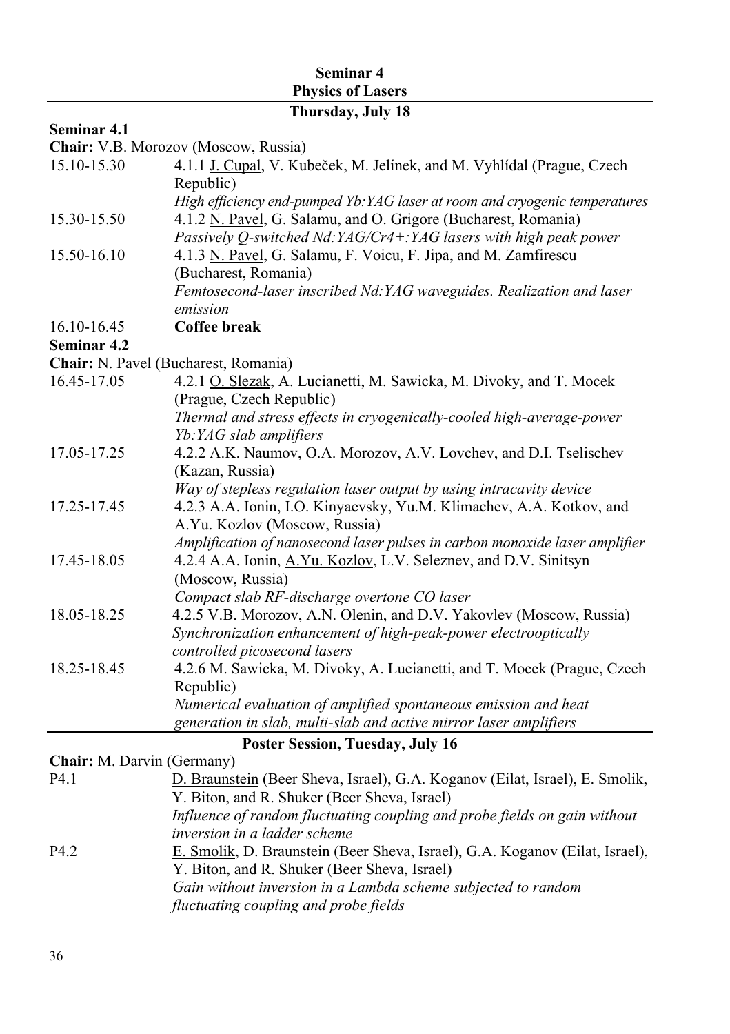## Seminar 4
## Physics of Lasers

### Thursday, July 18

**Seminar 4.1**

**Chair:** V.B. Morozov (Moscow, Russia)

15.10-15.30 — 4.1.1 J. Cupal, V. Kubeček, M. Jelínek, and M. Vyhlídal (Prague, Czech Republic)
*High efficiency end-pumped Yb:YAG laser at room and cryogenic temperatures*

15.30-15.50 — 4.1.2 N. Pavel, G. Salamu, and O. Grigore (Bucharest, Romania)
*Passively Q-switched Nd:YAG/Cr4+:YAG lasers with high peak power*

15.50-16.10 — 4.1.3 N. Pavel, G. Salamu, F. Voicu, F. Jipa, and M. Zamfirescu (Bucharest, Romania)
*Femtosecond-laser inscribed Nd:YAG waveguides. Realization and laser emission*

16.10-16.45 — **Coffee break**

**Seminar 4.2**

**Chair:** N. Pavel (Bucharest, Romania)

16.45-17.05 — 4.2.1 O. Slezak, A. Lucianetti, M. Sawicka, M. Divoky, and T. Mocek (Prague, Czech Republic)
*Thermal and stress effects in cryogenically-cooled high-average-power Yb:YAG slab amplifiers*

17.05-17.25 — 4.2.2 A.K. Naumov, O.A. Morozov, A.V. Lovchev, and D.I. Tselischev (Kazan, Russia)
*Way of stepless regulation laser output by using intracavity device*

17.25-17.45 — 4.2.3 A.A. Ionin, I.O. Kinyaevsky, Yu.M. Klimachev, A.A. Kotkov, and A.Yu. Kozlov (Moscow, Russia)
*Amplification of nanosecond laser pulses in carbon monoxide laser amplifier*

17.45-18.05 — 4.2.4 A.A. Ionin, A.Yu. Kozlov, L.V. Seleznev, and D.V. Sinitsyn (Moscow, Russia)
*Compact slab RF-discharge overtone CO laser*

18.05-18.25 — 4.2.5 V.B. Morozov, A.N. Olenin, and D.V. Yakovlev (Moscow, Russia)
*Synchronization enhancement of high-peak-power electrooptically controlled picosecond lasers*

18.25-18.45 — 4.2.6 M. Sawicka, M. Divoky, A. Lucianetti, and T. Mocek (Prague, Czech Republic)
*Numerical evaluation of amplified spontaneous emission and heat generation in slab, multi-slab and active mirror laser amplifiers*

### Poster Session, Tuesday, July 16

**Chair:** M. Darvin (Germany)

P4.1 — D. Braunstein (Beer Sheva, Israel), G.A. Koganov (Eilat, Israel), E. Smolik, Y. Biton, and R. Shuker (Beer Sheva, Israel)
*Influence of random fluctuating coupling and probe fields on gain without inversion in a ladder scheme*

P4.2 — E. Smolik, D. Braunstein (Beer Sheva, Israel), G.A. Koganov (Eilat, Israel), Y. Biton, and R. Shuker (Beer Sheva, Israel)
*Gain without inversion in a Lambda scheme subjected to random fluctuating coupling and probe fields*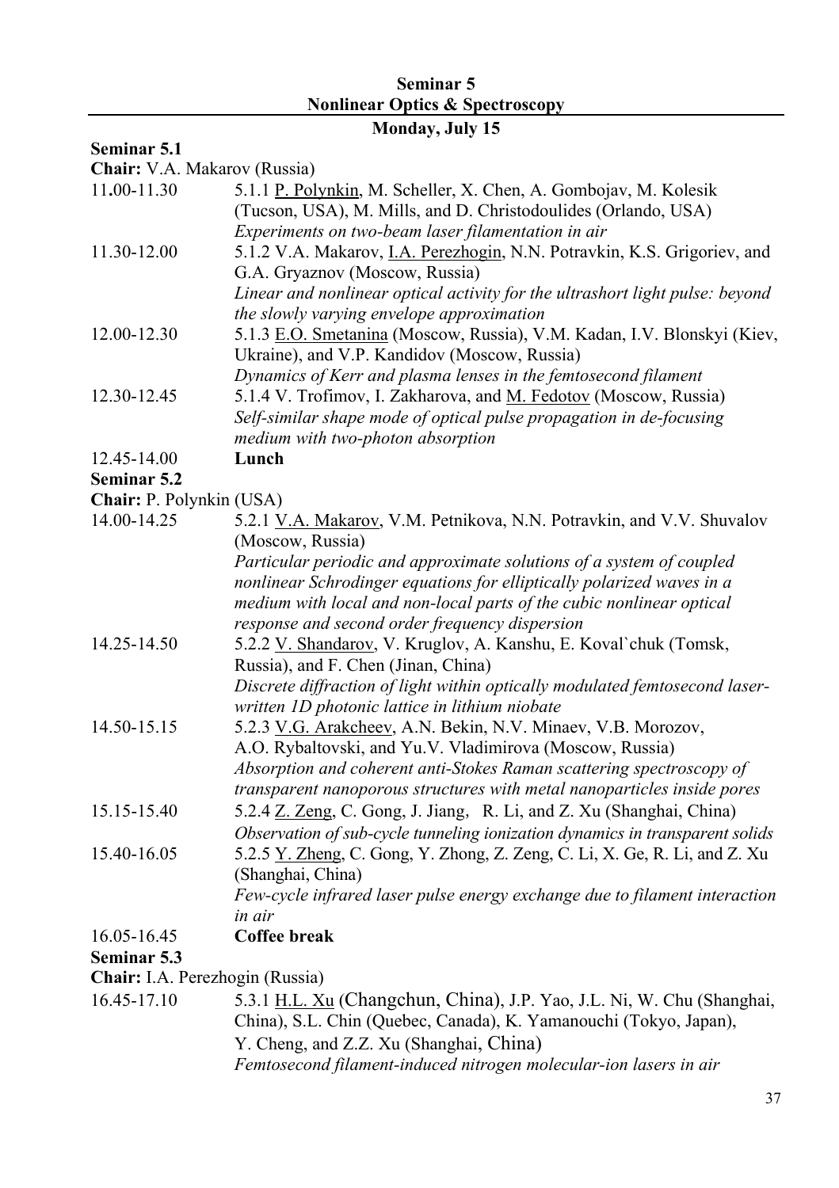# Seminar 5
## Nonlinear Optics & Spectroscopy

### Monday, July 15

**Seminar 5.1**

**Chair:** V.A. Makarov (Russia)

11.00-11.30 5.1.1 P. Polynkin, M. Scheller, X. Chen, A. Gombojav, M. Kolesik (Tucson, USA), M. Mills, and D. Christodoulides (Orlando, USA)
*Experiments on two-beam laser filamentation in air*

11.30-12.00 5.1.2 V.A. Makarov, I.A. Perezhogin, N.N. Potravkin, K.S. Grigoriev, and G.A. Gryaznov (Moscow, Russia)
*Linear and nonlinear optical activity for the ultrashort light pulse: beyond the slowly varying envelope approximation*

12.00-12.30 5.1.3 E.O. Smetanina (Moscow, Russia), V.M. Kadan, I.V. Blonskyi (Kiev, Ukraine), and V.P. Kandidov (Moscow, Russia)
*Dynamics of Kerr and plasma lenses in the femtosecond filament*

12.30-12.45 5.1.4 V. Trofimov, I. Zakharova, and M. Fedotov (Moscow, Russia)
*Self-similar shape mode of optical pulse propagation in de-focusing medium with two-photon absorption*

12.45-14.00 **Lunch**

**Seminar 5.2**

**Chair:** P. Polynkin (USA)

14.00-14.25 5.2.1 V.A. Makarov, V.M. Petnikova, N.N. Potravkin, and V.V. Shuvalov (Moscow, Russia)
*Particular periodic and approximate solutions of a system of coupled nonlinear Schrodinger equations for elliptically polarized waves in a medium with local and non-local parts of the cubic nonlinear optical response and second order frequency dispersion*

14.25-14.50 5.2.2 V. Shandarov, V. Kruglov, A. Kanshu, E. Koval`chuk (Tomsk, Russia), and F. Chen (Jinan, China)
*Discrete diffraction of light within optically modulated femtosecond laser-written 1D photonic lattice in lithium niobate*

14.50-15.15 5.2.3 V.G. Arakcheev, A.N. Bekin, N.V. Minaev, V.B. Morozov, A.O. Rybaltovski, and Yu.V. Vladimirova (Moscow, Russia)
*Absorption and coherent anti-Stokes Raman scattering spectroscopy of transparent nanoporous structures with metal nanoparticles inside pores*

15.15-15.40 5.2.4 Z. Zeng, C. Gong, J. Jiang, R. Li, and Z. Xu (Shanghai, China)
*Observation of sub-cycle tunneling ionization dynamics in transparent solids*

15.40-16.05 5.2.5 Y. Zheng, C. Gong, Y. Zhong, Z. Zeng, C. Li, X. Ge, R. Li, and Z. Xu (Shanghai, China)
*Few-cycle infrared laser pulse energy exchange due to filament interaction in air*

16.05-16.45 **Coffee break**

**Seminar 5.3**

**Chair:** I.A. Perezhogin (Russia)

16.45-17.10 5.3.1 H.L. Xu (Changchun, China), J.P. Yao, J.L. Ni, W. Chu (Shanghai, China), S.L. Chin (Quebec, Canada), K. Yamanouchi (Tokyo, Japan), Y. Cheng, and Z.Z. Xu (Shanghai, China)
*Femtosecond filament-induced nitrogen molecular-ion lasers in air*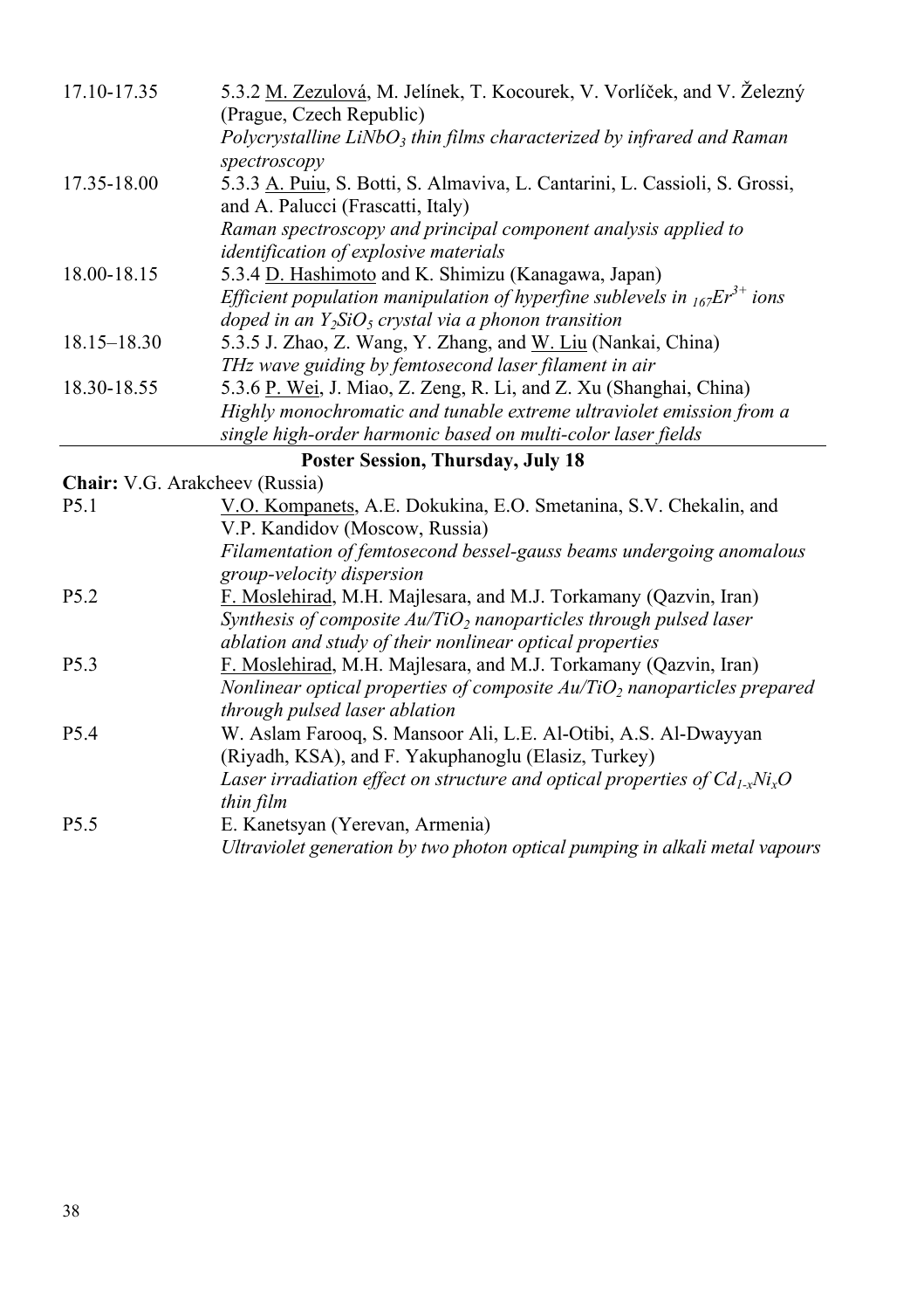17.10-17.35 — 5.3.2 M. Zezulová, M. Jelínek, T. Kocourek, V. Vorlíček, and V. Železný (Prague, Czech Republic)
*Polycrystalline $LiNbO_3$ thin films characterized by infrared and Raman spectroscopy*

17.35-18.00 — 5.3.3 A. Puiu, S. Botti, S. Almaviva, L. Cantarini, L. Cassioli, S. Grossi, and A. Palucci (Frascatti, Italy)
*Raman spectroscopy and principal component analysis applied to identification of explosive materials*

18.00-18.15 — 5.3.4 D. Hashimoto and K. Shimizu (Kanagawa, Japan)
*Efficient population manipulation of hyperfine sublevels in ${}_{167}Er^{3+}$ ions doped in an $Y_2SiO_5$ crystal via a phonon transition*

18.15–18.30 — 5.3.5 J. Zhao, Z. Wang, Y. Zhang, and W. Liu (Nankai, China)
*THz wave guiding by femtosecond laser filament in air*

18.30-18.55 — 5.3.6 P. Wei, J. Miao, Z. Zeng, R. Li, and Z. Xu (Shanghai, China)
*Highly monochromatic and tunable extreme ultraviolet emission from a single high-order harmonic based on multi-color laser fields*

## Poster Session, Thursday, July 18

**Chair:** V.G. Arakcheev (Russia)

P5.1 — V.O. Kompanets, A.E. Dokukina, E.O. Smetanina, S.V. Chekalin, and V.P. Kandidov (Moscow, Russia)
*Filamentation of femtosecond bessel-gauss beams undergoing anomalous group-velocity dispersion*

P5.2 — F. Moslehirad, M.H. Majlesara, and M.J. Torkamany (Qazvin, Iran)
*Synthesis of composite $Au/TiO_2$ nanoparticles through pulsed laser ablation and study of their nonlinear optical properties*

P5.3 — F. Moslehirad, M.H. Majlesara, and M.J. Torkamany (Qazvin, Iran)
*Nonlinear optical properties of composite $Au/TiO_2$ nanoparticles prepared through pulsed laser ablation*

P5.4 — W. Aslam Farooq, S. Mansoor Ali, L.E. Al-Otibi, A.S. Al-Dwayyan (Riyadh, KSA), and F. Yakuphanoglu (Elasiz, Turkey)
*Laser irradiation effect on structure and optical properties of $Cd_{1-x}Ni_xO$ thin film*

P5.5 — E. Kanetsyan (Yerevan, Armenia)
*Ultraviolet generation by two photon optical pumping in alkali metal vapours*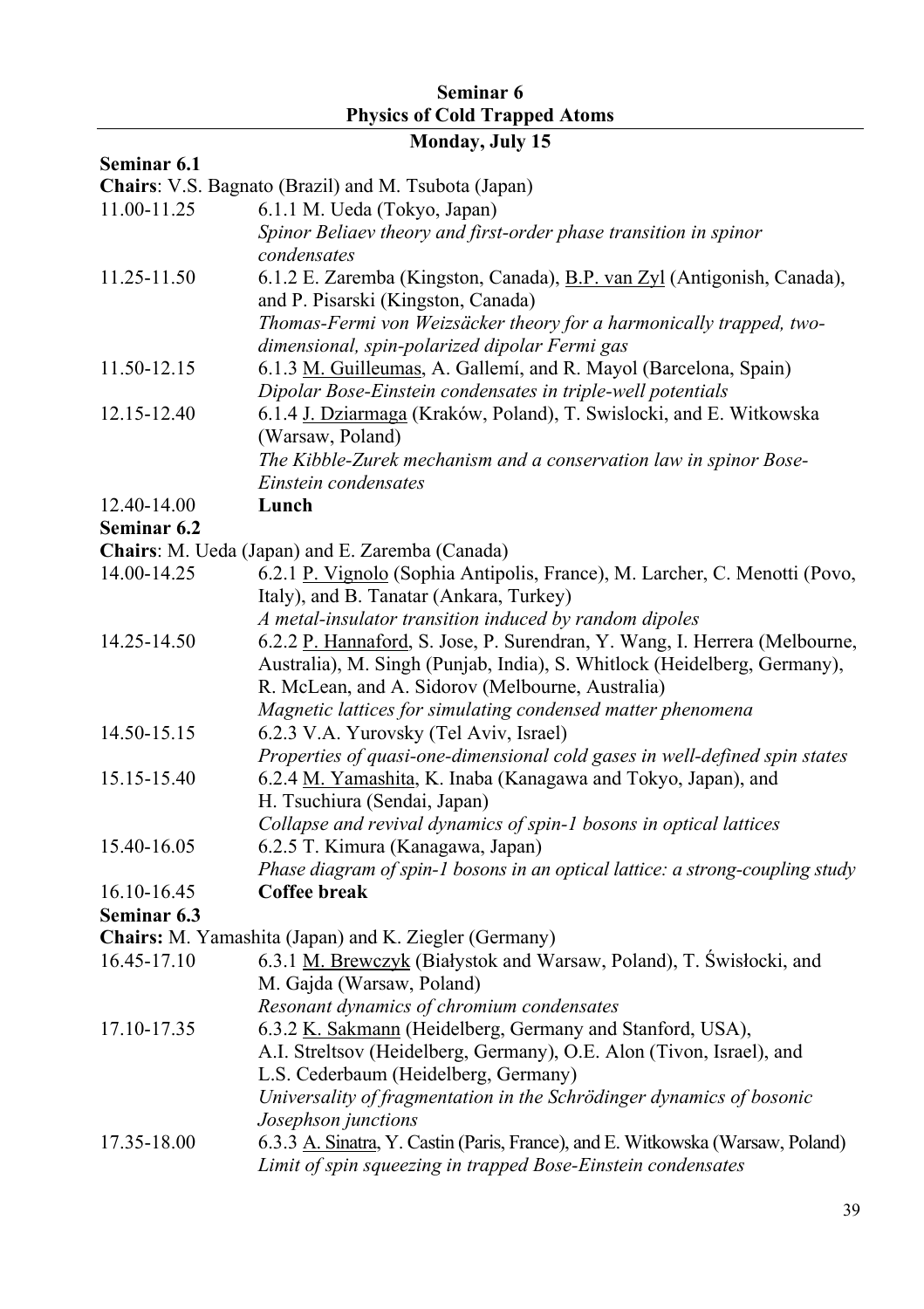## Seminar 6

## Physics of Cold Trapped Atoms

### Monday, July 15

**Seminar 6.1**

**Chairs**: V.S. Bagnato (Brazil) and M. Tsubota (Japan)

11.00-11.25 6.1.1 M. Ueda (Tokyo, Japan)
*Spinor Beliaev theory and first-order phase transition in spinor condensates*

11.25-11.50 6.1.2 E. Zaremba (Kingston, Canada), B.P. van Zyl (Antigonish, Canada), and P. Pisarski (Kingston, Canada)
*Thomas-Fermi von Weizsäcker theory for a harmonically trapped, two-dimensional, spin-polarized dipolar Fermi gas*

11.50-12.15 6.1.3 M. Guilleumas, A. Gallemí, and R. Mayol (Barcelona, Spain)
*Dipolar Bose-Einstein condensates in triple-well potentials*

12.15-12.40 6.1.4 J. Dziarmaga (Kraków, Poland), T. Swislocki, and E. Witkowska (Warsaw, Poland)
*The Kibble-Zurek mechanism and a conservation law in spinor Bose-Einstein condensates*

12.40-14.00 **Lunch**

**Seminar 6.2**

**Chairs**: M. Ueda (Japan) and E. Zaremba (Canada)

14.00-14.25 6.2.1 P. Vignolo (Sophia Antipolis, France), M. Larcher, C. Menotti (Povo, Italy), and B. Tanatar (Ankara, Turkey)
*A metal-insulator transition induced by random dipoles*

14.25-14.50 6.2.2 P. Hannaford, S. Jose, P. Surendran, Y. Wang, I. Herrera (Melbourne, Australia), M. Singh (Punjab, India), S. Whitlock (Heidelberg, Germany), R. McLean, and A. Sidorov (Melbourne, Australia)
*Magnetic lattices for simulating condensed matter phenomena*

14.50-15.15 6.2.3 V.A. Yurovsky (Tel Aviv, Israel)
*Properties of quasi-one-dimensional cold gases in well-defined spin states*

15.15-15.40 6.2.4 M. Yamashita, K. Inaba (Kanagawa and Tokyo, Japan), and H. Tsuchiura (Sendai, Japan)
*Collapse and revival dynamics of spin-1 bosons in optical lattices*

15.40-16.05 6.2.5 T. Kimura (Kanagawa, Japan)
*Phase diagram of spin-1 bosons in an optical lattice: a strong-coupling study*

16.10-16.45 **Coffee break**

**Seminar 6.3**

**Chairs:** M. Yamashita (Japan) and K. Ziegler (Germany)

16.45-17.10 6.3.1 M. Brewczyk (Białystok and Warsaw, Poland), T. Świsłocki, and M. Gajda (Warsaw, Poland)
*Resonant dynamics of chromium condensates*

17.10-17.35 6.3.2 K. Sakmann (Heidelberg, Germany and Stanford, USA), A.I. Streltsov (Heidelberg, Germany), O.E. Alon (Tivon, Israel), and L.S. Cederbaum (Heidelberg, Germany)
*Universality of fragmentation in the Schrödinger dynamics of bosonic Josephson junctions*

17.35-18.00 6.3.3 A. Sinatra, Y. Castin (Paris, France), and E. Witkowska (Warsaw, Poland)
*Limit of spin squeezing in trapped Bose-Einstein condensates*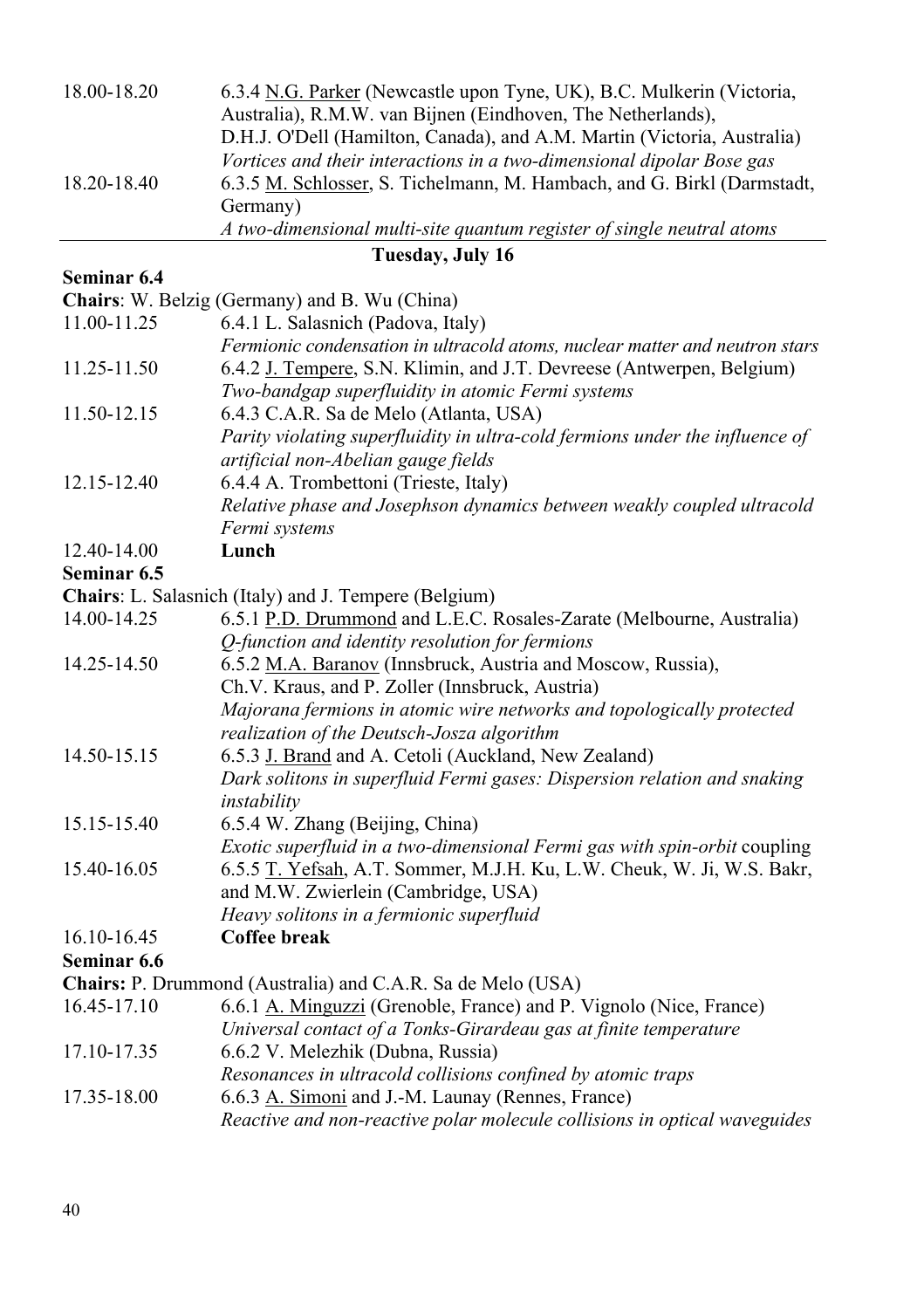18.00-18.20 6.3.4 N.G. Parker (Newcastle upon Tyne, UK), B.C. Mulkerin (Victoria, Australia), R.M.W. van Bijnen (Eindhoven, The Netherlands), D.H.J. O'Dell (Hamilton, Canada), and A.M. Martin (Victoria, Australia)
*Vortices and their interactions in a two-dimensional dipolar Bose gas*

18.20-18.40 6.3.5 M. Schlosser, S. Tichelmann, M. Hambach, and G. Birkl (Darmstadt, Germany)
*A two-dimensional multi-site quantum register of single neutral atoms*

---

## Tuesday, July 16

### Seminar 6.4

**Chairs**: W. Belzig (Germany) and B. Wu (China)

11.00-11.25 6.4.1 L. Salasnich (Padova, Italy)
*Fermionic condensation in ultracold atoms, nuclear matter and neutron stars*

11.25-11.50 6.4.2 J. Tempere, S.N. Klimin, and J.T. Devreese (Antwerpen, Belgium)
*Two-bandgap superfluidity in atomic Fermi systems*

11.50-12.15 6.4.3 C.A.R. Sa de Melo (Atlanta, USA)
*Parity violating superfluidity in ultra-cold fermions under the influence of artificial non-Abelian gauge fields*

12.15-12.40 6.4.4 A. Trombettoni (Trieste, Italy)
*Relative phase and Josephson dynamics between weakly coupled ultracold Fermi systems*

12.40-14.00 **Lunch**

### Seminar 6.5

**Chairs**: L. Salasnich (Italy) and J. Tempere (Belgium)

14.00-14.25 6.5.1 P.D. Drummond and L.E.C. Rosales-Zarate (Melbourne, Australia)
*Q-function and identity resolution for fermions*

14.25-14.50 6.5.2 M.A. Baranov (Innsbruck, Austria and Moscow, Russia), Ch.V. Kraus, and P. Zoller (Innsbruck, Austria)
*Majorana fermions in atomic wire networks and topologically protected realization of the Deutsch-Josza algorithm*

14.50-15.15 6.5.3 J. Brand and A. Cetoli (Auckland, New Zealand)
*Dark solitons in superfluid Fermi gases: Dispersion relation and snaking instability*

15.15-15.40 6.5.4 W. Zhang (Beijing, China)
*Exotic superfluid in a two-dimensional Fermi gas with spin-orbit* coupling

15.40-16.05 6.5.5 T. Yefsah, A.T. Sommer, M.J.H. Ku, L.W. Cheuk, W. Ji, W.S. Bakr, and M.W. Zwierlein (Cambridge, USA)
*Heavy solitons in a fermionic superfluid*

16.10-16.45 **Coffee break**

### Seminar 6.6

**Chairs:** P. Drummond (Australia) and C.A.R. Sa de Melo (USA)

16.45-17.10 6.6.1 A. Minguzzi (Grenoble, France) and P. Vignolo (Nice, France)
*Universal contact of a Tonks-Girardeau gas at finite temperature*

17.10-17.35 6.6.2 V. Melezhik (Dubna, Russia)
*Resonances in ultracold collisions confined by atomic traps*

17.35-18.00 6.6.3 A. Simoni and J.-M. Launay (Rennes, France)
*Reactive and non-reactive polar molecule collisions in optical waveguides*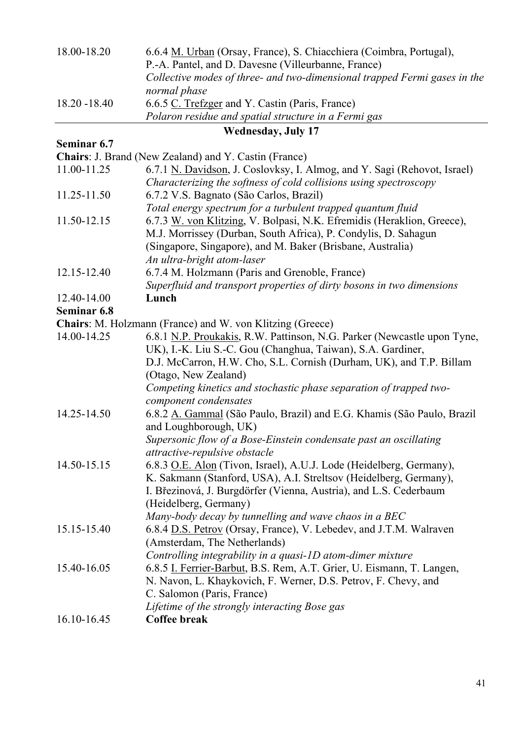18.00-18.20 — 6.6.4 M. Urban (Orsay, France), S. Chiacchiera (Coimbra, Portugal), P.-A. Pantel, and D. Davesne (Villeurbanne, France)
*Collective modes of three- and two-dimensional trapped Fermi gases in the normal phase*

18.20 -18.40 — 6.6.5 C. Trefzger and Y. Castin (Paris, France)
*Polaron residue and spatial structure in a Fermi gas*

## Wednesday, July 17

### Seminar 6.7

**Chairs**: J. Brand (New Zealand) and Y. Castin (France)

11.00-11.25 — 6.7.1 N. Davidson, J. Coslovksy, I. Almog, and Y. Sagi (Rehovot, Israel)
*Characterizing the softness of cold collisions using spectroscopy*

11.25-11.50 — 6.7.2 V.S. Bagnato (São Carlos, Brazil)
*Total energy spectrum for a turbulent trapped quantum fluid*

11.50-12.15 — 6.7.3 W. von Klitzing, V. Bolpasi, N.K. Efremidis (Heraklion, Greece), M.J. Morrissey (Durban, South Africa), P. Condylis, D. Sahagun (Singapore, Singapore), and M. Baker (Brisbane, Australia)
*An ultra-bright atom-laser*

12.15-12.40 — 6.7.4 M. Holzmann (Paris and Grenoble, France)
*Superfluid and transport properties of dirty bosons in two dimensions*

12.40-14.00 — **Lunch**

### Seminar 6.8

**Chairs**: M. Holzmann (France) and W. von Klitzing (Greece)

14.00-14.25 — 6.8.1 N.P. Proukakis, R.W. Pattinson, N.G. Parker (Newcastle upon Tyne, UK), I.-K. Liu S.-C. Gou (Changhua, Taiwan), S.A. Gardiner, D.J. McCarron, H.W. Cho, S.L. Cornish (Durham, UK), and T.P. Billam (Otago, New Zealand)
*Competing kinetics and stochastic phase separation of trapped two-component condensates*

14.25-14.50 — 6.8.2 A. Gammal (São Paulo, Brazil) and E.G. Khamis (São Paulo, Brazil and Loughborough, UK)
*Supersonic flow of a Bose-Einstein condensate past an oscillating attractive-repulsive obstacle*

14.50-15.15 — 6.8.3 O.E. Alon (Tivon, Israel), A.U.J. Lode (Heidelberg, Germany), K. Sakmann (Stanford, USA), A.I. Streltsov (Heidelberg, Germany), I. Březinová, J. Burgdörfer (Vienna, Austria), and L.S. Cederbaum (Heidelberg, Germany)
*Many-body decay by tunnelling and wave chaos in a BEC*

15.15-15.40 — 6.8.4 D.S. Petrov (Orsay, France), V. Lebedev, and J.T.M. Walraven (Amsterdam, The Netherlands)
*Controlling integrability in a quasi-1D atom-dimer mixture*

15.40-16.05 — 6.8.5 I. Ferrier-Barbut, B.S. Rem, A.T. Grier, U. Eismann, T. Langen, N. Navon, L. Khaykovich, F. Werner, D.S. Petrov, F. Chevy, and C. Salomon (Paris, France)
*Lifetime of the strongly interacting Bose gas*

16.10-16.45 — **Coffee break**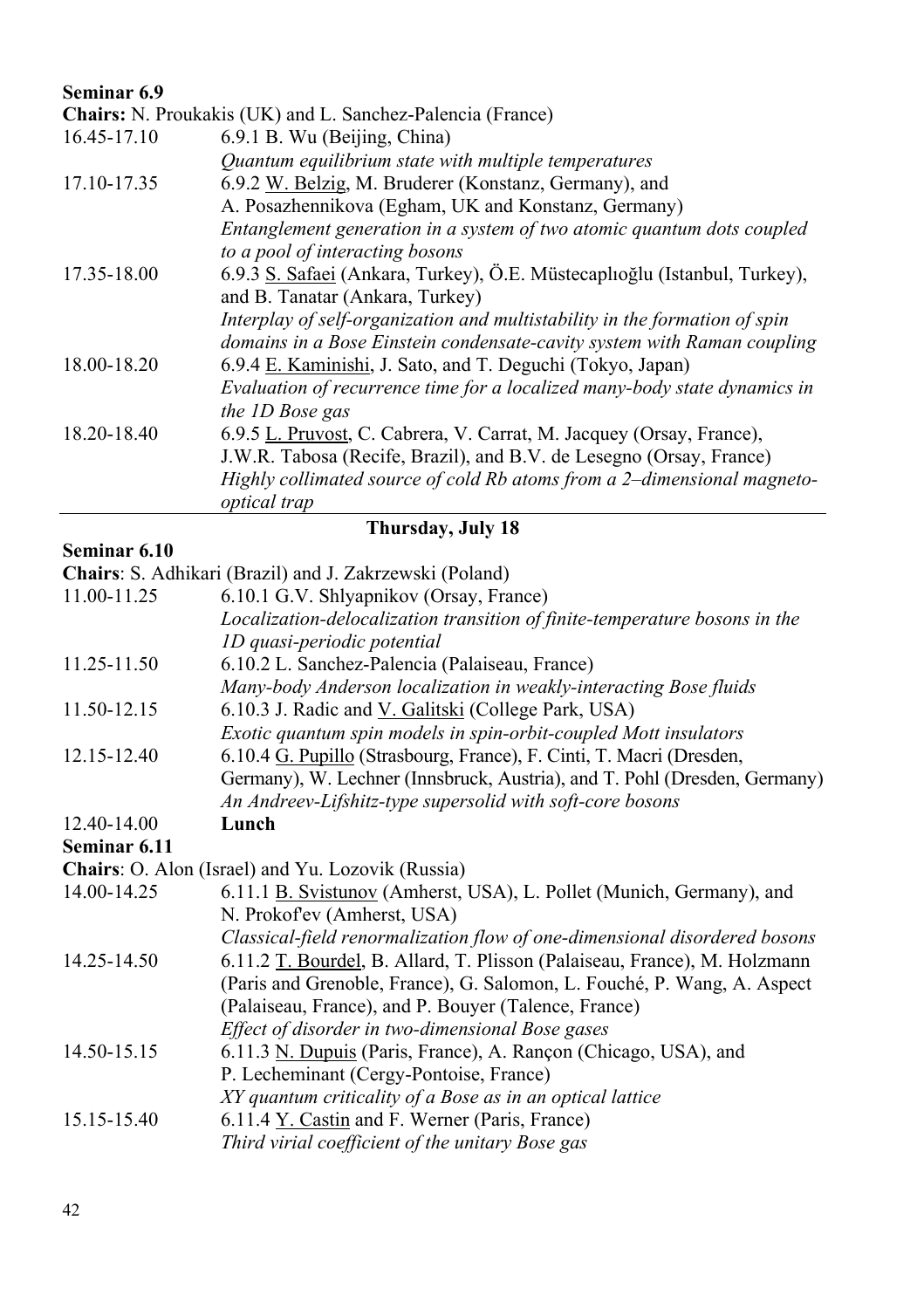**Seminar 6.9**

**Chairs:** N. Proukakis (UK) and L. Sanchez-Palencia (France)

| | |
|---|---|
| 16.45-17.10 | 6.9.1 B. Wu (Beijing, China)<br>*Quantum equilibrium state with multiple temperatures* |
| 17.10-17.35 | 6.9.2 W. Belzig, M. Bruderer (Konstanz, Germany), and A. Posazhennikova (Egham, UK and Konstanz, Germany)<br>*Entanglement generation in a system of two atomic quantum dots coupled to a pool of interacting bosons* |
| 17.35-18.00 | 6.9.3 S. Safaei (Ankara, Turkey), Ö.E. Müstecaplıoğlu (Istanbul, Turkey), and B. Tanatar (Ankara, Turkey)<br>*Interplay of self-organization and multistability in the formation of spin domains in a Bose Einstein condensate-cavity system with Raman coupling* |
| 18.00-18.20 | 6.9.4 E. Kaminishi, J. Sato, and T. Deguchi (Tokyo, Japan)<br>*Evaluation of recurrence time for a localized many-body state dynamics in the 1D Bose gas* |
| 18.20-18.40 | 6.9.5 L. Pruvost, C. Cabrera, V. Carrat, M. Jacquey (Orsay, France), J.W.R. Tabosa (Recife, Brazil), and B.V. de Lesegno (Orsay, France)<br>*Highly collimated source of cold Rb atoms from a 2–dimensional magneto-optical trap* |

## Thursday, July 18

**Seminar 6.10**

**Chairs**: S. Adhikari (Brazil) and J. Zakrzewski (Poland)

| | |
|---|---|
| 11.00-11.25 | 6.10.1 G.V. Shlyapnikov (Orsay, France)<br>*Localization-delocalization transition of finite-temperature bosons in the 1D quasi-periodic potential* |
| 11.25-11.50 | 6.10.2 L. Sanchez-Palencia (Palaiseau, France)<br>*Many-body Anderson localization in weakly-interacting Bose fluids* |
| 11.50-12.15 | 6.10.3 J. Radic and V. Galitski (College Park, USA)<br>*Exotic quantum spin models in spin-orbit-coupled Mott insulators* |
| 12.15-12.40 | 6.10.4 G. Pupillo (Strasbourg, France), F. Cinti, T. Macri (Dresden, Germany), W. Lechner (Innsbruck, Austria), and T. Pohl (Dresden, Germany)<br>*An Andreev-Lifshitz-type supersolid with soft-core bosons* |
| 12.40-14.00 | **Lunch** |

**Seminar 6.11**

**Chairs**: O. Alon (Israel) and Yu. Lozovik (Russia)

| | |
|---|---|
| 14.00-14.25 | 6.11.1 B. Svistunov (Amherst, USA), L. Pollet (Munich, Germany), and N. Prokof'ev (Amherst, USA)<br>*Classical-field renormalization flow of one-dimensional disordered bosons* |
| 14.25-14.50 | 6.11.2 T. Bourdel, B. Allard, T. Plisson (Palaiseau, France), M. Holzmann (Paris and Grenoble, France), G. Salomon, L. Fouché, P. Wang, A. Aspect (Palaiseau, France), and P. Bouyer (Talence, France)<br>*Effect of disorder in two-dimensional Bose gases* |
| 14.50-15.15 | 6.11.3 N. Dupuis (Paris, France), A. Rançon (Chicago, USA), and P. Lecheminant (Cergy-Pontoise, France)<br>*XY quantum criticality of a Bose as in an optical lattice* |
| 15.15-15.40 | 6.11.4 Y. Castin and F. Werner (Paris, France)<br>*Third virial coefficient of the unitary Bose gas* |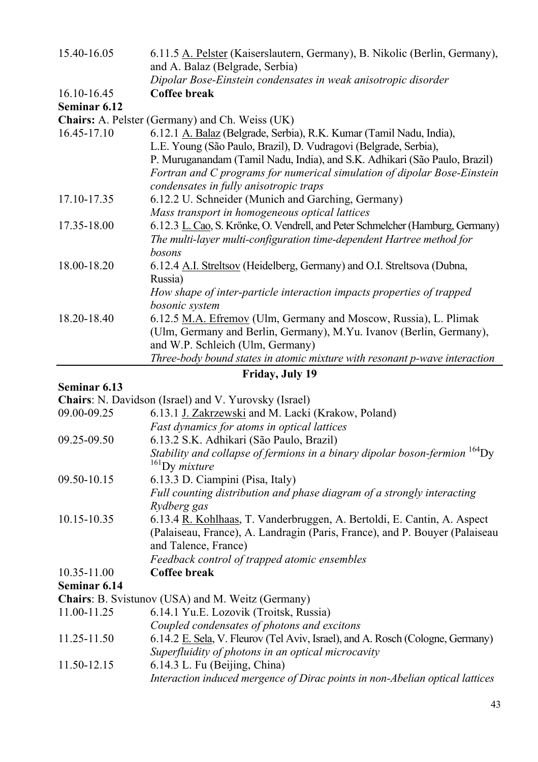15.40-16.05 6.11.5 <u>A. Pelster</u> (Kaiserslautern, Germany), B. Nikolic (Berlin, Germany), and A. Balaz (Belgrade, Serbia)
*Dipolar Bose-Einstein condensates in weak anisotropic disorder*

16.10-16.45 **Coffee break**

**Seminar 6.12**

**Chairs:** A. Pelster (Germany) and Ch. Weiss (UK)

16.45-17.10 6.12.1 <u>A. Balaz</u> (Belgrade, Serbia), R.K. Kumar (Tamil Nadu, India), L.E. Young (São Paulo, Brazil), D. Vudragovi (Belgrade, Serbia), P. Muruganandam (Tamil Nadu, India), and S.K. Adhikari (São Paulo, Brazil)
*Fortran and C programs for numerical simulation of dipolar Bose-Einstein condensates in fully anisotropic traps*

17.10-17.35 6.12.2 U. Schneider (Munich and Garching, Germany)
*Mass transport in homogeneous optical lattices*

17.35-18.00 6.12.3 <u>L. Cao</u>, S. Krönke, O. Vendrell, and Peter Schmelcher (Hamburg, Germany)
*The multi-layer multi-configuration time-dependent Hartree method for bosons*

18.00-18.20 6.12.4 <u>A.I. Streltsov</u> (Heidelberg, Germany) and O.I. Streltsova (Dubna, Russia)
*How shape of inter-particle interaction impacts properties of trapped bosonic system*

18.20-18.40 6.12.5 <u>M.A. Efremov</u> (Ulm, Germany and Moscow, Russia), L. Plimak (Ulm, Germany and Berlin, Germany), M.Yu. Ivanov (Berlin, Germany), and W.P. Schleich (Ulm, Germany)
*Three-body bound states in atomic mixture with resonant p-wave interaction*

## Friday, July 19

**Seminar 6.13**

**Chairs**: N. Davidson (Israel) and V. Yurovsky (Israel)

09.00-09.25 6.13.1 <u>J. Zakrzewski</u> and M. Lacki (Krakow, Poland)
*Fast dynamics for atoms in optical lattices*

09.25-09.50 6.13.2 S.K. Adhikari (São Paulo, Brazil)
*Stability and collapse of fermions in a binary dipolar boson-fermion* $^{164}$Dy $^{161}$Dy *mixture*

09.50-10.15 6.13.3 D. Ciampini (Pisa, Italy)
*Full counting distribution and phase diagram of a strongly interacting Rydberg gas*

10.15-10.35 6.13.4 <u>R. Kohlhaas</u>, T. Vanderbruggen, A. Bertoldi, E. Cantin, A. Aspect (Palaiseau, France), A. Landragin (Paris, France), and P. Bouyer (Palaiseau and Talence, France)
*Feedback control of trapped atomic ensembles*

10.35-11.00 **Coffee break**

**Seminar 6.14**

**Chairs**: B. Svistunov (USA) and M. Weitz (Germany)

11.00-11.25 6.14.1 Yu.E. Lozovik (Troitsk, Russia)
*Coupled condensates of photons and excitons*

11.25-11.50 6.14.2 <u>E. Sela</u>, V. Fleurov (Tel Aviv, Israel), and A. Rosch (Cologne, Germany)
*Superfluidity of photons in an optical microcavity*

11.50-12.15 6.14.3 L. Fu (Beijing, China)
*Interaction induced mergence of Dirac points in non-Abelian optical lattices*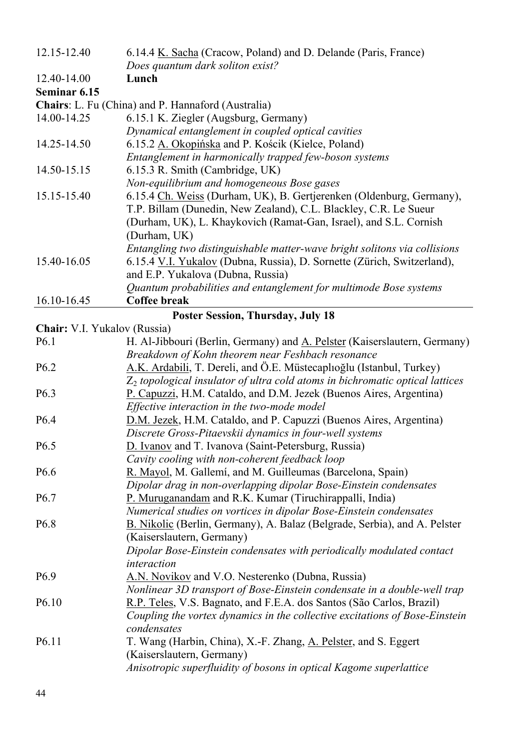| | |
|---|---|
| 12.15-12.40 | 6.14.4 K. Sacha (Cracow, Poland) and D. Delande (Paris, France)<br>*Does quantum dark soliton exist?* |
| 12.40-14.00 | **Lunch** |

**Seminar 6.15**

**Chairs**: L. Fu (China) and P. Hannaford (Australia)

| | |
|---|---|
| 14.00-14.25 | 6.15.1 K. Ziegler (Augsburg, Germany)<br>*Dynamical entanglement in coupled optical cavities* |
| 14.25-14.50 | 6.15.2 A. Okopińska and P. Kościk (Kielce, Poland)<br>*Entanglement in harmonically trapped few-boson systems* |
| 14.50-15.15 | 6.15.3 R. Smith (Cambridge, UK)<br>*Non-equilibrium and homogeneous Bose gases* |
| 15.15-15.40 | 6.15.4 Ch. Weiss (Durham, UK), B. Gertjerenken (Oldenburg, Germany), T.P. Billam (Dunedin, New Zealand), C.L. Blackley, C.R. Le Sueur (Durham, UK), L. Khaykovich (Ramat-Gan, Israel), and S.L. Cornish (Durham, UK)<br>*Entangling two distinguishable matter-wave bright solitons via collisions* |
| 15.40-16.05 | 6.15.4 V.I. Yukalov (Dubna, Russia), D. Sornette (Zürich, Switzerland), and E.P. Yukalova (Dubna, Russia)<br>*Quantum probabilities and entanglement for multimode Bose systems* |
| 16.10-16.45 | **Coffee break** |

## Poster Session, Thursday, July 18

**Chair:** V.I. Yukalov (Russia)

| | |
|---|---|
| P6.1 | H. Al-Jibbouri (Berlin, Germany) and A. Pelster (Kaiserslautern, Germany)<br>*Breakdown of Kohn theorem near Feshbach resonance* |
| P6.2 | A.K. Ardabili, T. Dereli, and Ö.E. Müstecaplıoğlu (Istanbul, Turkey)<br>*$Z_2$ topological insulator of ultra cold atoms in bichromatic optical lattices* |
| P6.3 | P. Capuzzi, H.M. Cataldo, and D.M. Jezek (Buenos Aires, Argentina)<br>*Effective interaction in the two-mode model* |
| P6.4 | D.M. Jezek, H.M. Cataldo, and P. Capuzzi (Buenos Aires, Argentina)<br>*Discrete Gross-Pitaevskii dynamics in four-well systems* |
| P6.5 | D. Ivanov and T. Ivanova (Saint-Petersburg, Russia)<br>*Cavity cooling with non-coherent feedback loop* |
| P6.6 | R. Mayol, M. Gallemí, and M. Guilleumas (Barcelona, Spain)<br>*Dipolar drag in non-overlapping dipolar Bose-Einstein condensates* |
| P6.7 | P. Muruganandam and R.K. Kumar (Tiruchirappalli, India)<br>*Numerical studies on vortices in dipolar Bose-Einstein condensates* |
| P6.8 | B. Nikolic (Berlin, Germany), A. Balaz (Belgrade, Serbia), and A. Pelster (Kaiserslautern, Germany)<br>*Dipolar Bose-Einstein condensates with periodically modulated contact interaction* |
| P6.9 | A.N. Novikov and V.O. Nesterenko (Dubna, Russia)<br>*Nonlinear 3D transport of Bose-Einstein condensate in a double-well trap* |
| P6.10 | R.P. Teles, V.S. Bagnato, and F.E.A. dos Santos (São Carlos, Brazil)<br>*Coupling the vortex dynamics in the collective excitations of Bose-Einstein condensates* |
| P6.11 | T. Wang (Harbin, China), X.-F. Zhang, A. Pelster, and S. Eggert (Kaiserslautern, Germany)<br>*Anisotropic superfluidity of bosons in optical Kagome superlattice* |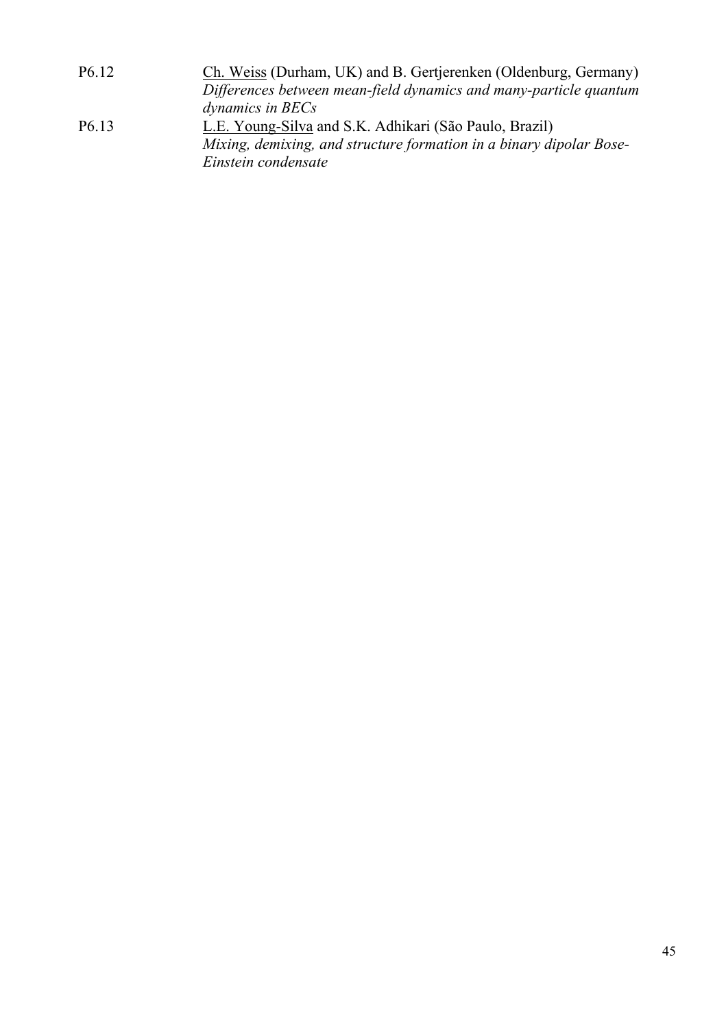P6.12 Ch. Weiss (Durham, UK) and B. Gertjerenken (Oldenburg, Germany)
*Differences between mean-field dynamics and many-particle quantum dynamics in BECs*

P6.13 L.E. Young-Silva and S.K. Adhikari (São Paulo, Brazil)
*Mixing, demixing, and structure formation in a binary dipolar Bose-Einstein condensate*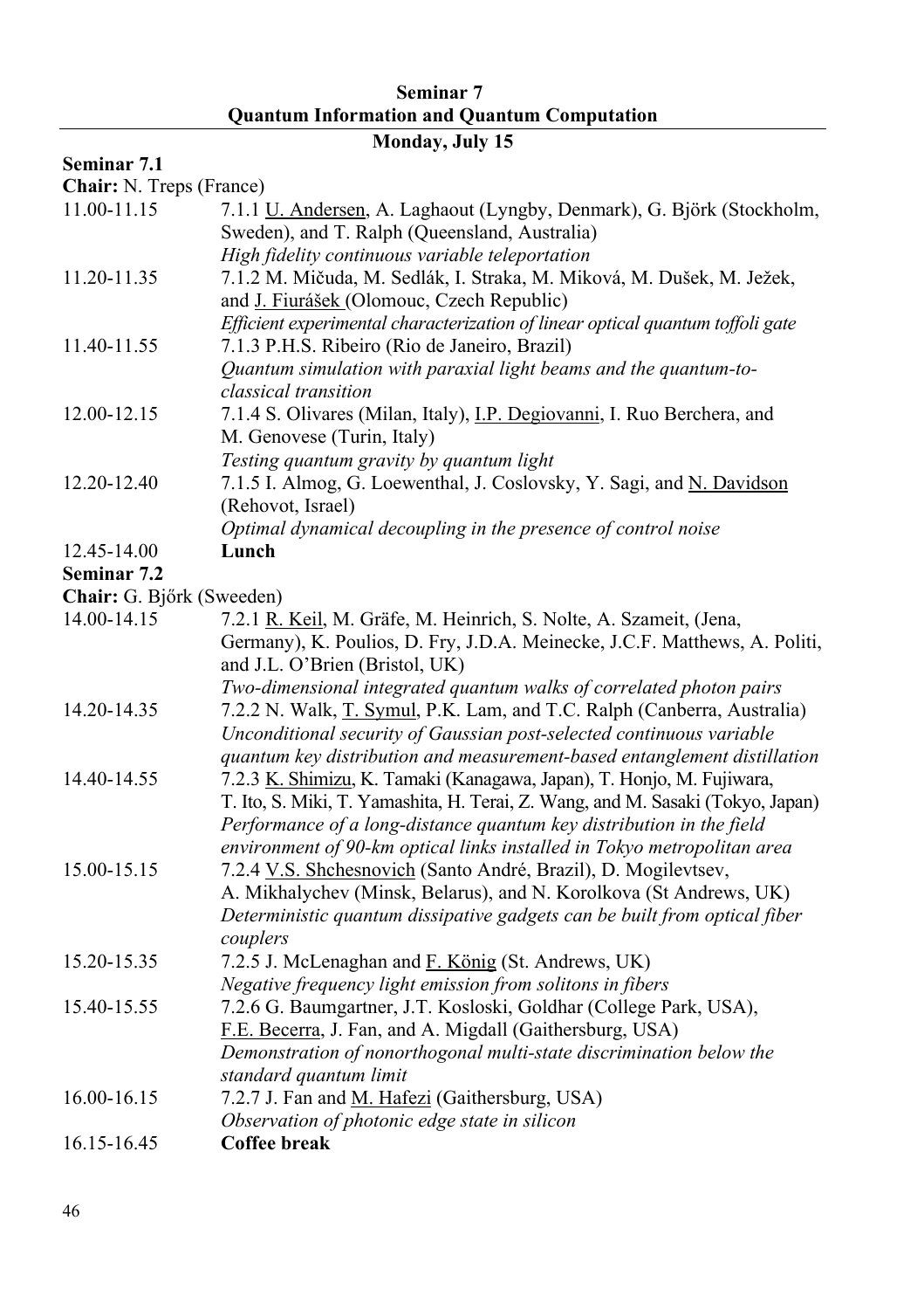## Seminar 7
## Quantum Information and Quantum Computation

### Monday, July 15

**Seminar 7.1**

**Chair:** N. Treps (France)

| | |
|---|---|
| 11.00-11.15 | 7.1.1 U. Andersen, A. Laghaout (Lyngby, Denmark), G. Björk (Stockholm, Sweden), and T. Ralph (Queensland, Australia)<br>*High fidelity continuous variable teleportation* |
| 11.20-11.35 | 7.1.2 M. Mičuda, M. Sedlák, I. Straka, M. Miková, M. Dušek, M. Ježek, and J. Fiurášek (Olomouc, Czech Republic)<br>*Efficient experimental characterization of linear optical quantum toffoli gate* |
| 11.40-11.55 | 7.1.3 P.H.S. Ribeiro (Rio de Janeiro, Brazil)<br>*Quantum simulation with paraxial light beams and the quantum-to-classical transition* |
| 12.00-12.15 | 7.1.4 S. Olivares (Milan, Italy), I.P. Degiovanni, I. Ruo Berchera, and M. Genovese (Turin, Italy)<br>*Testing quantum gravity by quantum light* |
| 12.20-12.40 | 7.1.5 I. Almog, G. Loewenthal, J. Coslovsky, Y. Sagi, and N. Davidson (Rehovot, Israel)<br>*Optimal dynamical decoupling in the presence of control noise* |
| 12.45-14.00 | **Lunch** |

**Seminar 7.2**

**Chair:** G. Bjőrk (Sweeden)

| | |
|---|---|
| 14.00-14.15 | 7.2.1 R. Keil, M. Gräfe, M. Heinrich, S. Nolte, A. Szameit, (Jena, Germany), K. Poulios, D. Fry, J.D.A. Meinecke, J.C.F. Matthews, A. Politi, and J.L. O'Brien (Bristol, UK)<br>*Two-dimensional integrated quantum walks of correlated photon pairs* |
| 14.20-14.35 | 7.2.2 N. Walk, T. Symul, P.K. Lam, and T.C. Ralph (Canberra, Australia)<br>*Unconditional security of Gaussian post-selected continuous variable quantum key distribution and measurement-based entanglement distillation* |
| 14.40-14.55 | 7.2.3 K. Shimizu, K. Tamaki (Kanagawa, Japan), T. Honjo, M. Fujiwara, T. Ito, S. Miki, T. Yamashita, H. Terai, Z. Wang, and M. Sasaki (Tokyo, Japan)<br>*Performance of a long-distance quantum key distribution in the field environment of 90-km optical links installed in Tokyo metropolitan area* |
| 15.00-15.15 | 7.2.4 V.S. Shchesnovich (Santo André, Brazil), D. Mogilevtsev, A. Mikhalychev (Minsk, Belarus), and N. Korolkova (St Andrews, UK)<br>*Deterministic quantum dissipative gadgets can be built from optical fiber couplers* |
| 15.20-15.35 | 7.2.5 J. McLenaghan and F. König (St. Andrews, UK)<br>*Negative frequency light emission from solitons in fibers* |
| 15.40-15.55 | 7.2.6 G. Baumgartner, J.T. Kosloski, Goldhar (College Park, USA), F.E. Becerra, J. Fan, and A. Migdall (Gaithersburg, USA)<br>*Demonstration of nonorthogonal multi-state discrimination below the standard quantum limit* |
| 16.00-16.15 | 7.2.7 J. Fan and M. Hafezi (Gaithersburg, USA)<br>*Observation of photonic edge state in silicon* |
| 16.15-16.45 | **Coffee break** |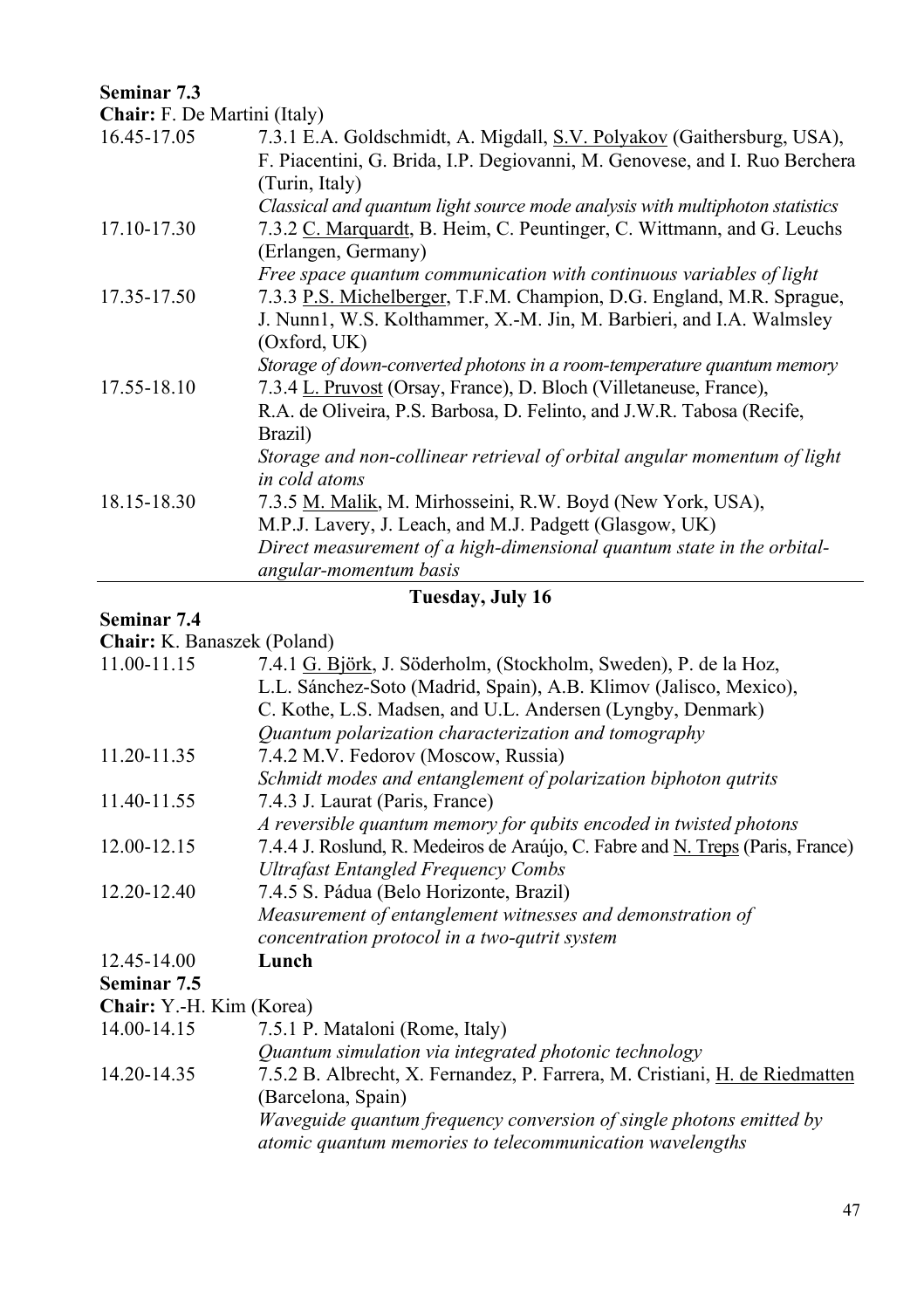**Seminar 7.3**

**Chair:** F. De Martini (Italy)

16.45-17.05 7.3.1 E.A. Goldschmidt, A. Migdall, S.V. Polyakov (Gaithersburg, USA), F. Piacentini, G. Brida, I.P. Degiovanni, M. Genovese, and I. Ruo Berchera (Turin, Italy)
*Classical and quantum light source mode analysis with multiphoton statistics*

17.10-17.30 7.3.2 C. Marquardt, B. Heim, C. Peuntinger, C. Wittmann, and G. Leuchs (Erlangen, Germany)
*Free space quantum communication with continuous variables of light*

17.35-17.50 7.3.3 P.S. Michelberger, T.F.M. Champion, D.G. England, M.R. Sprague, J. Nunn1, W.S. Kolthammer, X.-M. Jin, M. Barbieri, and I.A. Walmsley (Oxford, UK)
*Storage of down-converted photons in a room-temperature quantum memory*

17.55-18.10 7.3.4 L. Pruvost (Orsay, France), D. Bloch (Villetaneuse, France), R.A. de Oliveira, P.S. Barbosa, D. Felinto, and J.W.R. Tabosa (Recife, Brazil)
*Storage and non-collinear retrieval of orbital angular momentum of light in cold atoms*

18.15-18.30 7.3.5 M. Malik, M. Mirhosseini, R.W. Boyd (New York, USA), M.P.J. Lavery, J. Leach, and M.J. Padgett (Glasgow, UK)
*Direct measurement of a high-dimensional quantum state in the orbital-angular-momentum basis*

---

## Tuesday, July 16

**Seminar 7.4**

**Chair:** K. Banaszek (Poland)

11.00-11.15 7.4.1 G. Björk, J. Söderholm, (Stockholm, Sweden), P. de la Hoz, L.L. Sánchez-Soto (Madrid, Spain), A.B. Klimov (Jalisco, Mexico), C. Kothe, L.S. Madsen, and U.L. Andersen (Lyngby, Denmark)
*Quantum polarization characterization and tomography*

11.20-11.35 7.4.2 M.V. Fedorov (Moscow, Russia)
*Schmidt modes and entanglement of polarization biphoton qutrits*

11.40-11.55 7.4.3 J. Laurat (Paris, France)
*A reversible quantum memory for qubits encoded in twisted photons*

12.00-12.15 7.4.4 J. Roslund, R. Medeiros de Araújo, C. Fabre and N. Treps (Paris, France)
*Ultrafast Entangled Frequency Combs*

12.20-12.40 7.4.5 S. Pádua (Belo Horizonte, Brazil)
*Measurement of entanglement witnesses and demonstration of concentration protocol in a two-qutrit system*

12.45-14.00 **Lunch**

**Seminar 7.5**

**Chair:** Y.-H. Kim (Korea)

14.00-14.15 7.5.1 P. Mataloni (Rome, Italy)
*Quantum simulation via integrated photonic technology*

14.20-14.35 7.5.2 B. Albrecht, X. Fernandez, P. Farrera, M. Cristiani, H. de Riedmatten (Barcelona, Spain)
*Waveguide quantum frequency conversion of single photons emitted by atomic quantum memories to telecommunication wavelengths*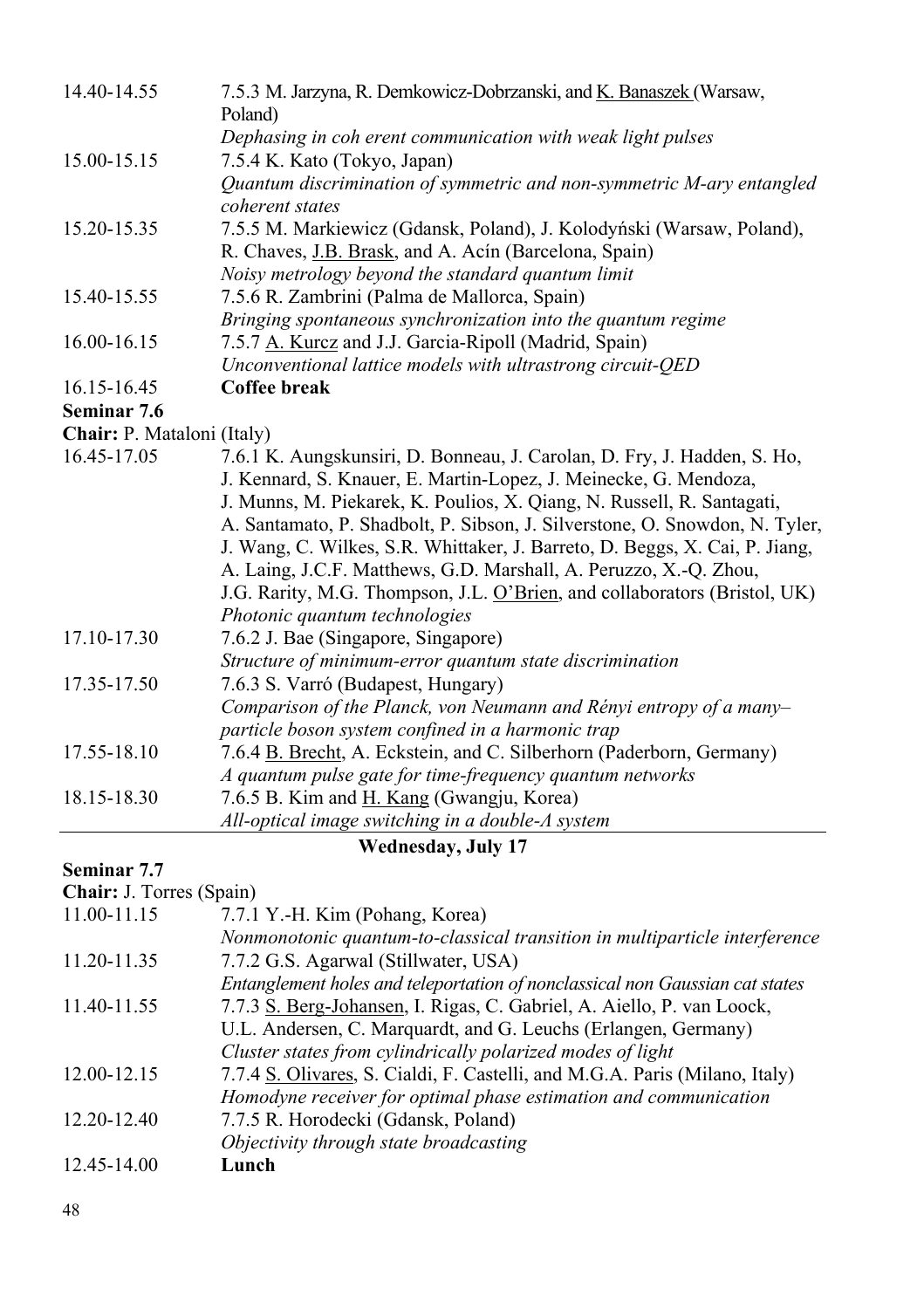14.40-14.55 — 7.5.3 M. Jarzyna, R. Demkowicz-Dobrzanski, and K. Banaszek (Warsaw, Poland)
*Dephasing in coh erent communication with weak light pulses*

15.00-15.15 — 7.5.4 K. Kato (Tokyo, Japan)
*Quantum discrimination of symmetric and non-symmetric M-ary entangled coherent states*

15.20-15.35 — 7.5.5 M. Markiewicz (Gdansk, Poland), J. Kolodyński (Warsaw, Poland), R. Chaves, J.B. Brask, and A. Acín (Barcelona, Spain)
*Noisy metrology beyond the standard quantum limit*

15.40-15.55 — 7.5.6 R. Zambrini (Palma de Mallorca, Spain)
*Bringing spontaneous synchronization into the quantum regime*

16.00-16.15 — 7.5.7 A. Kurcz and J.J. Garcia-Ripoll (Madrid, Spain)
*Unconventional lattice models with ultrastrong circuit-QED*

16.15-16.45 — **Coffee break**

**Seminar 7.6**

**Chair:** P. Mataloni (Italy)

16.45-17.05 — 7.6.1 K. Aungskunsiri, D. Bonneau, J. Carolan, D. Fry, J. Hadden, S. Ho, J. Kennard, S. Knauer, E. Martin-Lopez, J. Meinecke, G. Mendoza, J. Munns, M. Piekarek, K. Poulios, X. Qiang, N. Russell, R. Santagati, A. Santamato, P. Shadbolt, P. Sibson, J. Silverstone, O. Snowdon, N. Tyler, J. Wang, C. Wilkes, S.R. Whittaker, J. Barreto, D. Beggs, X. Cai, P. Jiang, A. Laing, J.C.F. Matthews, G.D. Marshall, A. Peruzzo, X.-Q. Zhou, J.G. Rarity, M.G. Thompson, J.L. O'Brien, and collaborators (Bristol, UK)
*Photonic quantum technologies*

17.10-17.30 — 7.6.2 J. Bae (Singapore, Singapore)
*Structure of minimum-error quantum state discrimination*

17.35-17.50 — 7.6.3 S. Varró (Budapest, Hungary)
*Comparison of the Planck, von Neumann and Rényi entropy of a many–particle boson system confined in a harmonic trap*

17.55-18.10 — 7.6.4 B. Brecht, A. Eckstein, and C. Silberhorn (Paderborn, Germany)
*A quantum pulse gate for time-frequency quantum networks*

18.15-18.30 — 7.6.5 B. Kim and H. Kang (Gwangju, Korea)
*All-optical image switching in a double-Λ system*

## Wednesday, July 17

**Seminar 7.7**

**Chair:** J. Torres (Spain)

11.00-11.15 — 7.7.1 Y.-H. Kim (Pohang, Korea)
*Nonmonotonic quantum-to-classical transition in multiparticle interference*

11.20-11.35 — 7.7.2 G.S. Agarwal (Stillwater, USA)
*Entanglement holes and teleportation of nonclassical non Gaussian cat states*

11.40-11.55 — 7.7.3 S. Berg-Johansen, I. Rigas, C. Gabriel, A. Aiello, P. van Loock, U.L. Andersen, C. Marquardt, and G. Leuchs (Erlangen, Germany)
*Cluster states from cylindrically polarized modes of light*

12.00-12.15 — 7.7.4 S. Olivares, S. Cialdi, F. Castelli, and M.G.A. Paris (Milano, Italy)
*Homodyne receiver for optimal phase estimation and communication*

12.20-12.40 — 7.7.5 R. Horodecki (Gdansk, Poland)
*Objectivity through state broadcasting*

12.45-14.00 — **Lunch**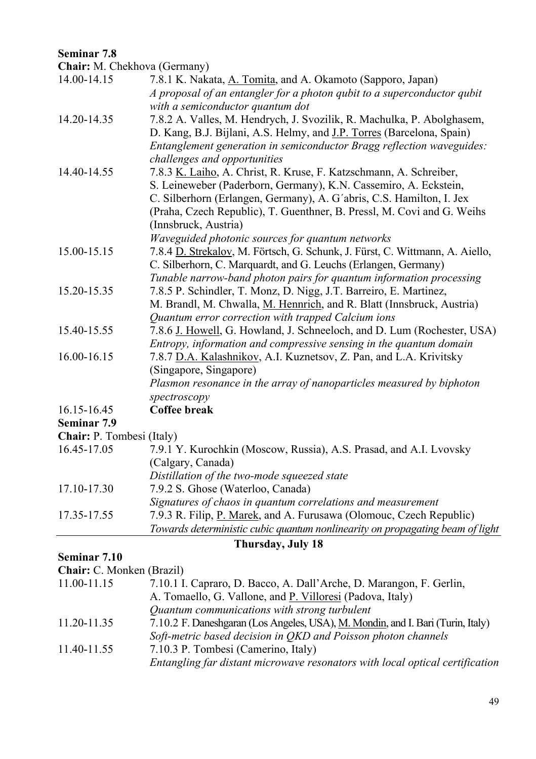**Seminar 7.8**

**Chair:** M. Chekhova (Germany)

14.00-14.15 7.8.1 K. Nakata, A. Tomita, and A. Okamoto (Sapporo, Japan)
*A proposal of an entangler for a photon qubit to a superconductor qubit with a semiconductor quantum dot*

14.20-14.35 7.8.2 A. Valles, M. Hendrych, J. Svozilik, R. Machulka, P. Abolghasem, D. Kang, B.J. Bijlani, A.S. Helmy, and J.P. Torres (Barcelona, Spain)
*Entanglement generation in semiconductor Bragg reflection waveguides: challenges and opportunities*

14.40-14.55 7.8.3 K. Laiho, A. Christ, R. Kruse, F. Katzschmann, A. Schreiber, S. Leineweber (Paderborn, Germany), K.N. Cassemiro, A. Eckstein, C. Silberhorn (Erlangen, Germany), A. G´abris, C.S. Hamilton, I. Jex (Praha, Czech Republic), T. Guenthner, B. Pressl, M. Covi and G. Weihs (Innsbruck, Austria)
*Waveguided photonic sources for quantum networks*

15.00-15.15 7.8.4 D. Strekalov, M. Förtsch, G. Schunk, J. Fürst, C. Wittmann, A. Aiello, C. Silberhorn, C. Marquardt, and G. Leuchs (Erlangen, Germany)
*Tunable narrow-band photon pairs for quantum information processing*

15.20-15.35 7.8.5 P. Schindler, T. Monz, D. Nigg, J.T. Barreiro, E. Martinez, M. Brandl, M. Chwalla, M. Hennrich, and R. Blatt (Innsbruck, Austria)
*Quantum error correction with trapped Calcium ions*

15.40-15.55 7.8.6 J. Howell, G. Howland, J. Schneeloch, and D. Lum (Rochester, USA)
*Entropy, information and compressive sensing in the quantum domain*

16.00-16.15 7.8.7 D.A. Kalashnikov, A.I. Kuznetsov, Z. Pan, and L.A. Krivitsky (Singapore, Singapore)
*Plasmon resonance in the array of nanoparticles measured by biphoton spectroscopy*

16.15-16.45 **Coffee break**

**Seminar 7.9**

**Chair:** P. Tombesi (Italy)

16.45-17.05 7.9.1 Y. Kurochkin (Moscow, Russia), A.S. Prasad, and A.I. Lvovsky (Calgary, Canada)
*Distillation of the two-mode squeezed state*

17.10-17.30 7.9.2 S. Ghose (Waterloo, Canada)
*Signatures of chaos in quantum correlations and measurement*

17.35-17.55 7.9.3 R. Filip, P. Marek, and A. Furusawa (Olomouc, Czech Republic)
*Towards deterministic cubic quantum nonlinearity on propagating beam of light*

## Thursday, July 18

**Seminar 7.10**

**Chair:** C. Monken (Brazil)

11.00-11.15 7.10.1 I. Capraro, D. Bacco, A. Dall'Arche, D. Marangon, F. Gerlin, A. Tomaello, G. Vallone, and P. Villoresi (Padova, Italy)
*Quantum communications with strong turbulent*

11.20-11.35 7.10.2 F. Daneshgaran (Los Angeles, USA), M. Mondin, and I. Bari (Turin, Italy)
*Soft-metric based decision in QKD and Poisson photon channels*

11.40-11.55 7.10.3 P. Tombesi (Camerino, Italy)
*Entangling far distant microwave resonators with local optical certification*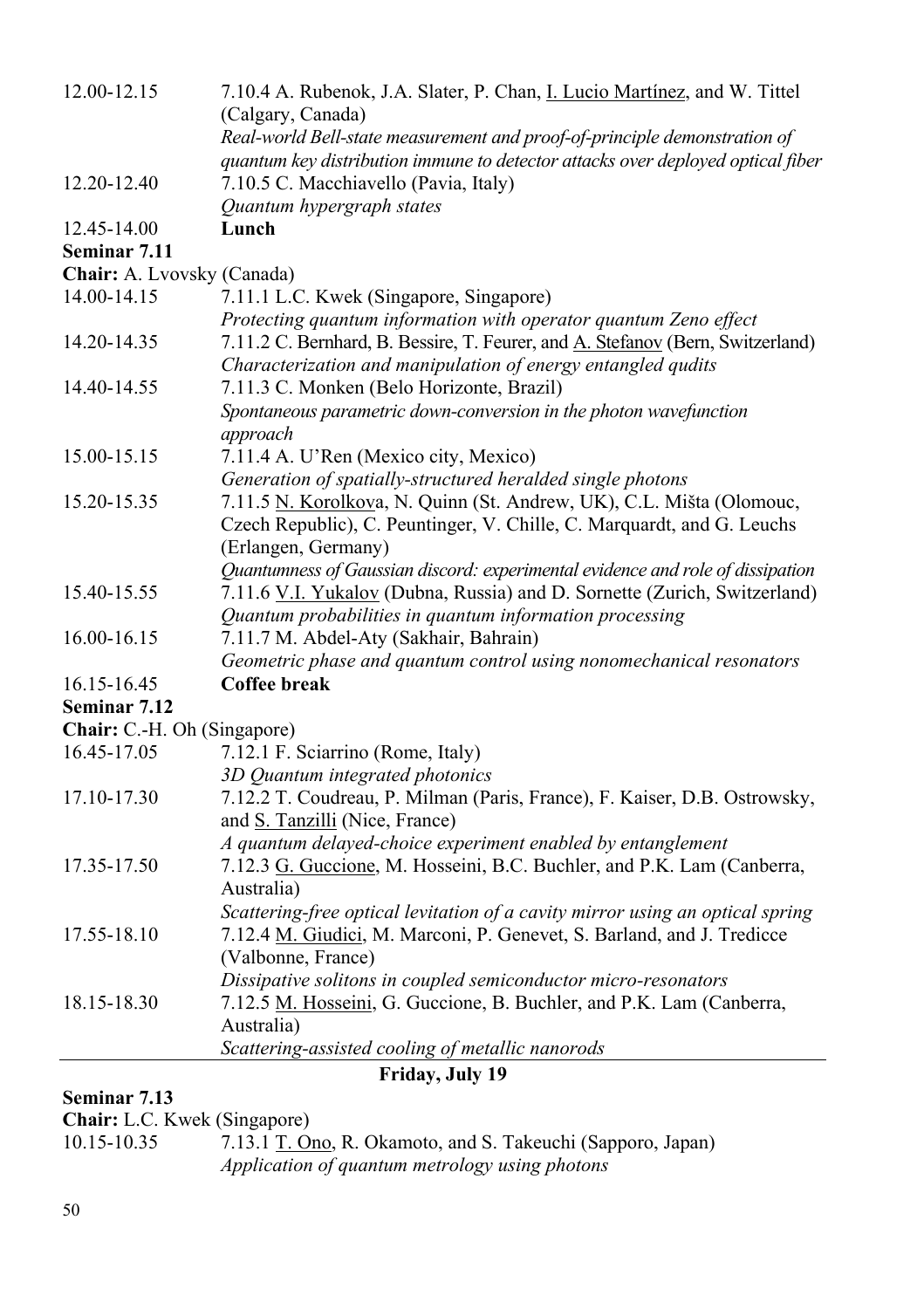12.00-12.15 7.10.4 A. Rubenok, J.A. Slater, P. Chan, I. Lucio Martínez, and W. Tittel (Calgary, Canada)
*Real-world Bell-state measurement and proof-of-principle demonstration of quantum key distribution immune to detector attacks over deployed optical fiber*

12.20-12.40 7.10.5 C. Macchiavello (Pavia, Italy)
*Quantum hypergraph states*

12.45-14.00 **Lunch**

**Seminar 7.11**

**Chair:** A. Lvovsky (Canada)

14.00-14.15 7.11.1 L.C. Kwek (Singapore, Singapore)
*Protecting quantum information with operator quantum Zeno effect*

14.20-14.35 7.11.2 C. Bernhard, B. Bessire, T. Feurer, and A. Stefanov (Bern, Switzerland)
*Characterization and manipulation of energy entangled qudits*

14.40-14.55 7.11.3 C. Monken (Belo Horizonte, Brazil)
*Spontaneous parametric down-conversion in the photon wavefunction approach*

15.00-15.15 7.11.4 A. U'Ren (Mexico city, Mexico)
*Generation of spatially-structured heralded single photons*

15.20-15.35 7.11.5 N. Korolkova, N. Quinn (St. Andrew, UK), C.L. Mišta (Olomouc, Czech Republic), C. Peuntinger, V. Chille, C. Marquardt, and G. Leuchs (Erlangen, Germany)
*Quantumness of Gaussian discord: experimental evidence and role of dissipation*

15.40-15.55 7.11.6 V.I. Yukalov (Dubna, Russia) and D. Sornette (Zurich, Switzerland)
*Quantum probabilities in quantum information processing*

16.00-16.15 7.11.7 M. Abdel-Aty (Sakhair, Bahrain)
*Geometric phase and quantum control using nonomechanical resonators*

16.15-16.45 **Coffee break**

**Seminar 7.12**

**Chair:** C.-H. Oh (Singapore)

16.45-17.05 7.12.1 F. Sciarrino (Rome, Italy)
*3D Quantum integrated photonics*

17.10-17.30 7.12.2 T. Coudreau, P. Milman (Paris, France), F. Kaiser, D.B. Ostrowsky, and S. Tanzilli (Nice, France)
*A quantum delayed-choice experiment enabled by entanglement*

17.35-17.50 7.12.3 G. Guccione, M. Hosseini, B.C. Buchler, and P.K. Lam (Canberra, Australia)
*Scattering-free optical levitation of a cavity mirror using an optical spring*

17.55-18.10 7.12.4 M. Giudici, M. Marconi, P. Genevet, S. Barland, and J. Tredicce (Valbonne, France)
*Dissipative solitons in coupled semiconductor micro-resonators*

18.15-18.30 7.12.5 M. Hosseini, G. Guccione, B. Buchler, and P.K. Lam (Canberra, Australia)
*Scattering-assisted cooling of metallic nanorods*

## Friday, July 19

**Seminar 7.13**

**Chair:** L.C. Kwek (Singapore)

10.15-10.35 7.13.1 T. Ono, R. Okamoto, and S. Takeuchi (Sapporo, Japan)
*Application of quantum metrology using photons*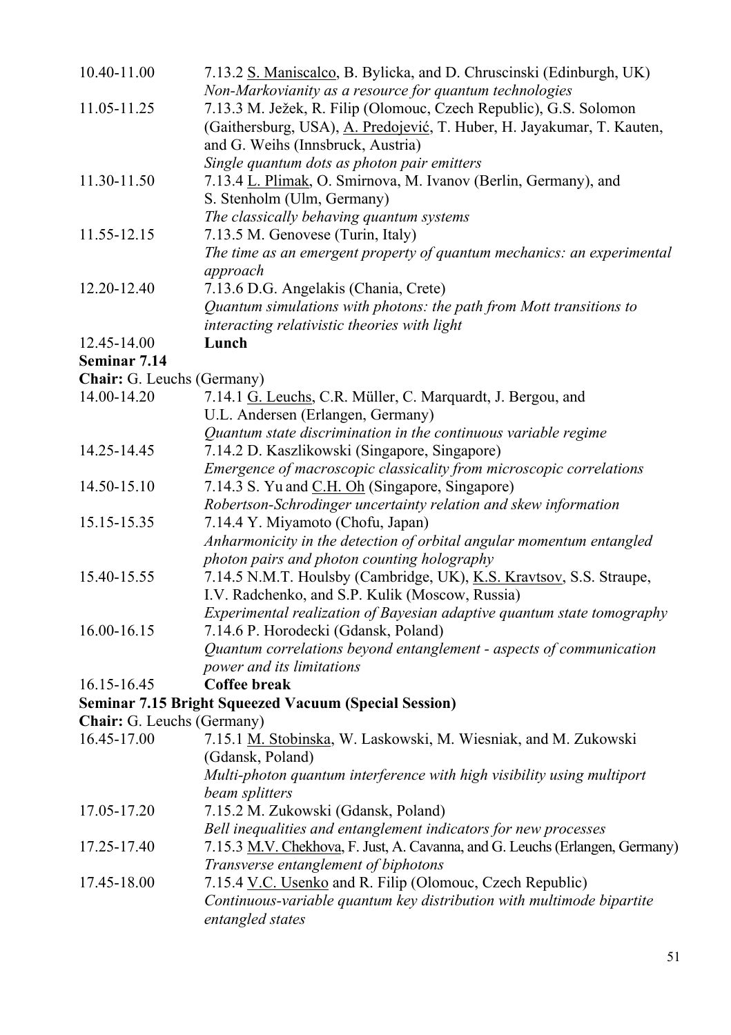10.40-11.00 7.13.2 <u>S. Maniscalco</u>, B. Bylicka, and D. Chruscinski (Edinburgh, UK)
*Non-Markovianity as a resource for quantum technologies*

11.05-11.25 7.13.3 M. Ježek, R. Filip (Olomouc, Czech Republic), G.S. Solomon (Gaithersburg, USA), <u>A. Predojević</u>, T. Huber, H. Jayakumar, T. Kauten, and G. Weihs (Innsbruck, Austria)
*Single quantum dots as photon pair emitters*

11.30-11.50 7.13.4 <u>L. Plimak</u>, O. Smirnova, M. Ivanov (Berlin, Germany), and S. Stenholm (Ulm, Germany)
*The classically behaving quantum systems*

11.55-12.15 7.13.5 M. Genovese (Turin, Italy)
*The time as an emergent property of quantum mechanics: an experimental approach*

12.20-12.40 7.13.6 D.G. Angelakis (Chania, Crete)
*Quantum simulations with photons: the path from Mott transitions to interacting relativistic theories with light*

12.45-14.00 **Lunch**

**Seminar 7.14**

**Chair:** G. Leuchs (Germany)

14.00-14.20 7.14.1 <u>G. Leuchs</u>, C.R. Müller, C. Marquardt, J. Bergou, and U.L. Andersen (Erlangen, Germany)
*Quantum state discrimination in the continuous variable regime*

14.25-14.45 7.14.2 D. Kaszlikowski (Singapore, Singapore)
*Emergence of macroscopic classicality from microscopic correlations*

14.50-15.10 7.14.3 S. Yu and <u>C.H. Oh</u> (Singapore, Singapore)
*Robertson-Schrodinger uncertainty relation and skew information*

15.15-15.35 7.14.4 Y. Miyamoto (Chofu, Japan)
*Anharmonicity in the detection of orbital angular momentum entangled photon pairs and photon counting holography*

15.40-15.55 7.14.5 N.M.T. Houlsby (Cambridge, UK), <u>K.S. Kravtsov</u>, S.S. Straupe, I.V. Radchenko, and S.P. Kulik (Moscow, Russia)
*Experimental realization of Bayesian adaptive quantum state tomography*

16.00-16.15 7.14.6 P. Horodecki (Gdansk, Poland)
*Quantum correlations beyond entanglement - aspects of communication power and its limitations*

16.15-16.45 **Coffee break**

**Seminar 7.15 Bright Squeezed Vacuum (Special Session)**

**Chair:** G. Leuchs (Germany)

16.45-17.00 7.15.1 <u>M. Stobinska</u>, W. Laskowski, M. Wiesniak, and M. Zukowski (Gdansk, Poland)
*Multi-photon quantum interference with high visibility using multiport beam splitters*

17.05-17.20 7.15.2 M. Zukowski (Gdansk, Poland)
*Bell inequalities and entanglement indicators for new processes*

17.25-17.40 7.15.3 <u>M.V. Chekhova</u>, F. Just, A. Cavanna, and G. Leuchs (Erlangen, Germany)
*Transverse entanglement of biphotons*

17.45-18.00 7.15.4 <u>V.C. Usenko</u> and R. Filip (Olomouc, Czech Republic)
*Continuous-variable quantum key distribution with multimode bipartite entangled states*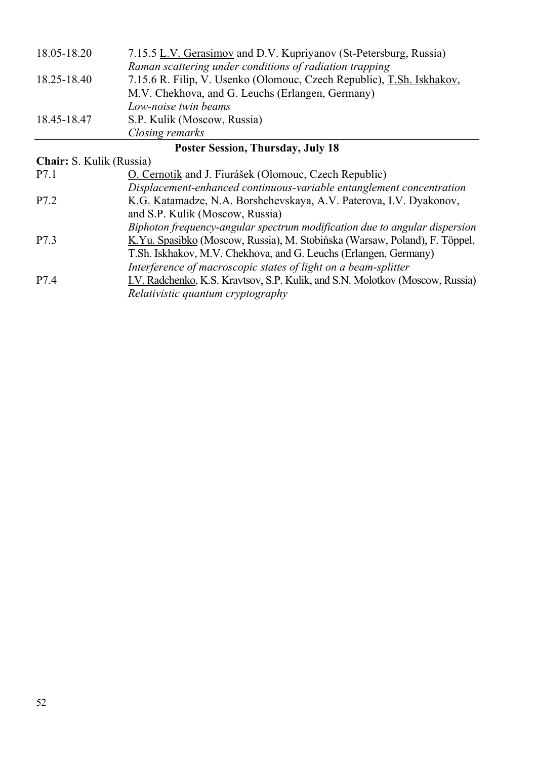| | |
|---|---|
| 18.05-18.20 | 7.15.5 L.V. Gerasimov and D.V. Kupriyanov (St-Petersburg, Russia)<br>*Raman scattering under conditions of radiation trapping* |
| 18.25-18.40 | 7.15.6 R. Filip, V. Usenko (Olomouc, Czech Republic), T.Sh. Iskhakov, M.V. Chekhova, and G. Leuchs (Erlangen, Germany)<br>*Low-noise twin beams* |
| 18.45-18.47 | S.P. Kulik (Moscow, Russia)<br>*Closing remarks* |

## Poster Session, Thursday, July 18

**Chair:** S. Kulik (Russia)

| | |
|---|---|
| P7.1 | O. Cernotik and J. Fiurášek (Olomouc, Czech Republic)<br>*Displacement-enhanced continuous-variable entanglement concentration* |
| P7.2 | K.G. Katamadze, N.A. Borshchevskaya, A.V. Paterova, I.V. Dyakonov, and S.P. Kulik (Moscow, Russia)<br>*Biphoton frequency-angular spectrum modification due to angular dispersion* |
| P7.3 | K.Yu. Spasibko (Moscow, Russia), M. Stobińska (Warsaw, Poland), F. Töppel, T.Sh. Iskhakov, M.V. Chekhova, and G. Leuchs (Erlangen, Germany)<br>*Interference of macroscopic states of light on a beam-splitter* |
| P7.4 | I.V. Radchenko, K.S. Kravtsov, S.P. Kulik, and S.N. Molotkov (Moscow, Russia)<br>*Relativistic quantum cryptography* |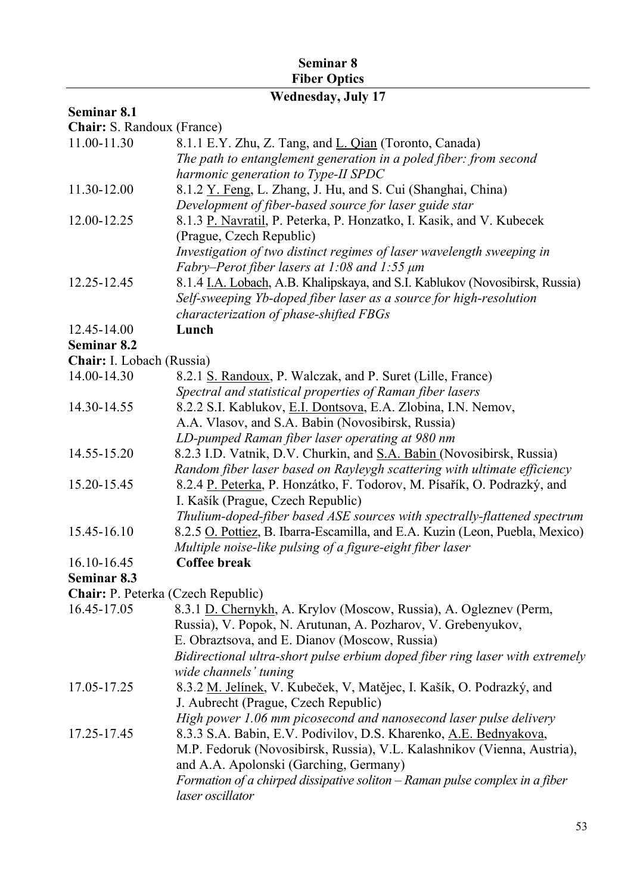# Seminar 8
# Fiber Optics

## Wednesday, July 17

**Seminar 8.1**

**Chair:** S. Randoux (France)

11.00-11.30 8.1.1 E.Y. Zhu, Z. Tang, and L. Qian (Toronto, Canada)
*The path to entanglement generation in a poled fiber: from second harmonic generation to Type-II SPDC*

11.30-12.00 8.1.2 Y. Feng, L. Zhang, J. Hu, and S. Cui (Shanghai, China)
*Development of fiber-based source for laser guide star*

12.00-12.25 8.1.3 P. Navratil, P. Peterka, P. Honzatko, I. Kasik, and V. Kubecek (Prague, Czech Republic)
*Investigation of two distinct regimes of laser wavelength sweeping in Fabry–Perot fiber lasers at 1:08 and 1:55 µm*

12.25-12.45 8.1.4 I.A. Lobach, A.B. Khalipskaya, and S.I. Kablukov (Novosibirsk, Russia)
*Self-sweeping Yb-doped fiber laser as a source for high-resolution characterization of phase-shifted FBGs*

12.45-14.00 **Lunch**

**Seminar 8.2**

**Chair:** I. Lobach (Russia)

14.00-14.30 8.2.1 S. Randoux, P. Walczak, and P. Suret (Lille, France)
*Spectral and statistical properties of Raman fiber lasers*

14.30-14.55 8.2.2 S.I. Kablukov, E.I. Dontsova, E.A. Zlobina, I.N. Nemov, A.A. Vlasov, and S.A. Babin (Novosibirsk, Russia)
*LD-pumped Raman fiber laser operating at 980 nm*

14.55-15.20 8.2.3 I.D. Vatnik, D.V. Churkin, and S.A. Babin (Novosibirsk, Russia)
*Random fiber laser based on Rayleygh scattering with ultimate efficiency*

15.20-15.45 8.2.4 P. Peterka, P. Honzátko, F. Todorov, M. Písařík, O. Podrazký, and I. Kašík (Prague, Czech Republic)
*Thulium-doped-fiber based ASE sources with spectrally-flattened spectrum*

15.45-16.10 8.2.5 O. Pottiez, B. Ibarra-Escamilla, and E.A. Kuzin (Leon, Puebla, Mexico)
*Multiple noise-like pulsing of a figure-eight fiber laser*

16.10-16.45 **Coffee break**

**Seminar 8.3**

**Chair:** P. Peterka (Czech Republic)

16.45-17.05 8.3.1 D. Chernykh, A. Krylov (Moscow, Russia), A. Ogleznev (Perm, Russia), V. Popok, N. Arutunan, A. Pozharov, V. Grebenyukov, E. Obraztsova, and E. Dianov (Moscow, Russia)
*Bidirectional ultra-short pulse erbium doped fiber ring laser with extremely wide channels' tuning*

17.05-17.25 8.3.2 M. Jelínek, V. Kubeček, V, Matějec, I. Kašík, O. Podrazký, and J. Aubrecht (Prague, Czech Republic)
*High power 1.06 mm picosecond and nanosecond laser pulse delivery*

17.25-17.45 8.3.3 S.A. Babin, E.V. Podivilov, D.S. Kharenko, A.E. Bednyakova, M.P. Fedoruk (Novosibirsk, Russia), V.L. Kalashnikov (Vienna, Austria), and A.A. Apolonski (Garching, Germany)
*Formation of a chirped dissipative soliton – Raman pulse complex in a fiber laser oscillator*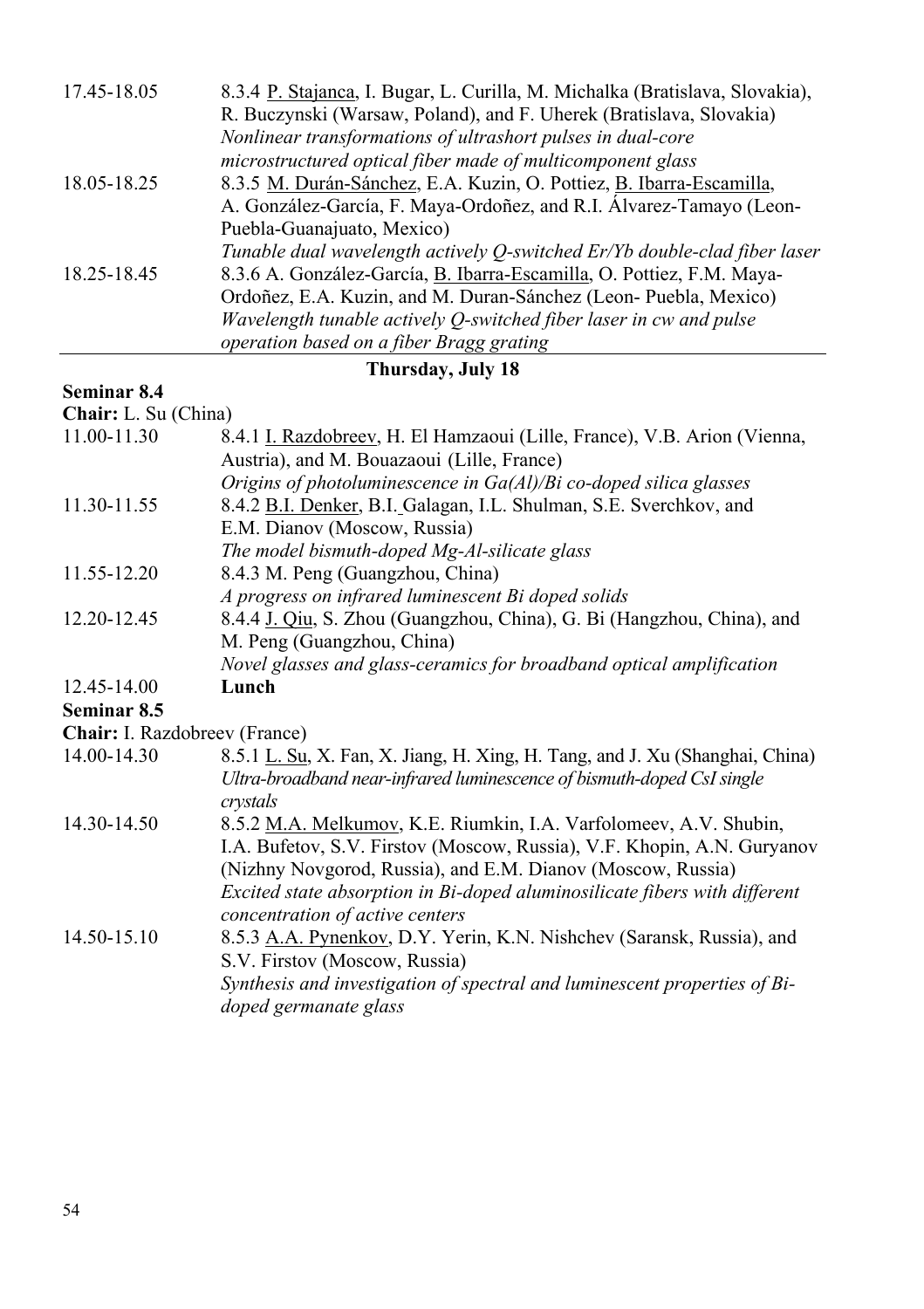17.45-18.05 8.3.4 P. Stajanca, I. Bugar, L. Curilla, M. Michalka (Bratislava, Slovakia), R. Buczynski (Warsaw, Poland), and F. Uherek (Bratislava, Slovakia)
*Nonlinear transformations of ultrashort pulses in dual-core microstructured optical fiber made of multicomponent glass*

18.05-18.25 8.3.5 M. Durán-Sánchez, E.A. Kuzin, O. Pottiez, B. Ibarra-Escamilla, A. González-García, F. Maya-Ordoñez, and R.I. Álvarez-Tamayo (Leon-Puebla-Guanajuato, Mexico)
*Tunable dual wavelength actively Q-switched Er/Yb double-clad fiber laser*

18.25-18.45 8.3.6 A. González-García, B. Ibarra-Escamilla, O. Pottiez, F.M. Maya-Ordoñez, E.A. Kuzin, and M. Duran-Sánchez (Leon- Puebla, Mexico)
*Wavelength tunable actively Q-switched fiber laser in cw and pulse operation based on a fiber Bragg grating*

## Thursday, July 18

**Seminar 8.4**

**Chair:** L. Su (China)

11.00-11.30 8.4.1 I. Razdobreev, H. El Hamzaoui (Lille, France), V.B. Arion (Vienna, Austria), and M. Bouazaoui (Lille, France)
*Origins of photoluminescence in Ga(Al)/Bi co-doped silica glasses*

11.30-11.55 8.4.2 B.I. Denker, B.I. Galagan, I.L. Shulman, S.E. Sverchkov, and E.M. Dianov (Moscow, Russia)
*The model bismuth-doped Mg-Al-silicate glass*

11.55-12.20 8.4.3 M. Peng (Guangzhou, China)
*A progress on infrared luminescent Bi doped solids*

12.20-12.45 8.4.4 J. Qiu, S. Zhou (Guangzhou, China), G. Bi (Hangzhou, China), and M. Peng (Guangzhou, China)
*Novel glasses and glass-ceramics for broadband optical amplification*

12.45-14.00 **Lunch**

**Seminar 8.5**

**Chair:** I. Razdobreev (France)

14.00-14.30 8.5.1 L. Su, X. Fan, X. Jiang, H. Xing, H. Tang, and J. Xu (Shanghai, China)
*Ultra-broadband near-infrared luminescence of bismuth-doped CsI single crystals*

14.30-14.50 8.5.2 M.A. Melkumov, K.E. Riumkin, I.A. Varfolomeev, A.V. Shubin, I.A. Bufetov, S.V. Firstov (Moscow, Russia), V.F. Khopin, A.N. Guryanov (Nizhny Novgorod, Russia), and E.M. Dianov (Moscow, Russia)
*Excited state absorption in Bi-doped aluminosilicate fibers with different concentration of active centers*

14.50-15.10 8.5.3 A.A. Pynenkov, D.Y. Yerin, K.N. Nishchev (Saransk, Russia), and S.V. Firstov (Moscow, Russia)
*Synthesis and investigation of spectral and luminescent properties of Bi-doped germanate glass*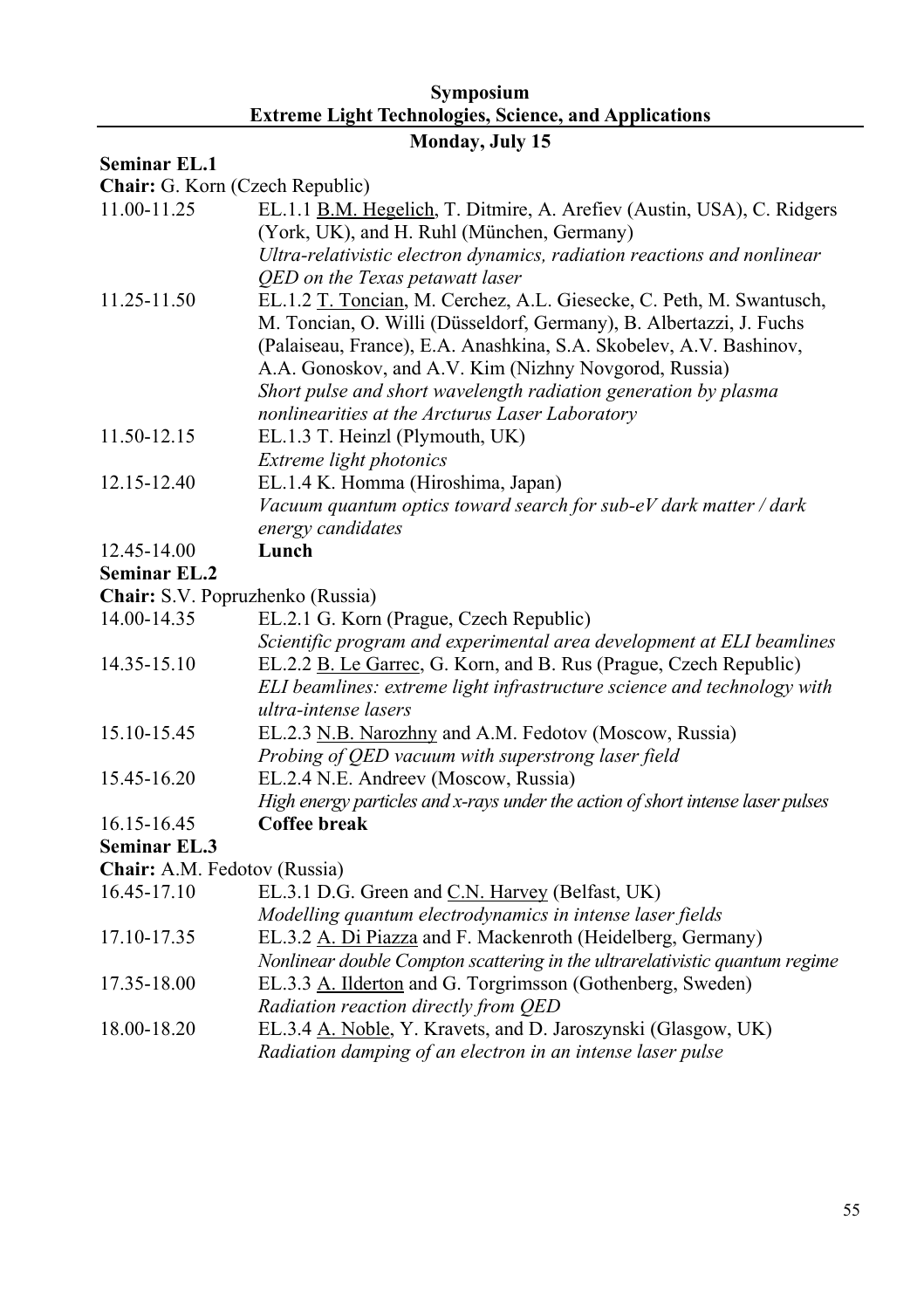**Symposium**
**Extreme Light Technologies, Science, and Applications**

**Monday, July 15**

**Seminar EL.1**

**Chair:** G. Korn (Czech Republic)

| | |
|---|---|
| 11.00-11.25 | EL.1.1 B.M. Hegelich, T. Ditmire, A. Arefiev (Austin, USA), C. Ridgers (York, UK), and H. Ruhl (München, Germany)<br>*Ultra-relativistic electron dynamics, radiation reactions and nonlinear QED on the Texas petawatt laser* |
| 11.25-11.50 | EL.1.2 T. Toncian, M. Cerchez, A.L. Giesecke, C. Peth, M. Swantusch, M. Toncian, O. Willi (Düsseldorf, Germany), B. Albertazzi, J. Fuchs (Palaiseau, France), E.A. Anashkina, S.A. Skobelev, A.V. Bashinov, A.A. Gonoskov, and A.V. Kim (Nizhny Novgorod, Russia)<br>*Short pulse and short wavelength radiation generation by plasma nonlinearities at the Arcturus Laser Laboratory* |
| 11.50-12.15 | EL.1.3 T. Heinzl (Plymouth, UK)<br>*Extreme light photonics* |
| 12.15-12.40 | EL.1.4 K. Homma (Hiroshima, Japan)<br>*Vacuum quantum optics toward search for sub-eV dark matter / dark energy candidates* |
| 12.45-14.00 | **Lunch** |

**Seminar EL.2**

**Chair:** S.V. Popruzhenko (Russia)

| | |
|---|---|
| 14.00-14.35 | EL.2.1 G. Korn (Prague, Czech Republic)<br>*Scientific program and experimental area development at ELI beamlines* |
| 14.35-15.10 | EL.2.2 B. Le Garrec, G. Korn, and B. Rus (Prague, Czech Republic)<br>*ELI beamlines: extreme light infrastructure science and technology with ultra-intense lasers* |
| 15.10-15.45 | EL.2.3 N.B. Narozhny and A.M. Fedotov (Moscow, Russia)<br>*Probing of QED vacuum with superstrong laser field* |
| 15.45-16.20 | EL.2.4 N.E. Andreev (Moscow, Russia)<br>*High energy particles and x-rays under the action of short intense laser pulses* |
| 16.15-16.45 | **Coffee break** |

**Seminar EL.3**

**Chair:** A.M. Fedotov (Russia)

| | |
|---|---|
| 16.45-17.10 | EL.3.1 D.G. Green and C.N. Harvey (Belfast, UK)<br>*Modelling quantum electrodynamics in intense laser fields* |
| 17.10-17.35 | EL.3.2 A. Di Piazza and F. Mackenroth (Heidelberg, Germany)<br>*Nonlinear double Compton scattering in the ultrarelativistic quantum regime* |
| 17.35-18.00 | EL.3.3 A. Ilderton and G. Torgrimsson (Gothenberg, Sweden)<br>*Radiation reaction directly from QED* |
| 18.00-18.20 | EL.3.4 A. Noble, Y. Kravets, and D. Jaroszynski (Glasgow, UK)<br>*Radiation damping of an electron in an intense laser pulse* |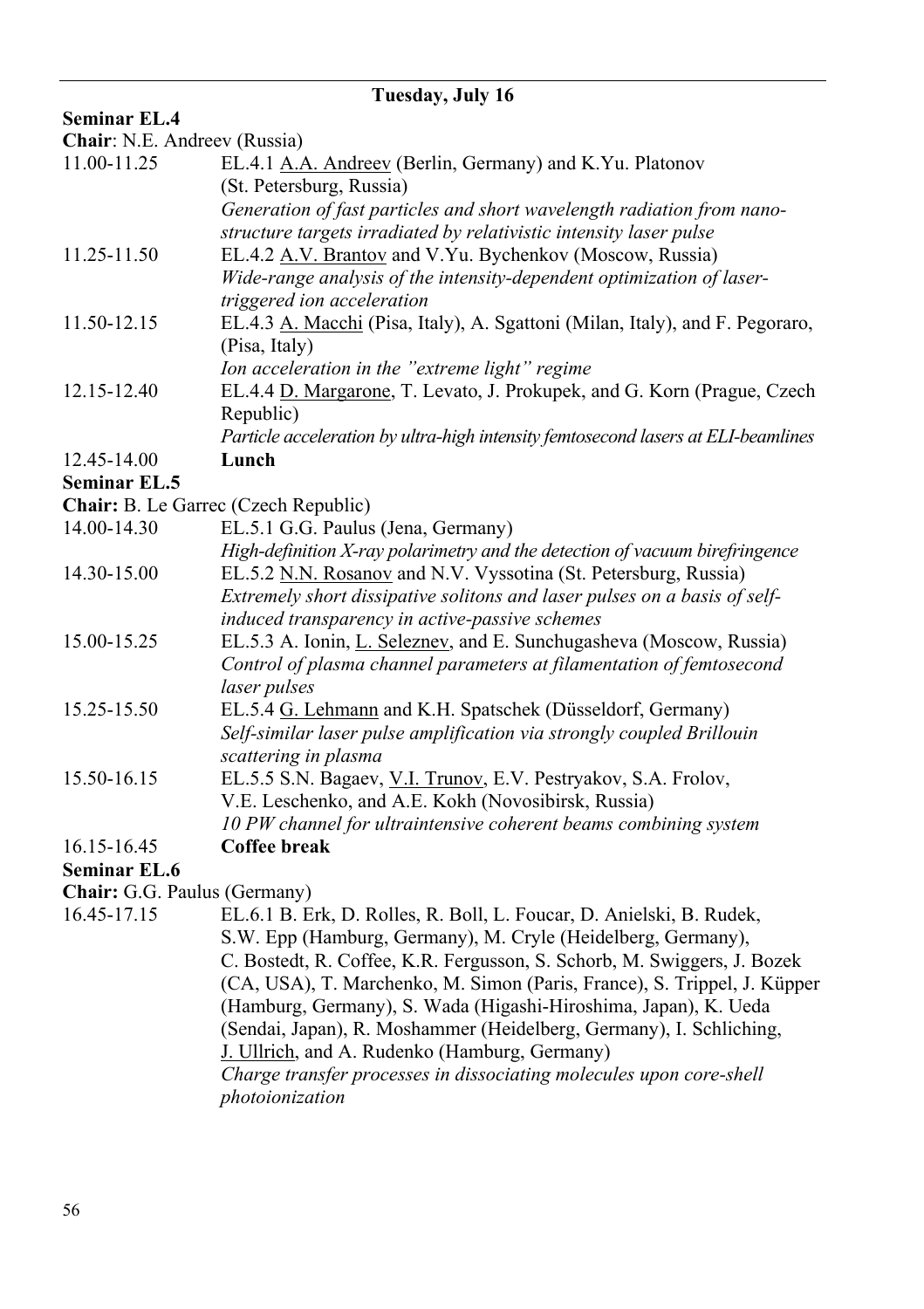## Tuesday, July 16

**Seminar EL.4**

**Chair**: N.E. Andreev (Russia)

11.00-11.25 EL.4.1 A.A. Andreev (Berlin, Germany) and K.Yu. Platonov (St. Petersburg, Russia)
*Generation of fast particles and short wavelength radiation from nano-structure targets irradiated by relativistic intensity laser pulse*

11.25-11.50 EL.4.2 A.V. Brantov and V.Yu. Bychenkov (Moscow, Russia)
*Wide-range analysis of the intensity-dependent optimization of laser-triggered ion acceleration*

11.50-12.15 EL.4.3 A. Macchi (Pisa, Italy), A. Sgattoni (Milan, Italy), and F. Pegoraro, (Pisa, Italy)
*Ion acceleration in the "extreme light" regime*

12.15-12.40 EL.4.4 D. Margarone, T. Levato, J. Prokupek, and G. Korn (Prague, Czech Republic)
*Particle acceleration by ultra-high intensity femtosecond lasers at ELI-beamlines*

12.45-14.00 **Lunch**

**Seminar EL.5**

**Chair:** B. Le Garrec (Czech Republic)

14.00-14.30 EL.5.1 G.G. Paulus (Jena, Germany)
*High-definition X-ray polarimetry and the detection of vacuum birefringence*

14.30-15.00 EL.5.2 N.N. Rosanov and N.V. Vyssotina (St. Petersburg, Russia)
*Extremely short dissipative solitons and laser pulses on a basis of self-induced transparency in active-passive schemes*

15.00-15.25 EL.5.3 A. Ionin, L. Seleznev, and E. Sunchugasheva (Moscow, Russia)
*Control of plasma channel parameters at filamentation of femtosecond laser pulses*

15.25-15.50 EL.5.4 G. Lehmann and K.H. Spatschek (Düsseldorf, Germany)
*Self-similar laser pulse amplification via strongly coupled Brillouin scattering in plasma*

15.50-16.15 EL.5.5 S.N. Bagaev, V.I. Trunov, E.V. Pestryakov, S.A. Frolov, V.E. Leschenko, and A.E. Kokh (Novosibirsk, Russia)
*10 PW channel for ultraintensive coherent beams combining system*

16.15-16.45 **Coffee break**

**Seminar EL.6**

**Chair:** G.G. Paulus (Germany)

16.45-17.15 EL.6.1 B. Erk, D. Rolles, R. Boll, L. Foucar, D. Anielski, B. Rudek, S.W. Epp (Hamburg, Germany), M. Cryle (Heidelberg, Germany), C. Bostedt, R. Coffee, K.R. Fergusson, S. Schorb, M. Swiggers, J. Bozek (CA, USA), T. Marchenko, M. Simon (Paris, France), S. Trippel, J. Küpper (Hamburg, Germany), S. Wada (Higashi-Hiroshima, Japan), K. Ueda (Sendai, Japan), R. Moshammer (Heidelberg, Germany), I. Schliching, J. Ullrich, and A. Rudenko (Hamburg, Germany)
*Charge transfer processes in dissociating molecules upon core-shell photoionization*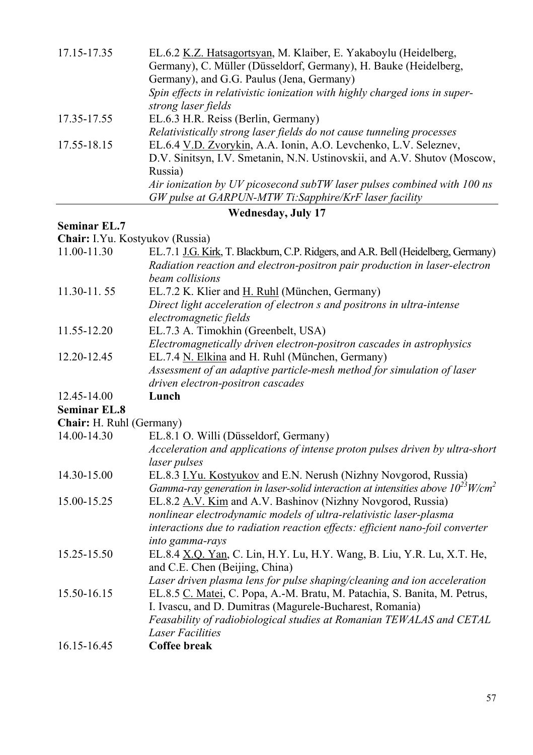| | |
|---|---|
| 17.15-17.35 | EL.6.2 K.Z. Hatsagortsyan, M. Klaiber, E. Yakaboylu (Heidelberg, Germany), C. Müller (Düsseldorf, Germany), H. Bauke (Heidelberg, Germany), and G.G. Paulus (Jena, Germany) *Spin effects in relativistic ionization with highly charged ions in super-strong laser fields* |
| 17.35-17.55 | EL.6.3 H.R. Reiss (Berlin, Germany) *Relativistically strong laser fields do not cause tunneling processes* |
| 17.55-18.15 | EL.6.4 V.D. Zvorykin, A.A. Ionin, A.O. Levchenko, L.V. Seleznev, D.V. Sinitsyn, I.V. Smetanin, N.N. Ustinovskii, and A.V. Shutov (Moscow, Russia) *Air ionization by UV picosecond subTW laser pulses combined with 100 ns GW pulse at GARPUN-MTW Ti:Sapphire/KrF laser facility* |

## Wednesday, July 17

**Seminar EL.7**

**Chair:** I.Yu. Kostyukov (Russia)

| | |
|---|---|
| 11.00-11.30 | EL.7.1 J.G. Kirk, T. Blackburn, C.P. Ridgers, and A.R. Bell (Heidelberg, Germany) *Radiation reaction and electron-positron pair production in laser-electron beam collisions* |
| 11.30-11. 55 | EL.7.2 K. Klier and H. Ruhl (München, Germany) *Direct light acceleration of electron s and positrons in ultra-intense electromagnetic fields* |
| 11.55-12.20 | EL.7.3 A. Timokhin (Greenbelt, USA) *Electromagnetically driven electron-positron cascades in astrophysics* |
| 12.20-12.45 | EL.7.4 N. Elkina and H. Ruhl (München, Germany) *Assessment of an adaptive particle-mesh method for simulation of laser driven electron-positron cascades* |
| 12.45-14.00 | **Lunch** |

**Seminar EL.8**

**Chair:** H. Ruhl (Germany)

| | |
|---|---|
| 14.00-14.30 | EL.8.1 O. Willi (Düsseldorf, Germany) *Acceleration and applications of intense proton pulses driven by ultra-short laser pulses* |
| 14.30-15.00 | EL.8.3 I.Yu. Kostyukov and E.N. Nerush (Nizhny Novgorod, Russia) *Gamma-ray generation in laser-solid interaction at intensities above $10^{23} W/cm^2$* |
| 15.00-15.25 | EL.8.2 A.V. Kim and A.V. Bashinov (Nizhny Novgorod, Russia) *nonlinear electrodynamic models of ultra-relativistic laser-plasma interactions due to radiation reaction effects: efficient nano-foil converter into gamma-rays* |
| 15.25-15.50 | EL.8.4 X.Q. Yan, C. Lin, H.Y. Lu, H.Y. Wang, B. Liu, Y.R. Lu, X.T. He, and C.E. Chen (Beijing, China) *Laser driven plasma lens for pulse shaping/cleaning and ion acceleration* |
| 15.50-16.15 | EL.8.5 C. Matei, C. Popa, A.-M. Bratu, M. Patachia, S. Banita, M. Petrus, I. Ivascu, and D. Dumitras (Magurele-Bucharest, Romania) *Feasability of radiobiological studies at Romanian TEWALAS and CETAL Laser Facilities* |
| 16.15-16.45 | **Coffee break** |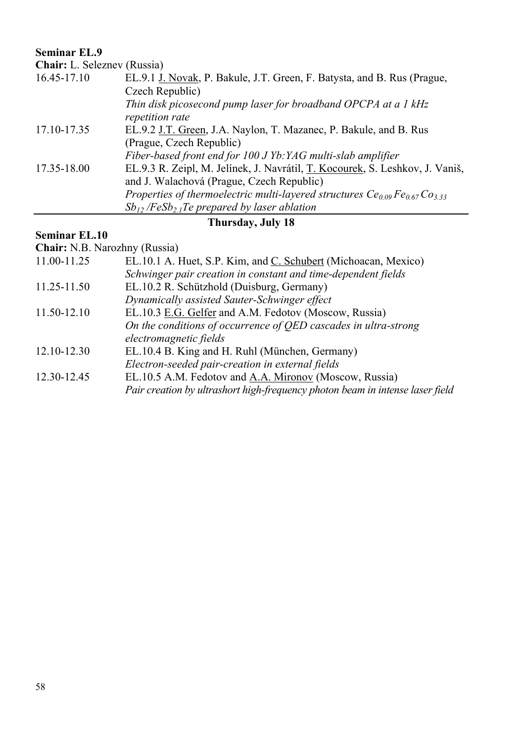**Seminar EL.9**

**Chair:** L. Seleznev (Russia)

| | |
|---|---|
| 16.45-17.10 | EL.9.1 J. Novak, P. Bakule, J.T. Green, F. Batysta, and B. Rus (Prague, Czech Republic)<br>*Thin disk picosecond pump laser for broadband OPCPA at a 1 kHz repetition rate* |
| 17.10-17.35 | EL.9.2 J.T. Green, J.A. Naylon, T. Mazanec, P. Bakule, and B. Rus (Prague, Czech Republic)<br>*Fiber-based front end for 100 J Yb:YAG multi-slab amplifier* |
| 17.35-18.00 | EL.9.3 R. Zeipl, M. Jelínek, J. Navrátil, T. Kocourek, S. Leshkov, J. Vaniš, and J. Walachová (Prague, Czech Republic)<br>*Properties of thermoelectric multi-layered structures $Ce_{0.09}Fe_{0.67}Co_{3.33}Sb_{12}$ /$FeSb_{2.1}Te$ prepared by laser ablation* |

## Thursday, July 18

**Seminar EL.10**

**Chair:** N.B. Narozhny (Russia)

| | |
|---|---|
| 11.00-11.25 | EL.10.1 A. Huet, S.P. Kim, and C. Schubert (Michoacan, Mexico)<br>*Schwinger pair creation in constant and time-dependent fields* |
| 11.25-11.50 | EL.10.2 R. Schützhold (Duisburg, Germany)<br>*Dynamically assisted Sauter-Schwinger effect* |
| 11.50-12.10 | EL.10.3 E.G. Gelfer and A.M. Fedotov (Moscow, Russia)<br>*On the conditions of occurrence of QED cascades in ultra-strong electromagnetic fields* |
| 12.10-12.30 | EL.10.4 B. King and H. Ruhl (München, Germany)<br>*Electron-seeded pair-creation in external fields* |
| 12.30-12.45 | EL.10.5 A.M. Fedotov and A.A. Mironov (Moscow, Russia)<br>*Pair creation by ultrashort high-frequency photon beam in intense laser field* |